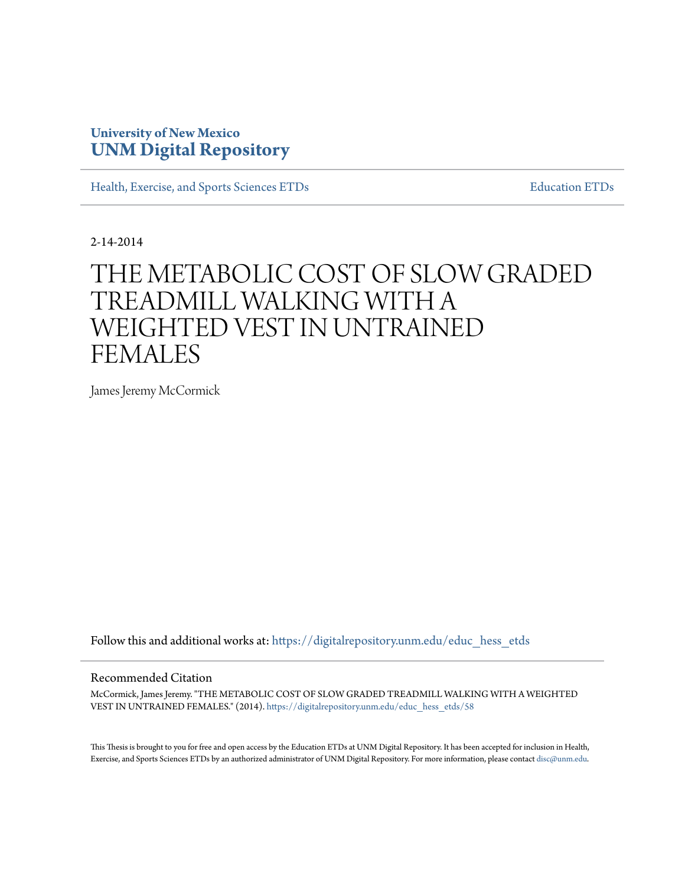University of New Mexico
**UNM Digital Repository**

Health, Exercise, and Sports Sciences ETDs | Education ETDs

2-14-2014

# THE METABOLIC COST OF SLOW GRADED TREADMILL WALKING WITH A WEIGHTED VEST IN UNTRAINED FEMALES

James Jeremy McCormick

Follow this and additional works at: https://digitalrepository.unm.edu/educ_hess_etds

## Recommended Citation

McCormick, James Jeremy. "THE METABOLIC COST OF SLOW GRADED TREADMILL WALKING WITH A WEIGHTED VEST IN UNTRAINED FEMALES." (2014). https://digitalrepository.unm.edu/educ_hess_etds/58

This Thesis is brought to you for free and open access by the Education ETDs at UNM Digital Repository. It has been accepted for inclusion in Health, Exercise, and Sports Sciences ETDs by an authorized administrator of UNM Digital Repository. For more information, please contact disc@unm.edu.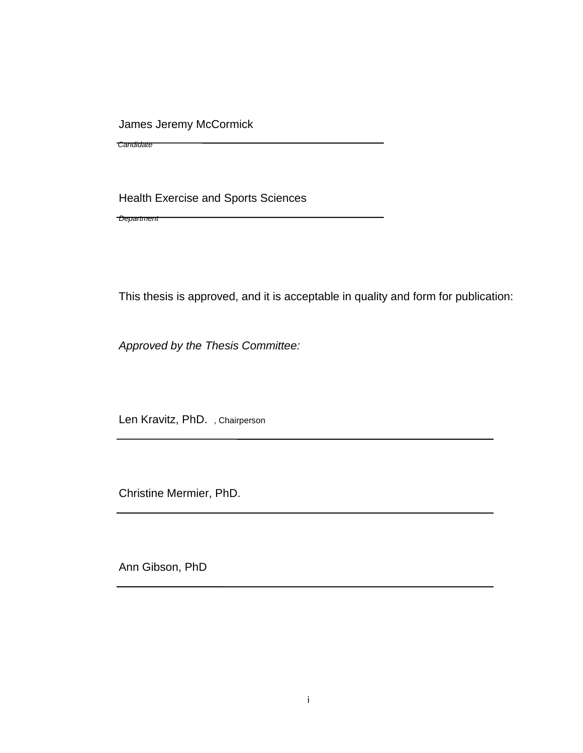James Jeremy McCormick

*Candidate*

Health Exercise and Sports Sciences

*Department*

This thesis is approved, and it is acceptable in quality and form for publication:

*Approved by the Thesis Committee:*

Len Kravitz, PhD. , Chairperson

Christine Mermier, PhD.

Ann Gibson, PhD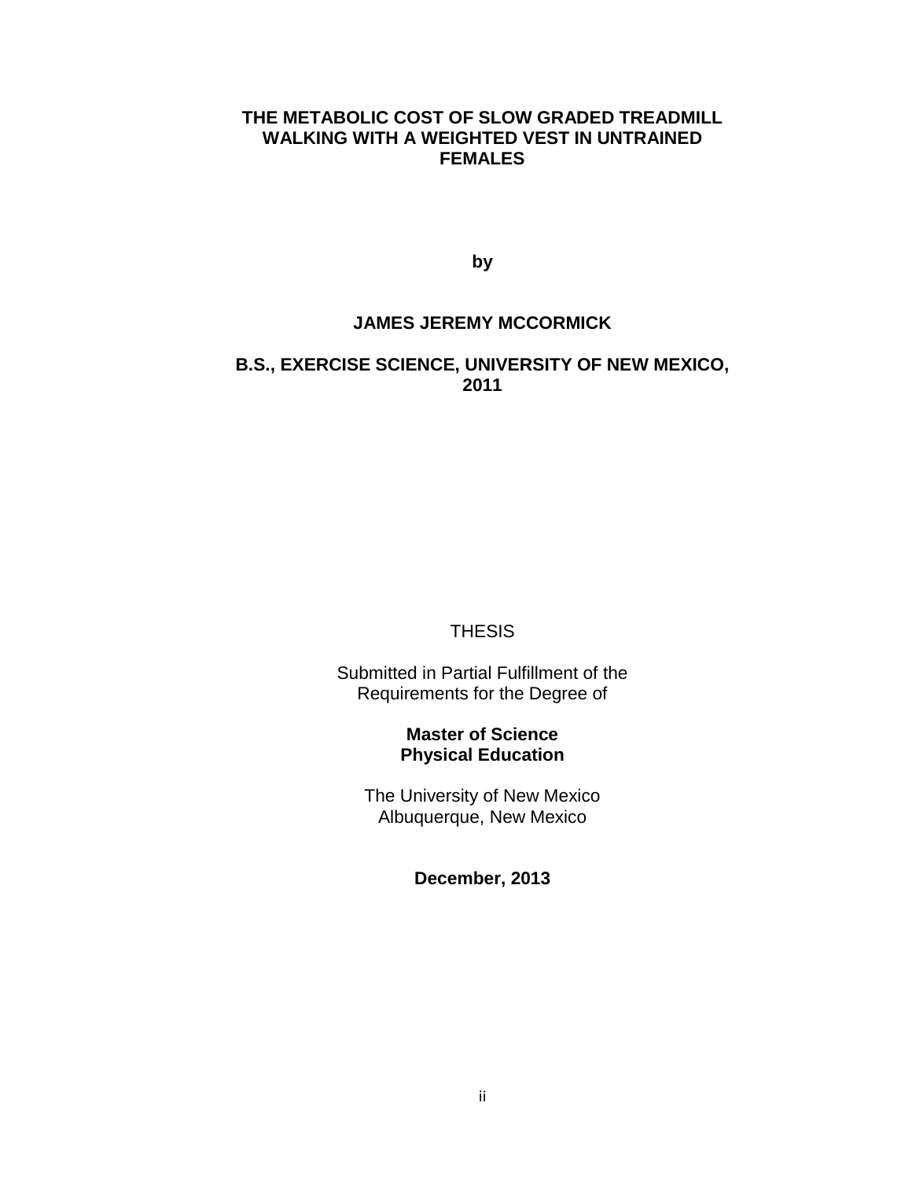**THE METABOLIC COST OF SLOW GRADED TREADMILL WALKING WITH A WEIGHTED VEST IN UNTRAINED FEMALES**

**by**

**JAMES JEREMY MCCORMICK**

**B.S., EXERCISE SCIENCE, UNIVERSITY OF NEW MEXICO, 2011**

THESIS

Submitted in Partial Fulfillment of the Requirements for the Degree of

**Master of Science**
**Physical Education**

The University of New Mexico
Albuquerque, New Mexico

**December, 2013**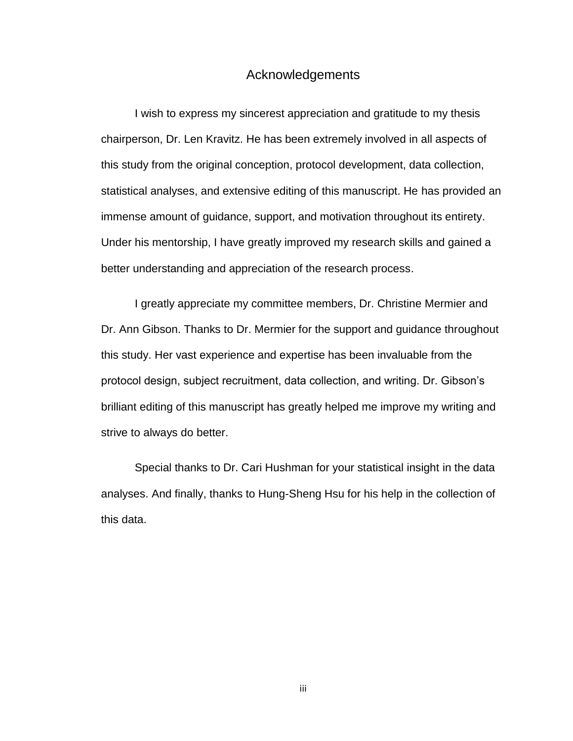# Acknowledgements

I wish to express my sincerest appreciation and gratitude to my thesis chairperson, Dr. Len Kravitz. He has been extremely involved in all aspects of this study from the original conception, protocol development, data collection, statistical analyses, and extensive editing of this manuscript. He has provided an immense amount of guidance, support, and motivation throughout its entirety. Under his mentorship, I have greatly improved my research skills and gained a better understanding and appreciation of the research process.

I greatly appreciate my committee members, Dr. Christine Mermier and Dr. Ann Gibson. Thanks to Dr. Mermier for the support and guidance throughout this study. Her vast experience and expertise has been invaluable from the protocol design, subject recruitment, data collection, and writing. Dr. Gibson's brilliant editing of this manuscript has greatly helped me improve my writing and strive to always do better.

Special thanks to Dr. Cari Hushman for your statistical insight in the data analyses. And finally, thanks to Hung-Sheng Hsu for his help in the collection of this data.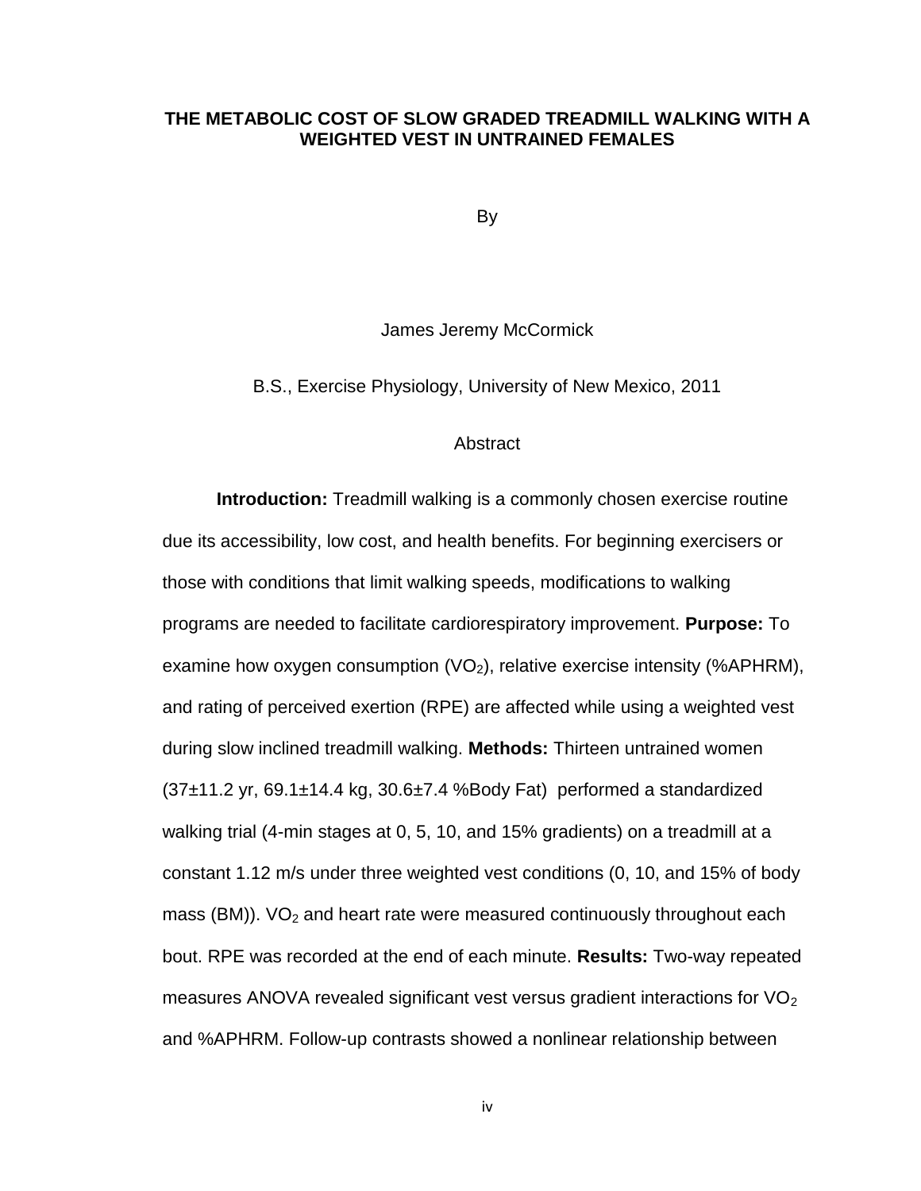**THE METABOLIC COST OF SLOW GRADED TREADMILL WALKING WITH A WEIGHTED VEST IN UNTRAINED FEMALES**

By

James Jeremy McCormick

B.S., Exercise Physiology, University of New Mexico, 2011

Abstract

**Introduction:** Treadmill walking is a commonly chosen exercise routine due its accessibility, low cost, and health benefits. For beginning exercisers or those with conditions that limit walking speeds, modifications to walking programs are needed to facilitate cardiorespiratory improvement. **Purpose:** To examine how oxygen consumption ($VO_2$), relative exercise intensity (%APHRM), and rating of perceived exertion (RPE) are affected while using a weighted vest during slow inclined treadmill walking. **Methods:** Thirteen untrained women (37±11.2 yr, 69.1±14.4 kg, 30.6±7.4 %Body Fat) performed a standardized walking trial (4-min stages at 0, 5, 10, and 15% gradients) on a treadmill at a constant 1.12 m/s under three weighted vest conditions (0, 10, and 15% of body mass (BM)). $VO_2$ and heart rate were measured continuously throughout each bout. RPE was recorded at the end of each minute. **Results:** Two-way repeated measures ANOVA revealed significant vest versus gradient interactions for $VO_2$ and %APHRM. Follow-up contrasts showed a nonlinear relationship between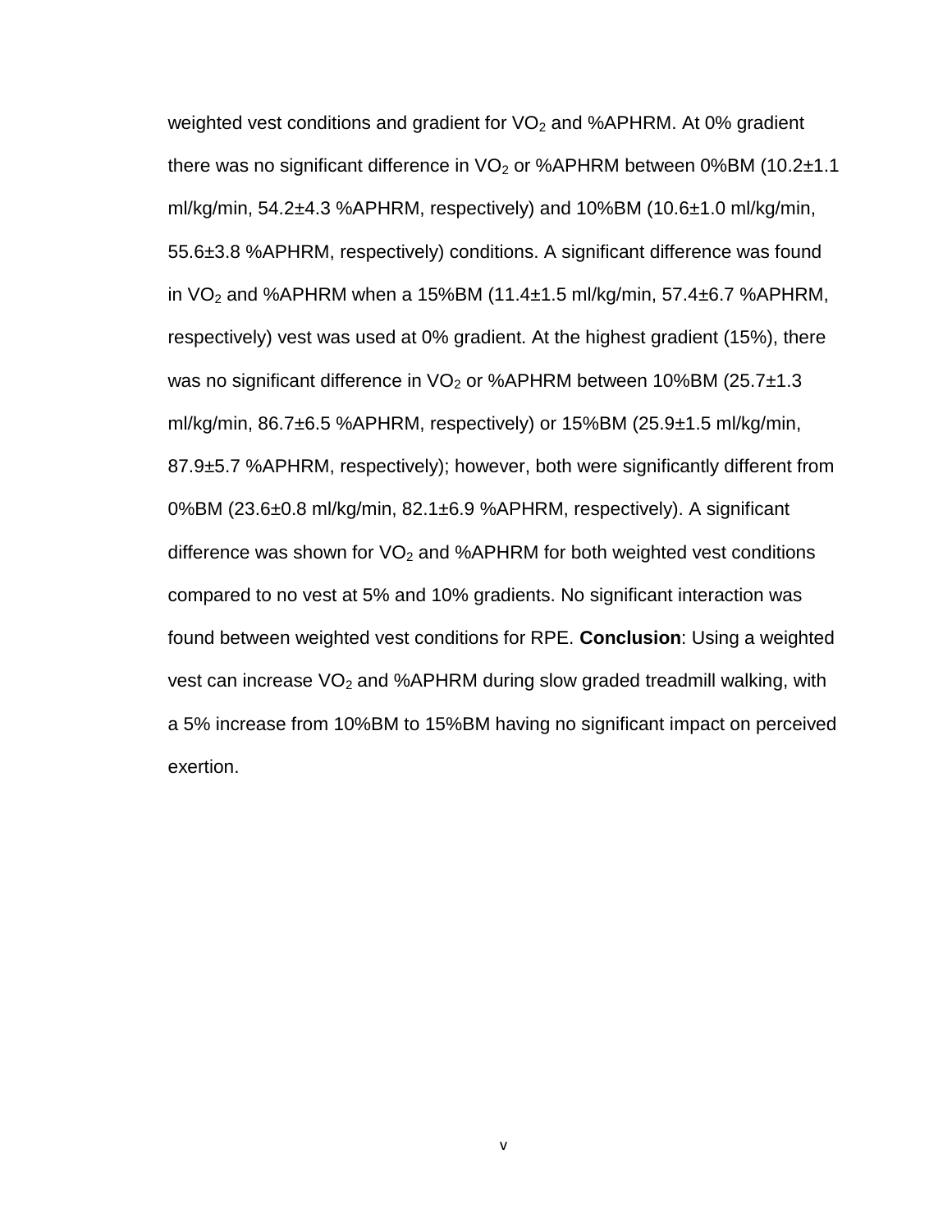weighted vest conditions and gradient for $VO_2$ and %APHRM. At 0% gradient there was no significant difference in $VO_2$ or %APHRM between 0%BM (10.2±1.1 ml/kg/min, 54.2±4.3 %APHRM, respectively) and 10%BM (10.6±1.0 ml/kg/min, 55.6±3.8 %APHRM, respectively) conditions. A significant difference was found in $VO_2$ and %APHRM when a 15%BM (11.4±1.5 ml/kg/min, 57.4±6.7 %APHRM, respectively) vest was used at 0% gradient. At the highest gradient (15%), there was no significant difference in $VO_2$ or %APHRM between 10%BM (25.7±1.3 ml/kg/min, 86.7±6.5 %APHRM, respectively) or 15%BM (25.9±1.5 ml/kg/min, 87.9±5.7 %APHRM, respectively); however, both were significantly different from 0%BM (23.6±0.8 ml/kg/min, 82.1±6.9 %APHRM, respectively). A significant difference was shown for $VO_2$ and %APHRM for both weighted vest conditions compared to no vest at 5% and 10% gradients. No significant interaction was found between weighted vest conditions for RPE. **Conclusion**: Using a weighted vest can increase $VO_2$ and %APHRM during slow graded treadmill walking, with a 5% increase from 10%BM to 15%BM having no significant impact on perceived exertion.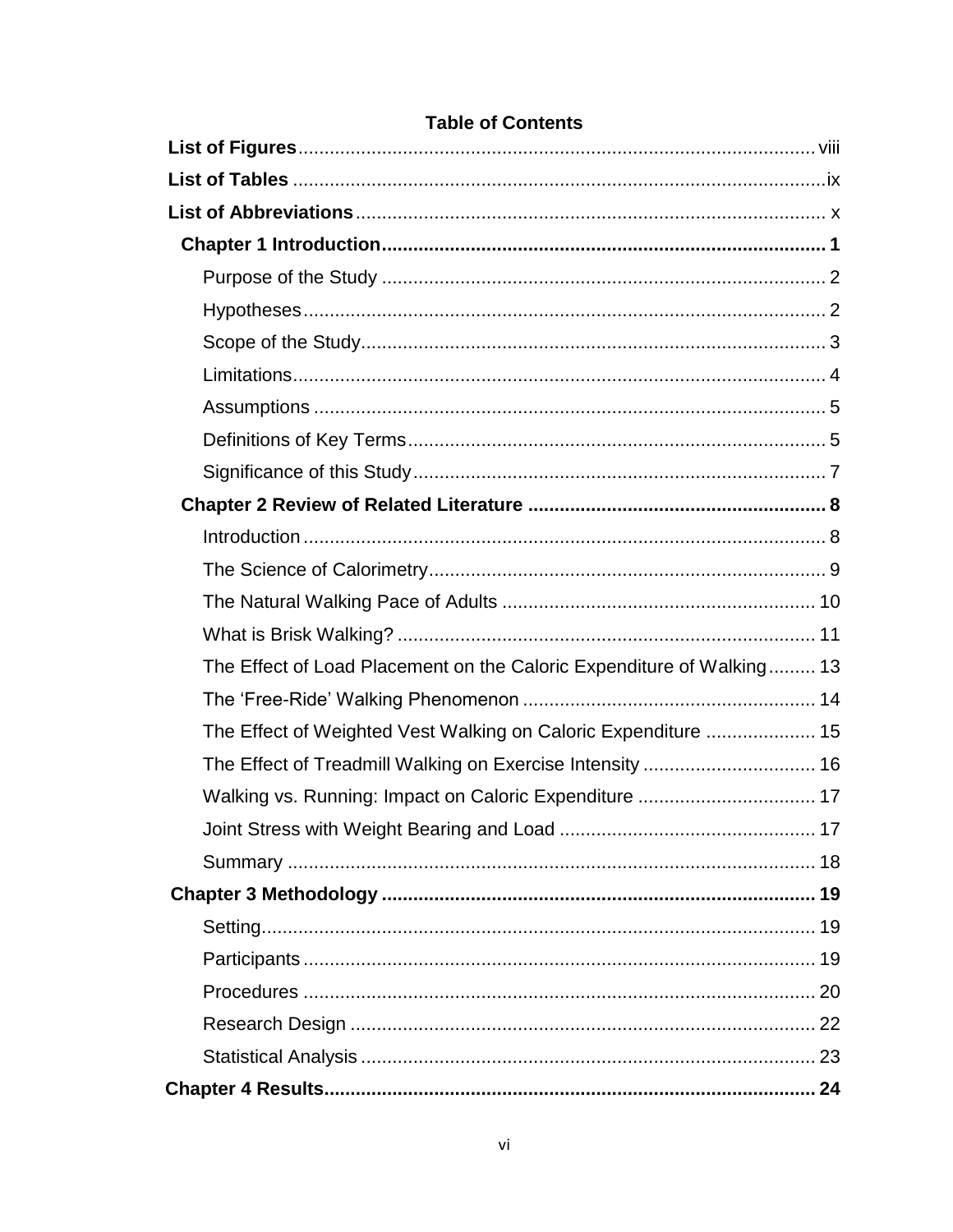## Table of Contents

**List of Figures** ........ viii

**List of Tables** ........ ix

**List of Abbreviations** ........ x

**Chapter 1 Introduction** ........ 1

- Purpose of the Study ........ 2
- Hypotheses ........ 2
- Scope of the Study ........ 3
- Limitations ........ 4
- Assumptions ........ 5
- Definitions of Key Terms ........ 5
- Significance of this Study ........ 7

**Chapter 2 Review of Related Literature** ........ 8

- Introduction ........ 8
- The Science of Calorimetry ........ 9
- The Natural Walking Pace of Adults ........ 10
- What is Brisk Walking? ........ 11
- The Effect of Load Placement on the Caloric Expenditure of Walking ........ 13
- The 'Free-Ride' Walking Phenomenon ........ 14
- The Effect of Weighted Vest Walking on Caloric Expenditure ........ 15
- The Effect of Treadmill Walking on Exercise Intensity ........ 16
- Walking vs. Running: Impact on Caloric Expenditure ........ 17
- Joint Stress with Weight Bearing and Load ........ 17
- Summary ........ 18

**Chapter 3 Methodology** ........ 19

- Setting ........ 19
- Participants ........ 19
- Procedures ........ 20
- Research Design ........ 22
- Statistical Analysis ........ 23

**Chapter 4 Results** ........ 24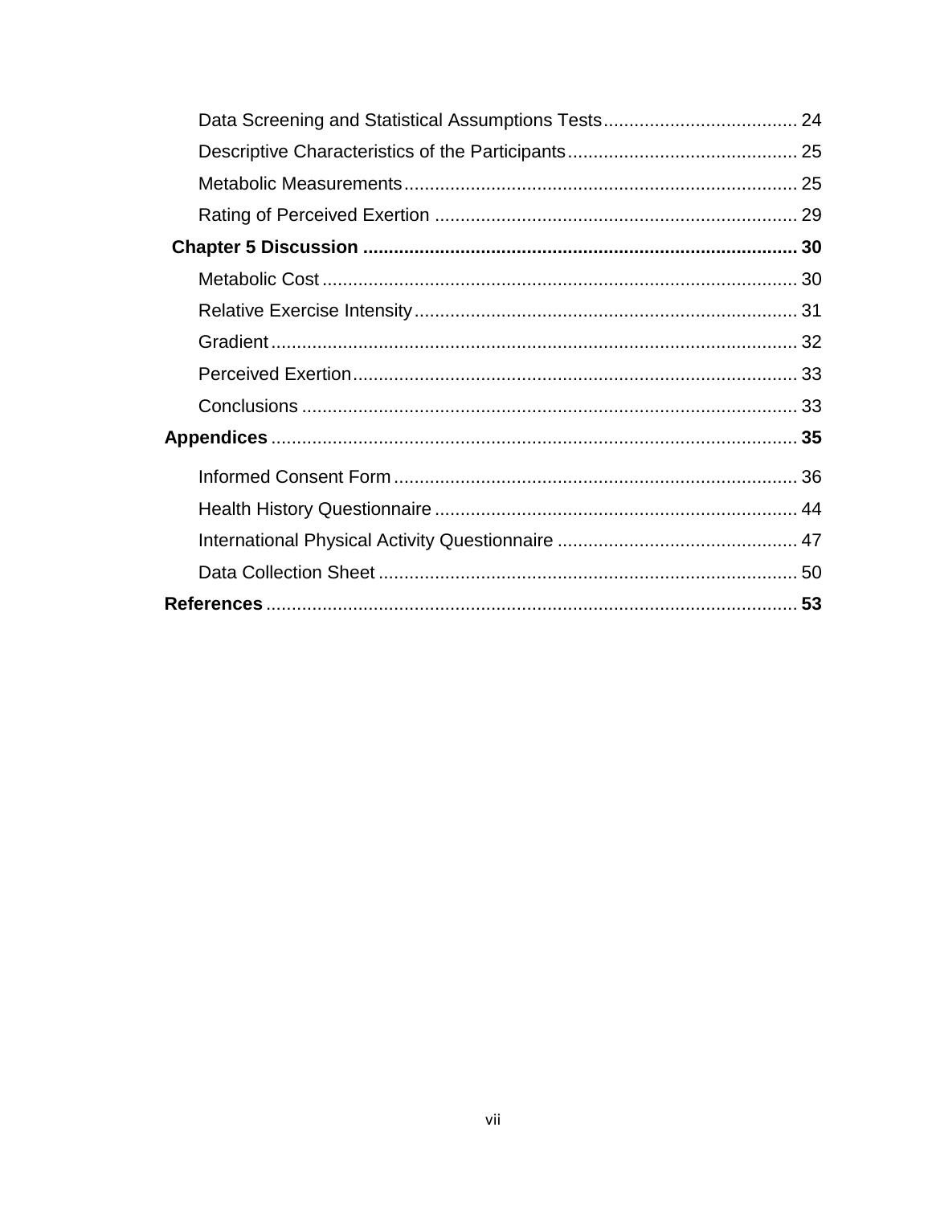Data Screening and Statistical Assumptions Tests ..................................... 24

Descriptive Characteristics of the Participants ............................................ 25

Metabolic Measurements ............................................................................ 25

Rating of Perceived Exertion ...................................................................... 29

**Chapter 5 Discussion ................................................................................... 30**

Metabolic Cost ............................................................................................ 30

Relative Exercise Intensity .......................................................................... 31

Gradient ...................................................................................................... 32

Perceived Exertion ...................................................................................... 33

Conclusions ................................................................................................ 33

**Appendices ...................................................................................................... 35**

Informed Consent Form .............................................................................. 36

Health History Questionnaire ...................................................................... 44

International Physical Activity Questionnaire .............................................. 47

Data Collection Sheet ................................................................................. 50

**References ....................................................................................................... 53**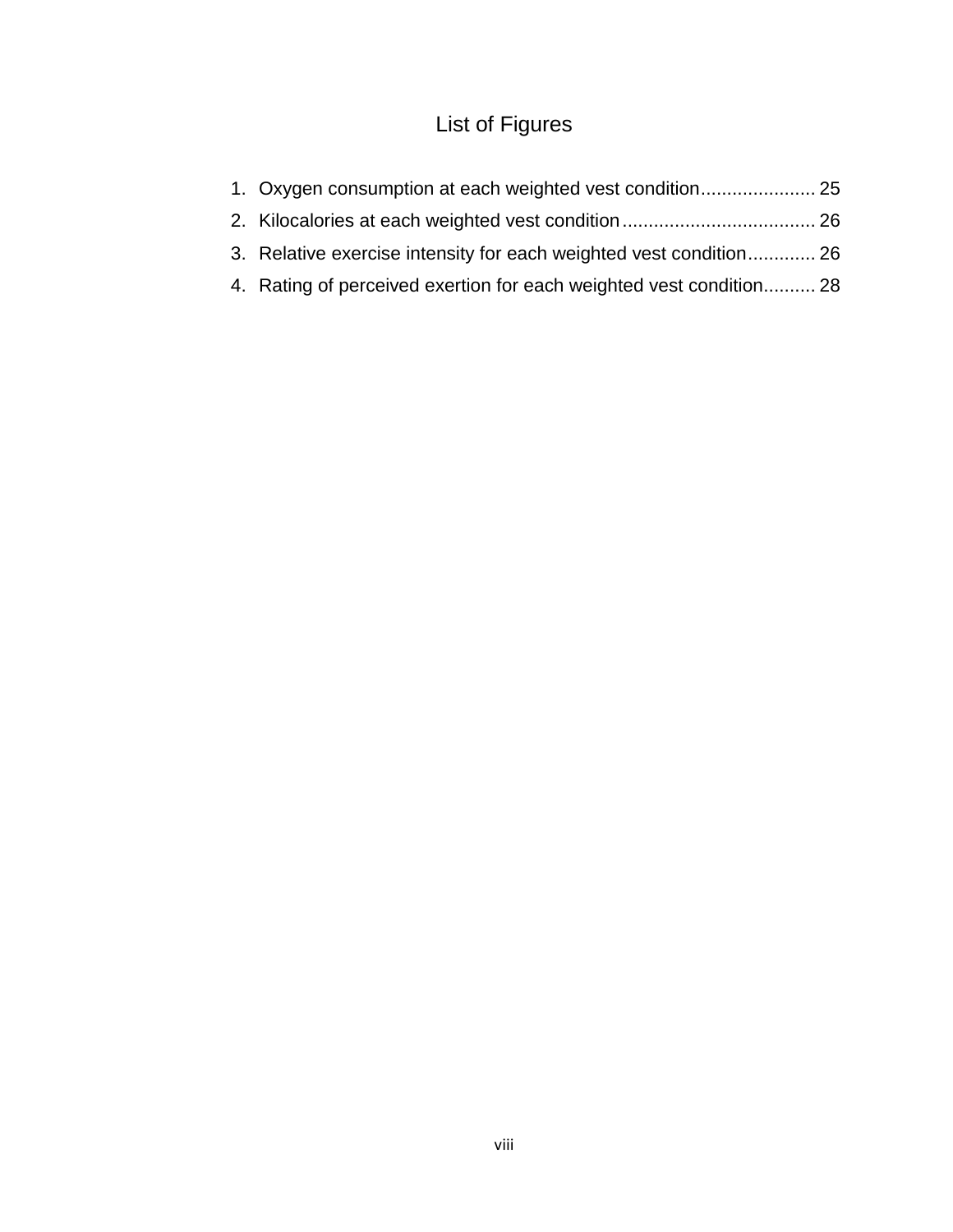# List of Figures

1. Oxygen consumption at each weighted vest condition...................... 25
2. Kilocalories at each weighted vest condition..................................... 26
3. Relative exercise intensity for each weighted vest condition............. 26
4. Rating of perceived exertion for each weighted vest condition.......... 28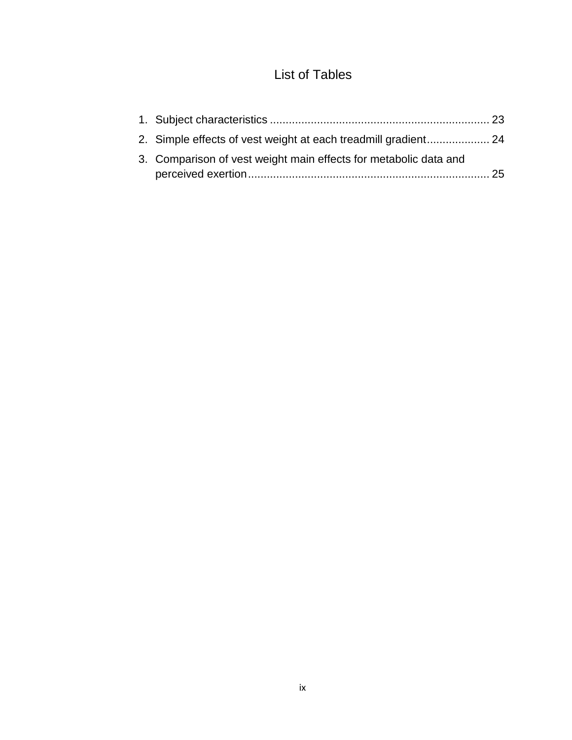# List of Tables

1. Subject characteristics ..................................................................... 23
2. Simple effects of vest weight at each treadmill gradient.................... 24
3. Comparison of vest weight main effects for metabolic data and perceived exertion............................................................................ 25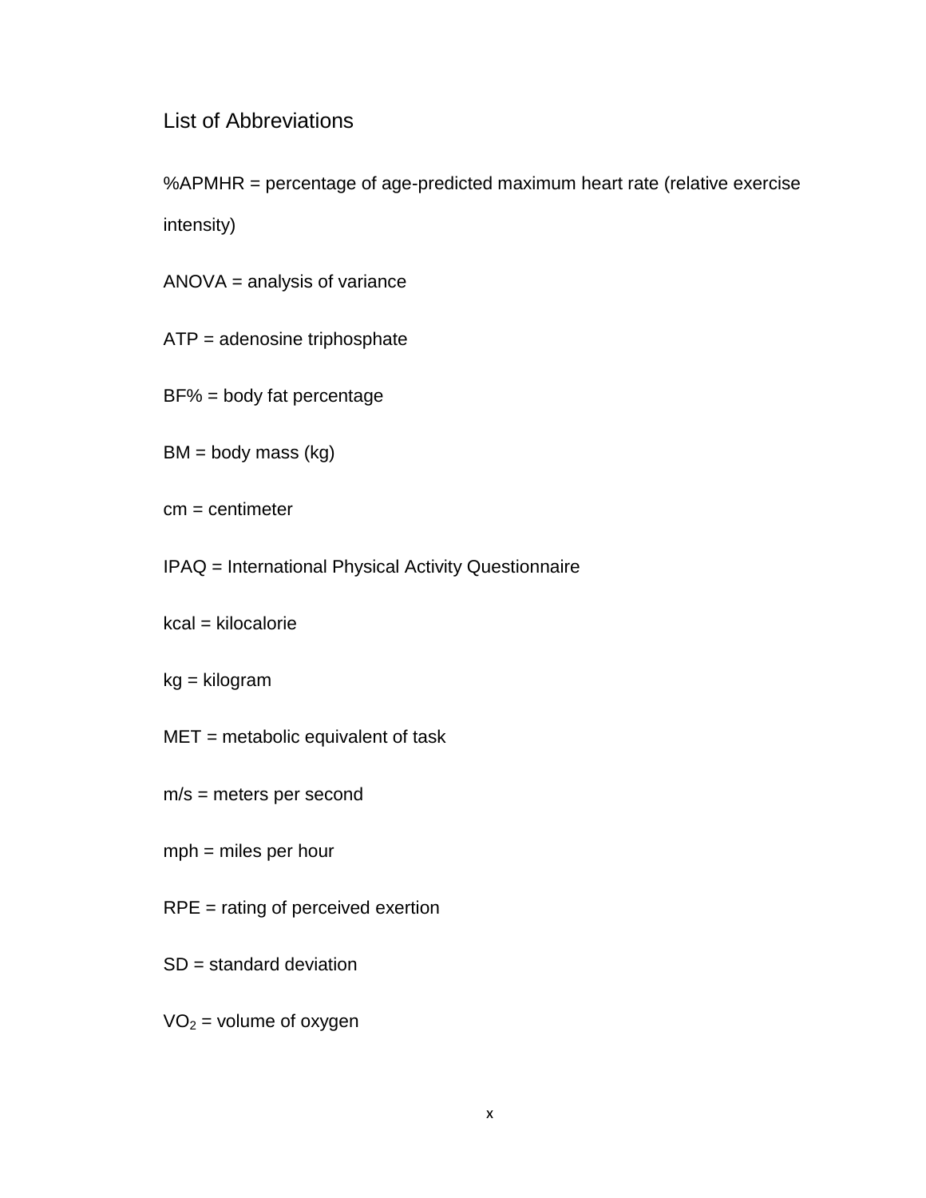# List of Abbreviations

%APMHR = percentage of age-predicted maximum heart rate (relative exercise intensity)

ANOVA = analysis of variance

ATP = adenosine triphosphate

BF% = body fat percentage

BM = body mass (kg)

cm = centimeter

IPAQ = International Physical Activity Questionnaire

kcal = kilocalorie

kg = kilogram

MET = metabolic equivalent of task

m/s = meters per second

mph = miles per hour

RPE = rating of perceived exertion

SD = standard deviation

$VO_2$ = volume of oxygen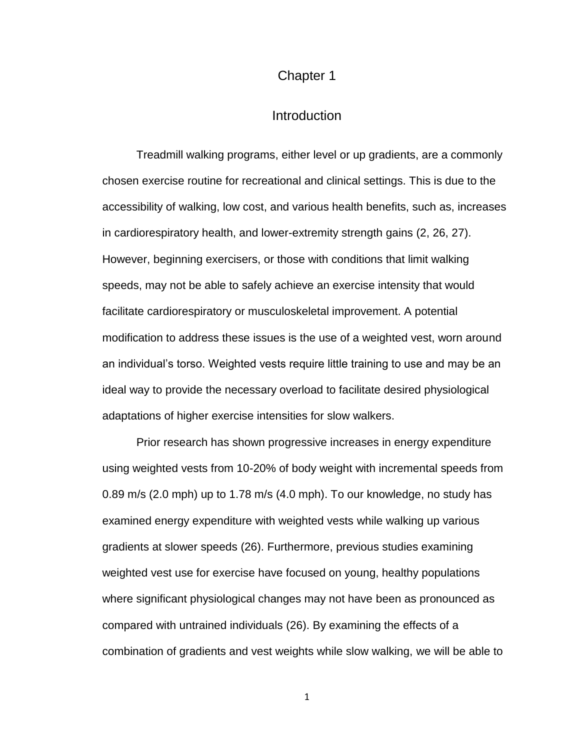# Chapter 1

## Introduction

Treadmill walking programs, either level or up gradients, are a commonly chosen exercise routine for recreational and clinical settings. This is due to the accessibility of walking, low cost, and various health benefits, such as, increases in cardiorespiratory health, and lower-extremity strength gains (2, 26, 27). However, beginning exercisers, or those with conditions that limit walking speeds, may not be able to safely achieve an exercise intensity that would facilitate cardiorespiratory or musculoskeletal improvement. A potential modification to address these issues is the use of a weighted vest, worn around an individual's torso. Weighted vests require little training to use and may be an ideal way to provide the necessary overload to facilitate desired physiological adaptations of higher exercise intensities for slow walkers.

Prior research has shown progressive increases in energy expenditure using weighted vests from 10-20% of body weight with incremental speeds from 0.89 m/s (2.0 mph) up to 1.78 m/s (4.0 mph). To our knowledge, no study has examined energy expenditure with weighted vests while walking up various gradients at slower speeds (26). Furthermore, previous studies examining weighted vest use for exercise have focused on young, healthy populations where significant physiological changes may not have been as pronounced as compared with untrained individuals (26). By examining the effects of a combination of gradients and vest weights while slow walking, we will be able to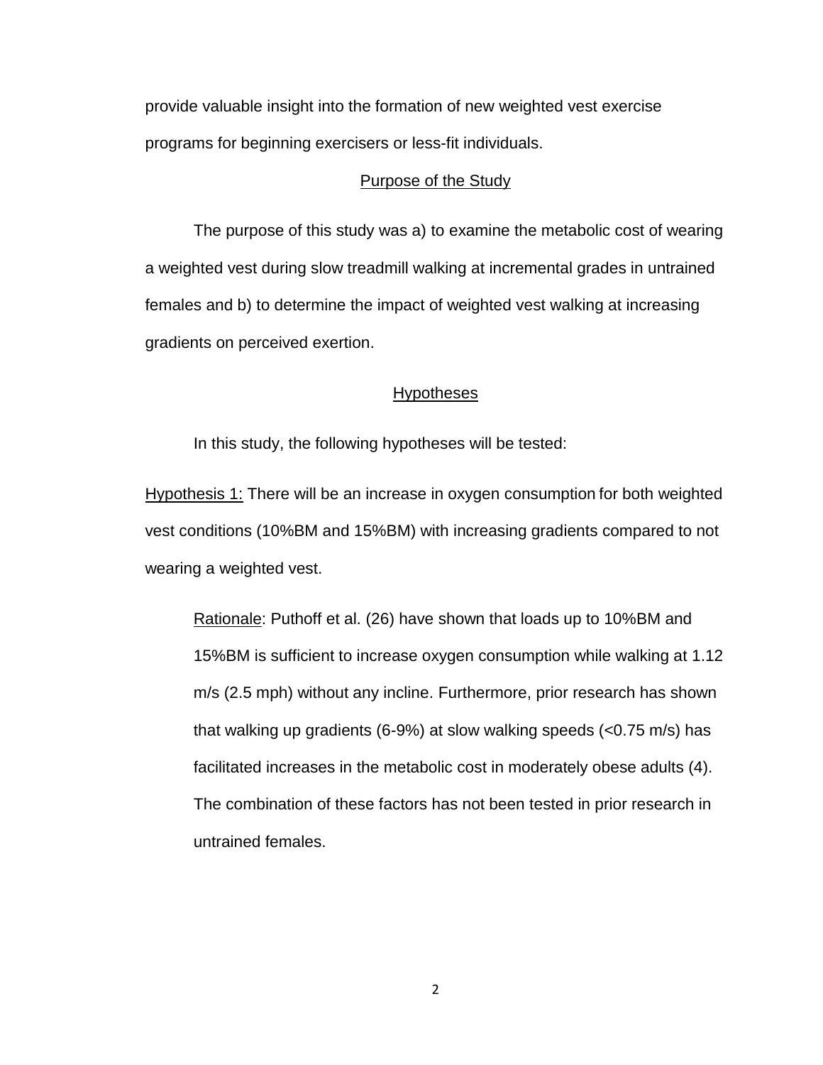provide valuable insight into the formation of new weighted vest exercise programs for beginning exercisers or less-fit individuals.

## Purpose of the Study

The purpose of this study was a) to examine the metabolic cost of wearing a weighted vest during slow treadmill walking at incremental grades in untrained females and b) to determine the impact of weighted vest walking at increasing gradients on perceived exertion.

## Hypotheses

In this study, the following hypotheses will be tested:

Hypothesis 1: There will be an increase in oxygen consumption for both weighted vest conditions (10%BM and 15%BM) with increasing gradients compared to not wearing a weighted vest.

> Rationale: Puthoff et al. (26) have shown that loads up to 10%BM and 15%BM is sufficient to increase oxygen consumption while walking at 1.12 m/s (2.5 mph) without any incline. Furthermore, prior research has shown that walking up gradients (6-9%) at slow walking speeds (<0.75 m/s) has facilitated increases in the metabolic cost in moderately obese adults (4). The combination of these factors has not been tested in prior research in untrained females.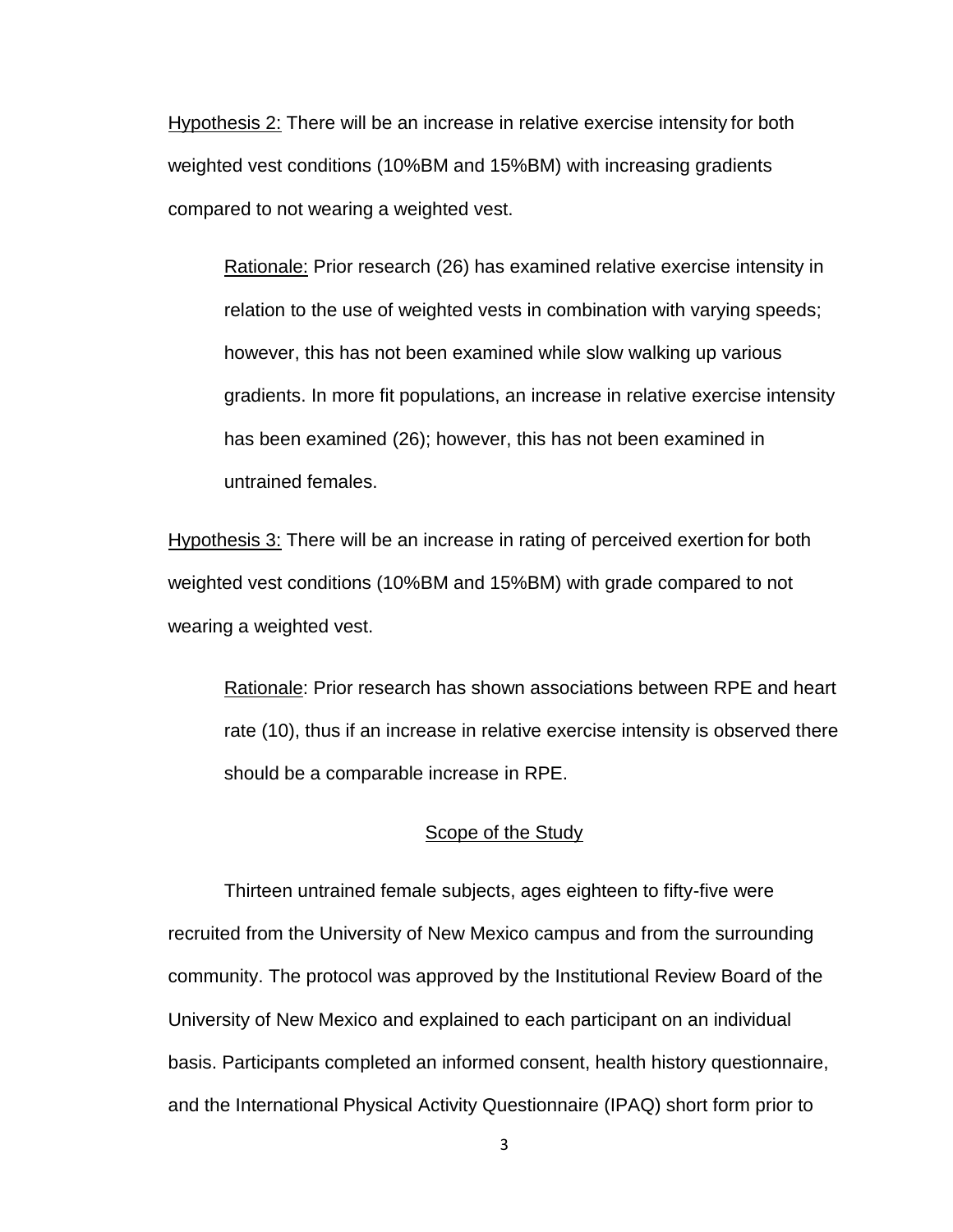Hypothesis 2: There will be an increase in relative exercise intensity for both weighted vest conditions (10%BM and 15%BM) with increasing gradients compared to not wearing a weighted vest.

> Rationale: Prior research (26) has examined relative exercise intensity in relation to the use of weighted vests in combination with varying speeds; however, this has not been examined while slow walking up various gradients. In more fit populations, an increase in relative exercise intensity has been examined (26); however, this has not been examined in untrained females.

Hypothesis 3: There will be an increase in rating of perceived exertion for both weighted vest conditions (10%BM and 15%BM) with grade compared to not wearing a weighted vest.

> Rationale: Prior research has shown associations between RPE and heart rate (10), thus if an increase in relative exercise intensity is observed there should be a comparable increase in RPE.

## Scope of the Study

Thirteen untrained female subjects, ages eighteen to fifty-five were recruited from the University of New Mexico campus and from the surrounding community. The protocol was approved by the Institutional Review Board of the University of New Mexico and explained to each participant on an individual basis. Participants completed an informed consent, health history questionnaire, and the International Physical Activity Questionnaire (IPAQ) short form prior to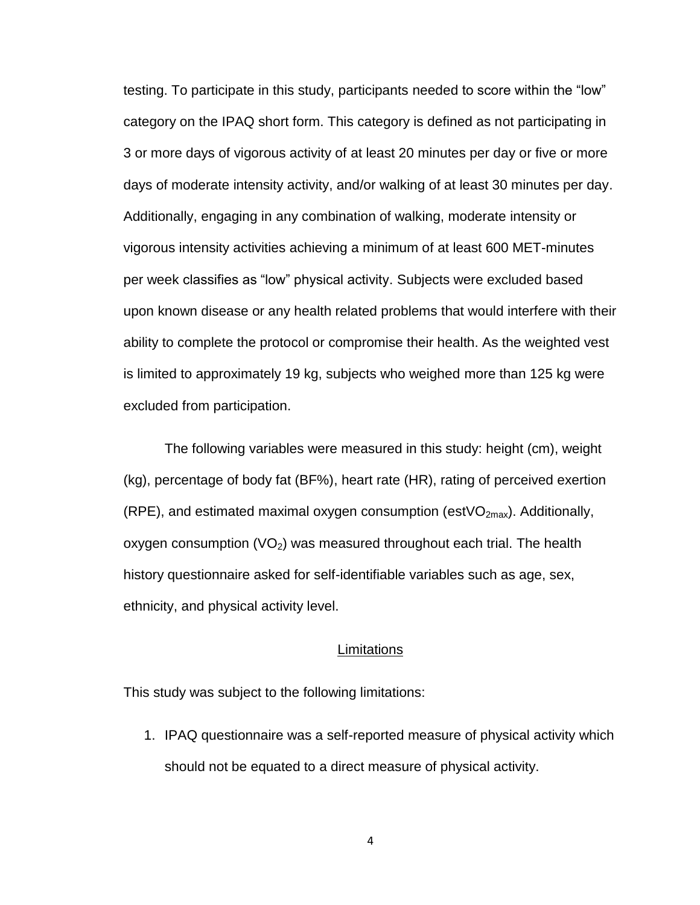testing. To participate in this study, participants needed to score within the "low" category on the IPAQ short form. This category is defined as not participating in 3 or more days of vigorous activity of at least 20 minutes per day or five or more days of moderate intensity activity, and/or walking of at least 30 minutes per day. Additionally, engaging in any combination of walking, moderate intensity or vigorous intensity activities achieving a minimum of at least 600 MET-minutes per week classifies as "low" physical activity. Subjects were excluded based upon known disease or any health related problems that would interfere with their ability to complete the protocol or compromise their health. As the weighted vest is limited to approximately 19 kg, subjects who weighed more than 125 kg were excluded from participation.

The following variables were measured in this study: height (cm), weight (kg), percentage of body fat (BF%), heart rate (HR), rating of perceived exertion (RPE), and estimated maximal oxygen consumption ($estVO_{2max}$). Additionally, oxygen consumption ($VO_2$) was measured throughout each trial. The health history questionnaire asked for self-identifiable variables such as age, sex, ethnicity, and physical activity level.

## Limitations

This study was subject to the following limitations:

1. IPAQ questionnaire was a self-reported measure of physical activity which should not be equated to a direct measure of physical activity.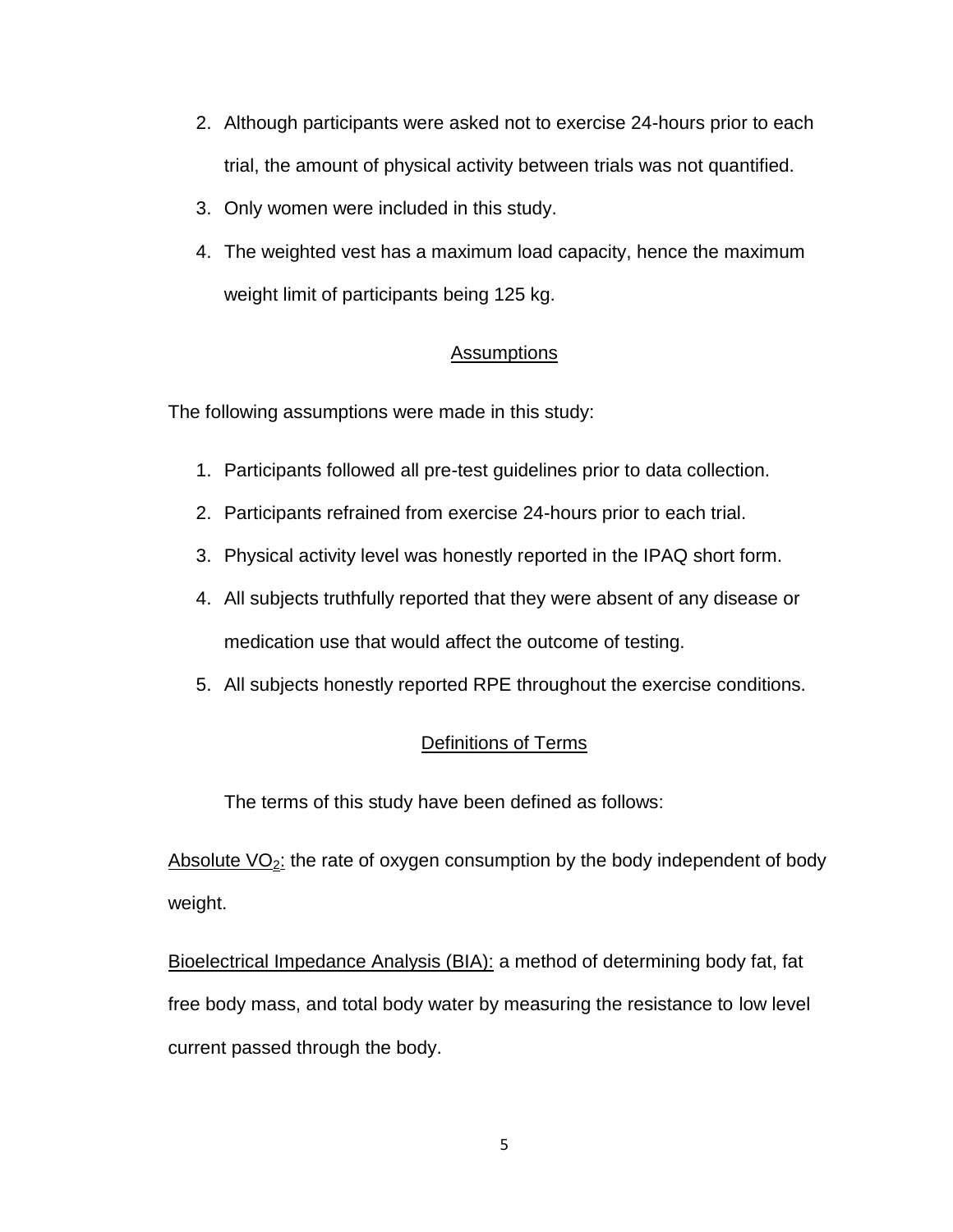2. Although participants were asked not to exercise 24-hours prior to each trial, the amount of physical activity between trials was not quantified.
3. Only women were included in this study.
4. The weighted vest has a maximum load capacity, hence the maximum weight limit of participants being 125 kg.

## Assumptions

The following assumptions were made in this study:

1. Participants followed all pre-test guidelines prior to data collection.
2. Participants refrained from exercise 24-hours prior to each trial.
3. Physical activity level was honestly reported in the IPAQ short form.
4. All subjects truthfully reported that they were absent of any disease or medication use that would affect the outcome of testing.
5. All subjects honestly reported RPE throughout the exercise conditions.

## Definitions of Terms

The terms of this study have been defined as follows:

Absolute $VO_2$: the rate of oxygen consumption by the body independent of body weight.

Bioelectrical Impedance Analysis (BIA): a method of determining body fat, fat free body mass, and total body water by measuring the resistance to low level current passed through the body.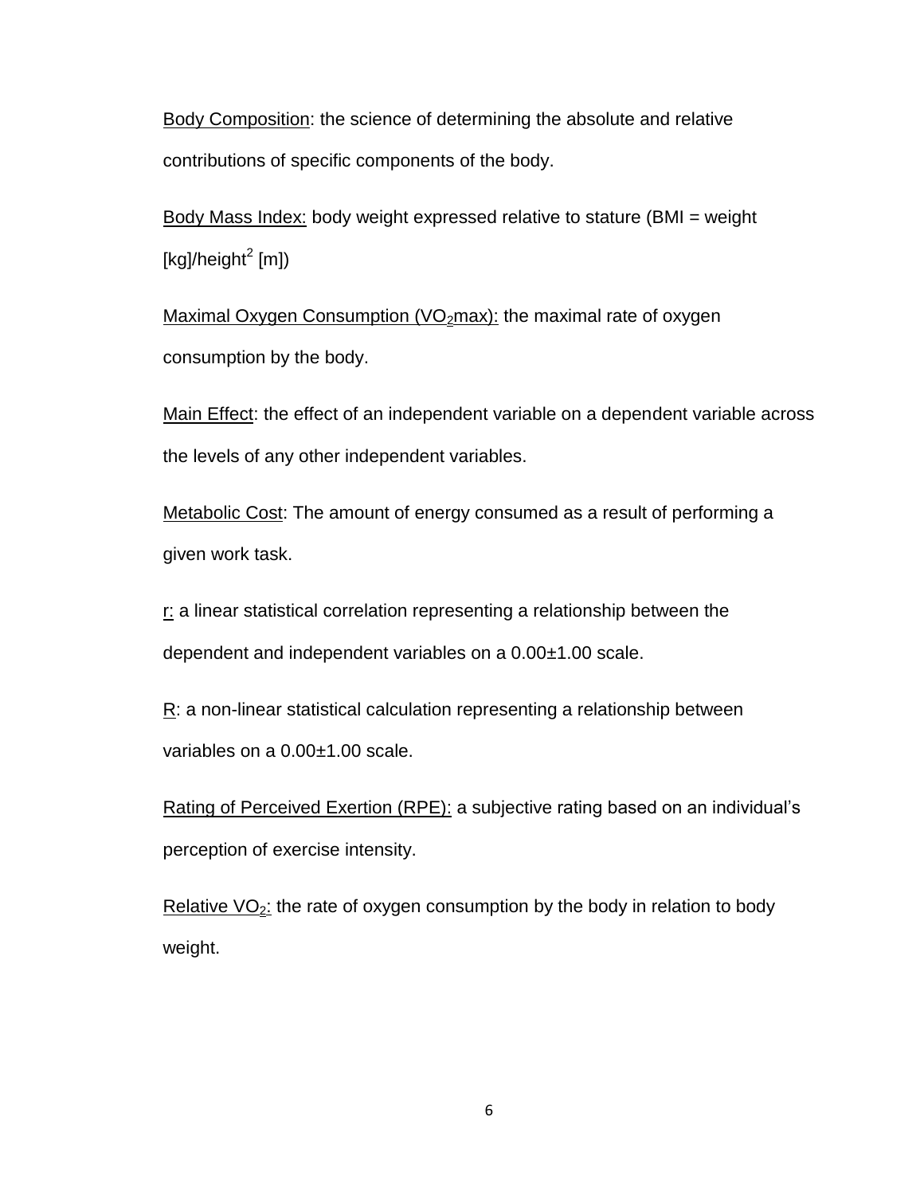Body Composition: the science of determining the absolute and relative contributions of specific components of the body.

Body Mass Index: body weight expressed relative to stature (BMI = weight [kg]/height$^2$ [m])

Maximal Oxygen Consumption ($VO_2$max): the maximal rate of oxygen consumption by the body.

Main Effect: the effect of an independent variable on a dependent variable across the levels of any other independent variables.

Metabolic Cost: The amount of energy consumed as a result of performing a given work task.

r: a linear statistical correlation representing a relationship between the dependent and independent variables on a 0.00±1.00 scale.

R: a non-linear statistical calculation representing a relationship between variables on a 0.00±1.00 scale.

Rating of Perceived Exertion (RPE): a subjective rating based on an individual's perception of exercise intensity.

Relative $VO_2$: the rate of oxygen consumption by the body in relation to body weight.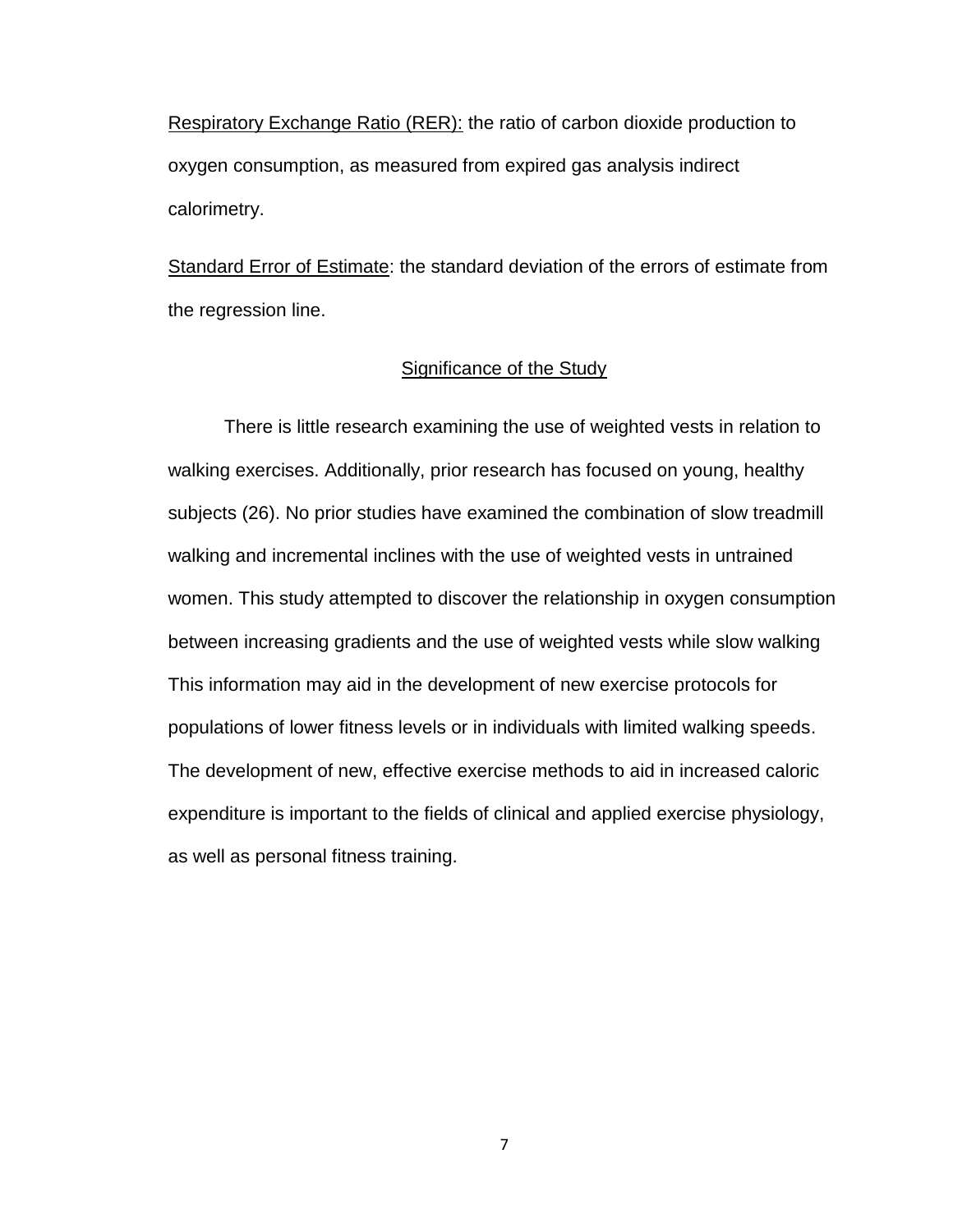Respiratory Exchange Ratio (RER): the ratio of carbon dioxide production to oxygen consumption, as measured from expired gas analysis indirect calorimetry.

Standard Error of Estimate: the standard deviation of the errors of estimate from the regression line.

## Significance of the Study

There is little research examining the use of weighted vests in relation to walking exercises. Additionally, prior research has focused on young, healthy subjects (26). No prior studies have examined the combination of slow treadmill walking and incremental inclines with the use of weighted vests in untrained women. This study attempted to discover the relationship in oxygen consumption between increasing gradients and the use of weighted vests while slow walking This information may aid in the development of new exercise protocols for populations of lower fitness levels or in individuals with limited walking speeds. The development of new, effective exercise methods to aid in increased caloric expenditure is important to the fields of clinical and applied exercise physiology, as well as personal fitness training.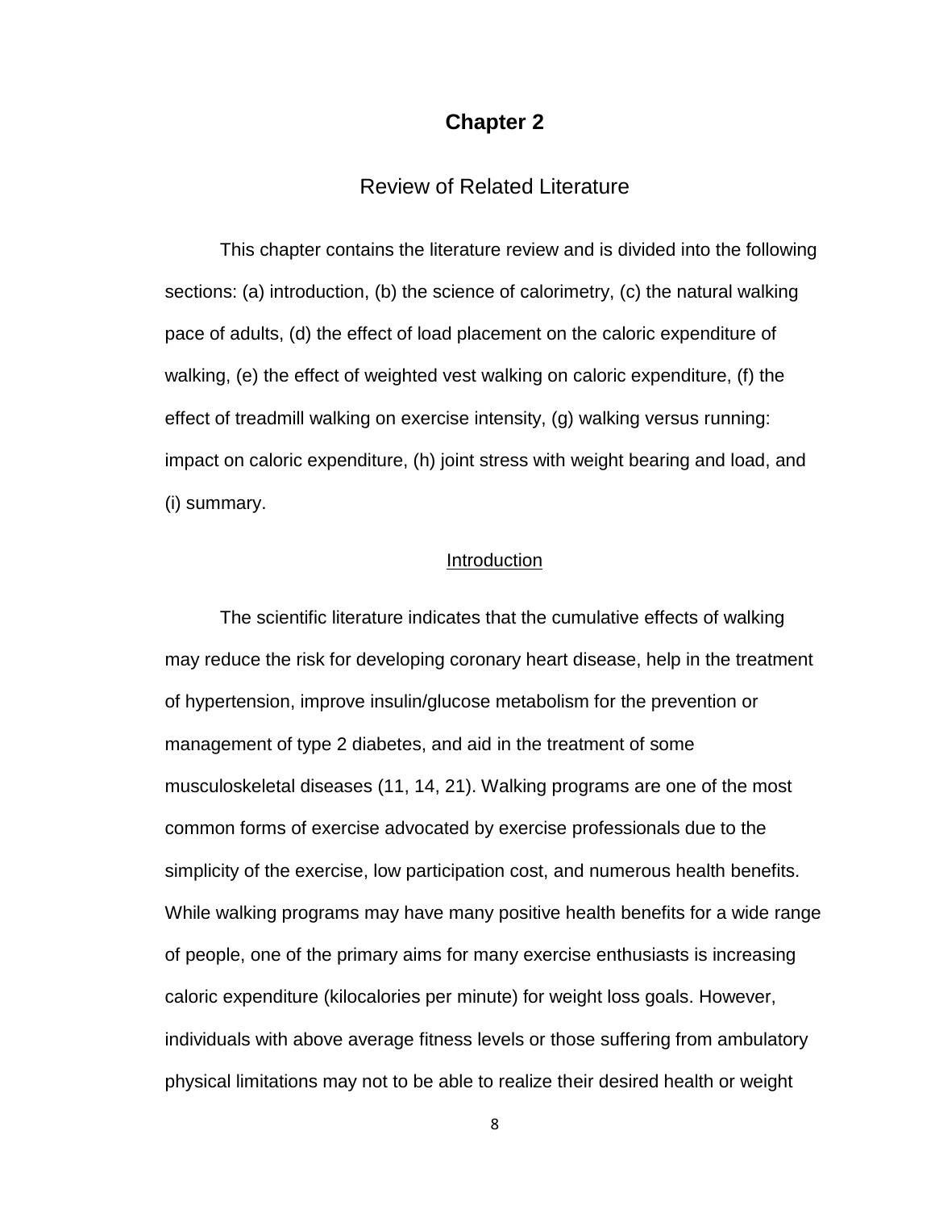# Chapter 2

## Review of Related Literature

This chapter contains the literature review and is divided into the following sections: (a) introduction, (b) the science of calorimetry, (c) the natural walking pace of adults, (d) the effect of load placement on the caloric expenditure of walking, (e) the effect of weighted vest walking on caloric expenditure, (f) the effect of treadmill walking on exercise intensity, (g) walking versus running: impact on caloric expenditure, (h) joint stress with weight bearing and load, and (i) summary.

### Introduction

The scientific literature indicates that the cumulative effects of walking may reduce the risk for developing coronary heart disease, help in the treatment of hypertension, improve insulin/glucose metabolism for the prevention or management of type 2 diabetes, and aid in the treatment of some musculoskeletal diseases (11, 14, 21). Walking programs are one of the most common forms of exercise advocated by exercise professionals due to the simplicity of the exercise, low participation cost, and numerous health benefits. While walking programs may have many positive health benefits for a wide range of people, one of the primary aims for many exercise enthusiasts is increasing caloric expenditure (kilocalories per minute) for weight loss goals. However, individuals with above average fitness levels or those suffering from ambulatory physical limitations may not to be able to realize their desired health or weight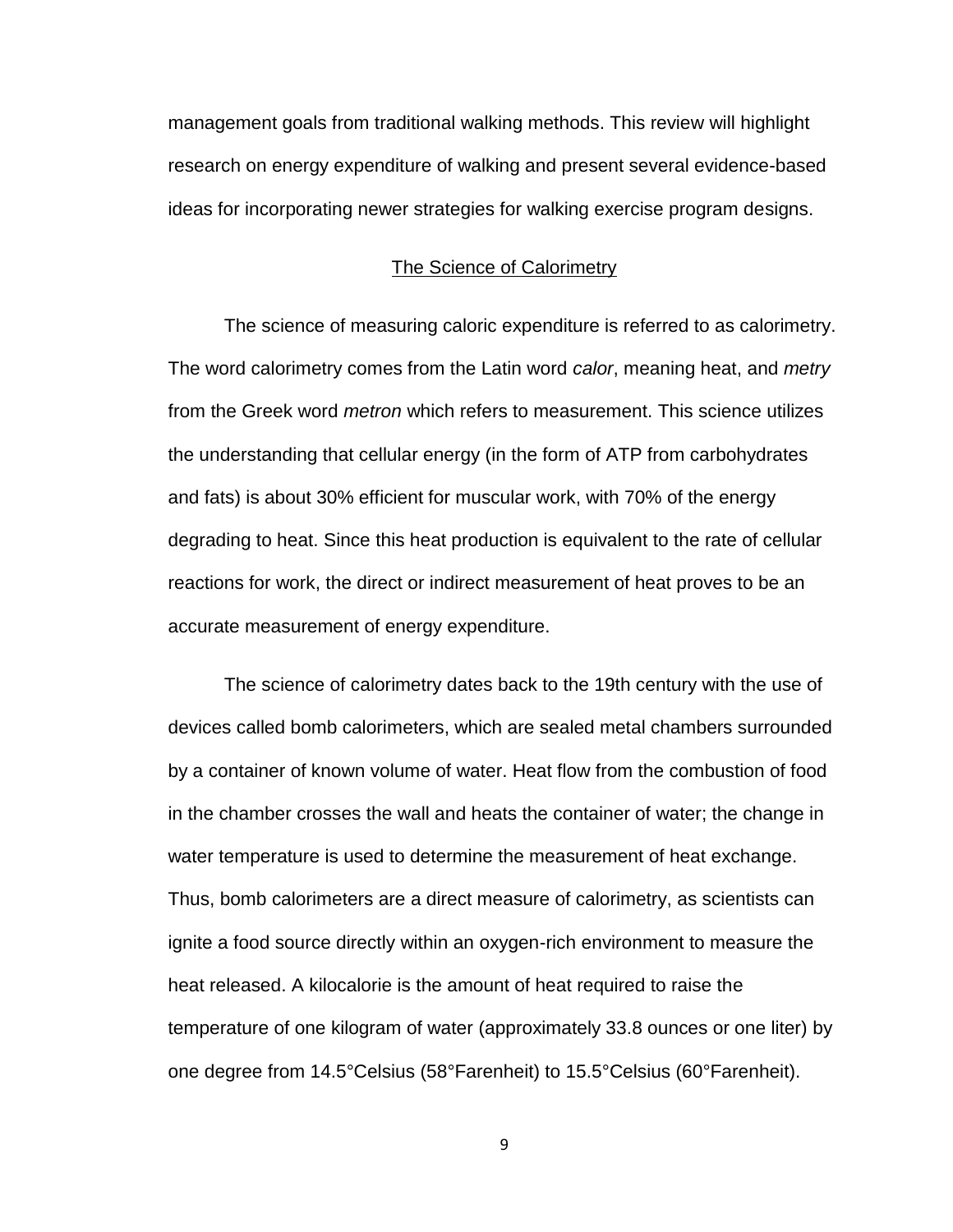management goals from traditional walking methods. This review will highlight research on energy expenditure of walking and present several evidence-based ideas for incorporating newer strategies for walking exercise program designs.

## The Science of Calorimetry

The science of measuring caloric expenditure is referred to as calorimetry. The word calorimetry comes from the Latin word *calor*, meaning heat, and *metry* from the Greek word *metron* which refers to measurement. This science utilizes the understanding that cellular energy (in the form of ATP from carbohydrates and fats) is about 30% efficient for muscular work, with 70% of the energy degrading to heat. Since this heat production is equivalent to the rate of cellular reactions for work, the direct or indirect measurement of heat proves to be an accurate measurement of energy expenditure.

The science of calorimetry dates back to the 19th century with the use of devices called bomb calorimeters, which are sealed metal chambers surrounded by a container of known volume of water. Heat flow from the combustion of food in the chamber crosses the wall and heats the container of water; the change in water temperature is used to determine the measurement of heat exchange. Thus, bomb calorimeters are a direct measure of calorimetry, as scientists can ignite a food source directly within an oxygen-rich environment to measure the heat released. A kilocalorie is the amount of heat required to raise the temperature of one kilogram of water (approximately 33.8 ounces or one liter) by one degree from 14.5°Celsius (58°Farenheit) to 15.5°Celsius (60°Farenheit).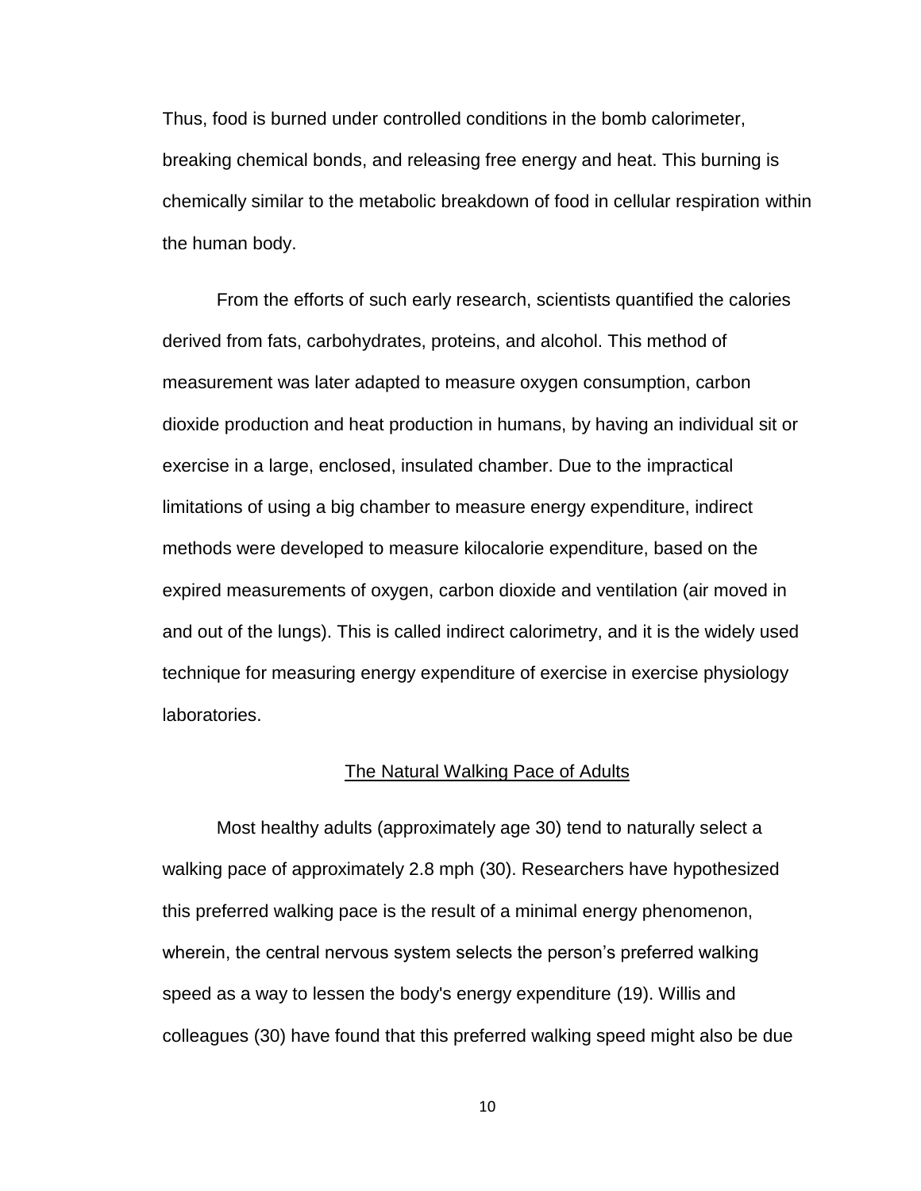Thus, food is burned under controlled conditions in the bomb calorimeter, breaking chemical bonds, and releasing free energy and heat. This burning is chemically similar to the metabolic breakdown of food in cellular respiration within the human body.

From the efforts of such early research, scientists quantified the calories derived from fats, carbohydrates, proteins, and alcohol. This method of measurement was later adapted to measure oxygen consumption, carbon dioxide production and heat production in humans, by having an individual sit or exercise in a large, enclosed, insulated chamber. Due to the impractical limitations of using a big chamber to measure energy expenditure, indirect methods were developed to measure kilocalorie expenditure, based on the expired measurements of oxygen, carbon dioxide and ventilation (air moved in and out of the lungs). This is called indirect calorimetry, and it is the widely used technique for measuring energy expenditure of exercise in exercise physiology laboratories.

## The Natural Walking Pace of Adults

Most healthy adults (approximately age 30) tend to naturally select a walking pace of approximately 2.8 mph (30). Researchers have hypothesized this preferred walking pace is the result of a minimal energy phenomenon, wherein, the central nervous system selects the person's preferred walking speed as a way to lessen the body's energy expenditure (19). Willis and colleagues (30) have found that this preferred walking speed might also be due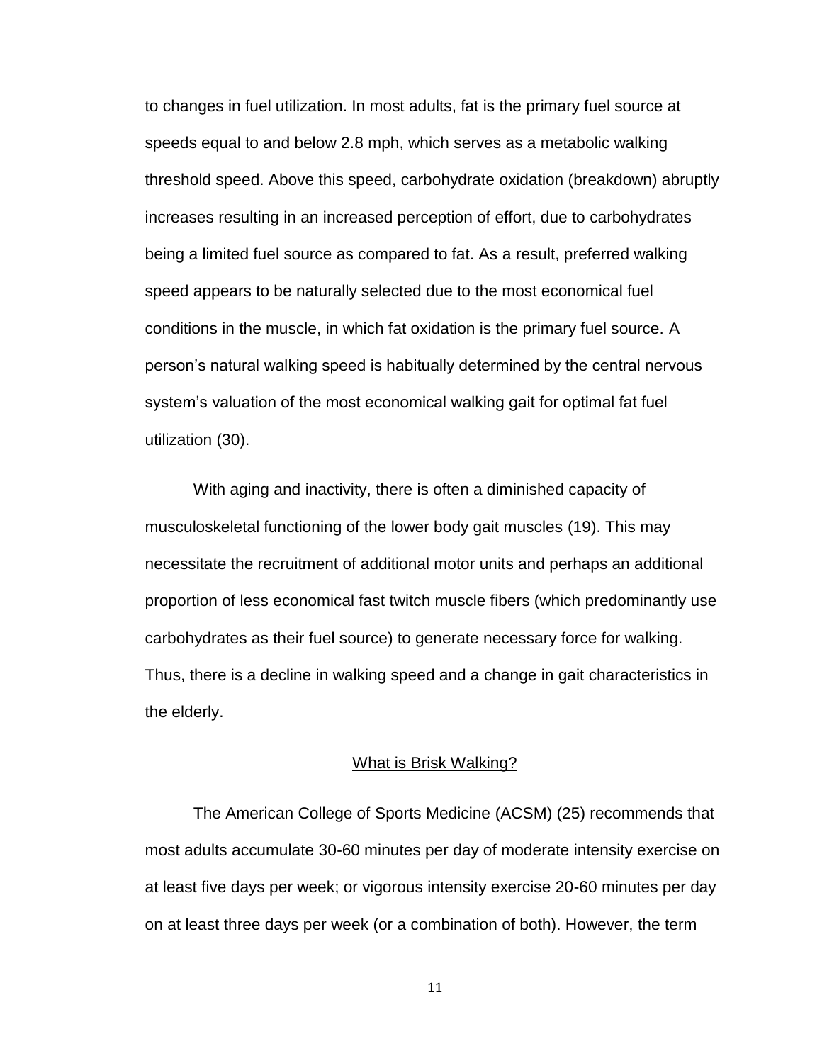to changes in fuel utilization. In most adults, fat is the primary fuel source at speeds equal to and below 2.8 mph, which serves as a metabolic walking threshold speed. Above this speed, carbohydrate oxidation (breakdown) abruptly increases resulting in an increased perception of effort, due to carbohydrates being a limited fuel source as compared to fat. As a result, preferred walking speed appears to be naturally selected due to the most economical fuel conditions in the muscle, in which fat oxidation is the primary fuel source. A person's natural walking speed is habitually determined by the central nervous system's valuation of the most economical walking gait for optimal fat fuel utilization (30).

With aging and inactivity, there is often a diminished capacity of musculoskeletal functioning of the lower body gait muscles (19). This may necessitate the recruitment of additional motor units and perhaps an additional proportion of less economical fast twitch muscle fibers (which predominantly use carbohydrates as their fuel source) to generate necessary force for walking. Thus, there is a decline in walking speed and a change in gait characteristics in the elderly.

## What is Brisk Walking?

The American College of Sports Medicine (ACSM) (25) recommends that most adults accumulate 30-60 minutes per day of moderate intensity exercise on at least five days per week; or vigorous intensity exercise 20-60 minutes per day on at least three days per week (or a combination of both). However, the term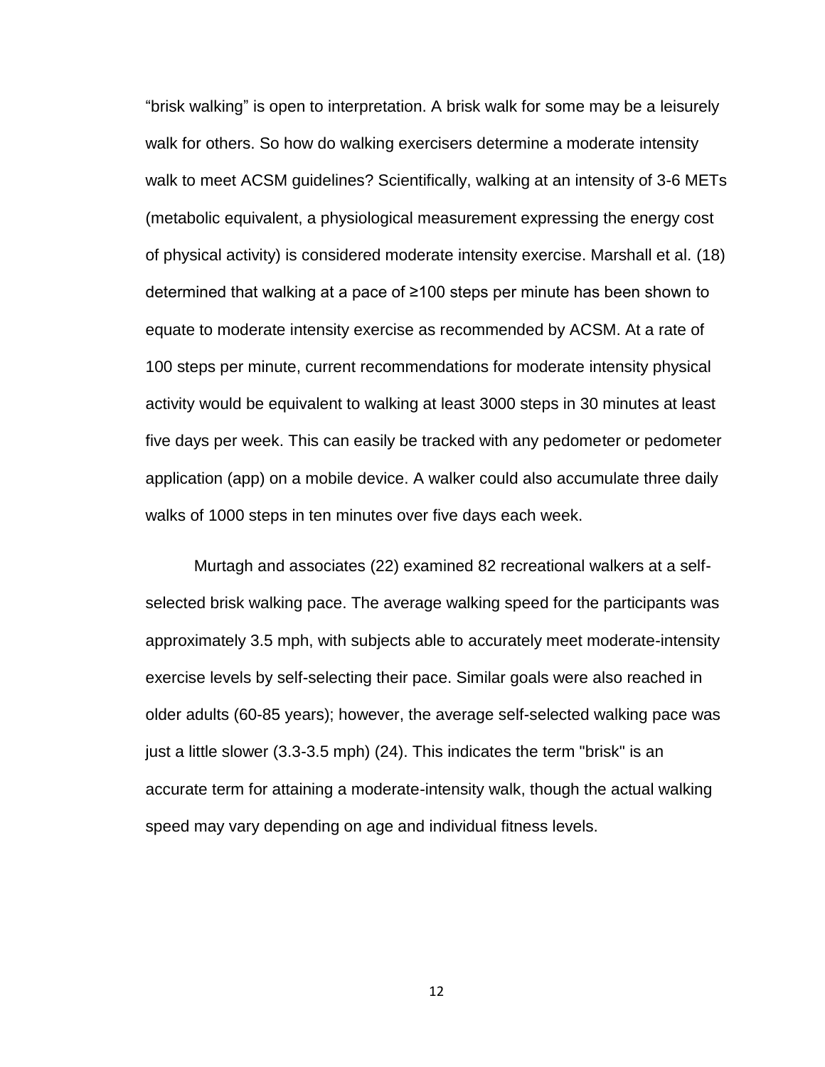"brisk walking" is open to interpretation. A brisk walk for some may be a leisurely walk for others. So how do walking exercisers determine a moderate intensity walk to meet ACSM guidelines? Scientifically, walking at an intensity of 3-6 METs (metabolic equivalent, a physiological measurement expressing the energy cost of physical activity) is considered moderate intensity exercise. Marshall et al. (18) determined that walking at a pace of ≥100 steps per minute has been shown to equate to moderate intensity exercise as recommended by ACSM. At a rate of 100 steps per minute, current recommendations for moderate intensity physical activity would be equivalent to walking at least 3000 steps in 30 minutes at least five days per week. This can easily be tracked with any pedometer or pedometer application (app) on a mobile device. A walker could also accumulate three daily walks of 1000 steps in ten minutes over five days each week.

Murtagh and associates (22) examined 82 recreational walkers at a self-selected brisk walking pace. The average walking speed for the participants was approximately 3.5 mph, with subjects able to accurately meet moderate-intensity exercise levels by self-selecting their pace. Similar goals were also reached in older adults (60-85 years); however, the average self-selected walking pace was just a little slower (3.3-3.5 mph) (24). This indicates the term "brisk" is an accurate term for attaining a moderate-intensity walk, though the actual walking speed may vary depending on age and individual fitness levels.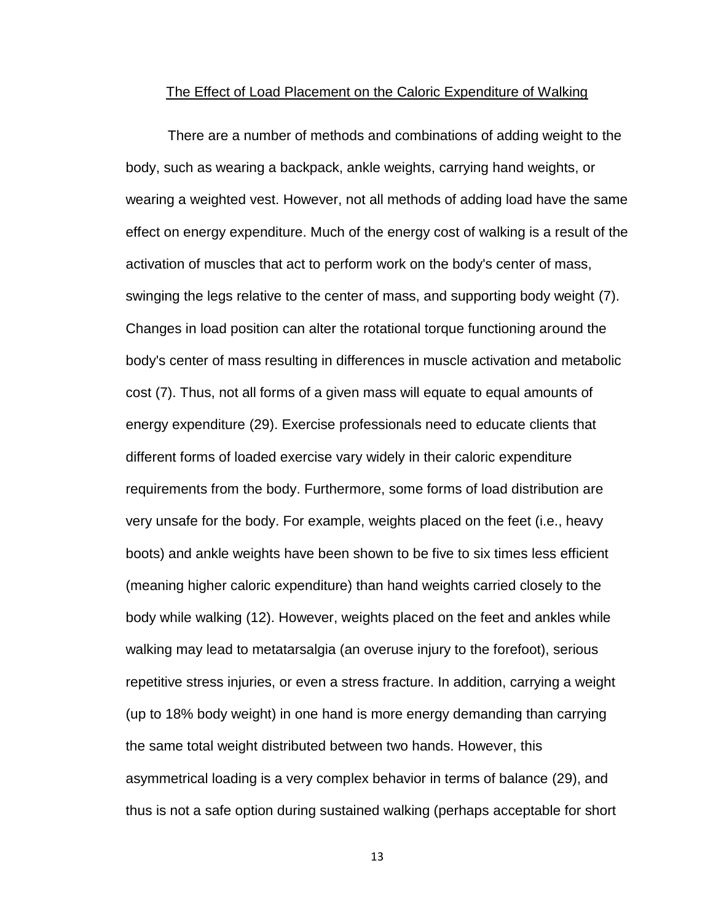## The Effect of Load Placement on the Caloric Expenditure of Walking

There are a number of methods and combinations of adding weight to the body, such as wearing a backpack, ankle weights, carrying hand weights, or wearing a weighted vest. However, not all methods of adding load have the same effect on energy expenditure. Much of the energy cost of walking is a result of the activation of muscles that act to perform work on the body's center of mass, swinging the legs relative to the center of mass, and supporting body weight (7). Changes in load position can alter the rotational torque functioning around the body's center of mass resulting in differences in muscle activation and metabolic cost (7). Thus, not all forms of a given mass will equate to equal amounts of energy expenditure (29). Exercise professionals need to educate clients that different forms of loaded exercise vary widely in their caloric expenditure requirements from the body. Furthermore, some forms of load distribution are very unsafe for the body. For example, weights placed on the feet (i.e., heavy boots) and ankle weights have been shown to be five to six times less efficient (meaning higher caloric expenditure) than hand weights carried closely to the body while walking (12). However, weights placed on the feet and ankles while walking may lead to metatarsalgia (an overuse injury to the forefoot), serious repetitive stress injuries, or even a stress fracture. In addition, carrying a weight (up to 18% body weight) in one hand is more energy demanding than carrying the same total weight distributed between two hands. However, this asymmetrical loading is a very complex behavior in terms of balance (29), and thus is not a safe option during sustained walking (perhaps acceptable for short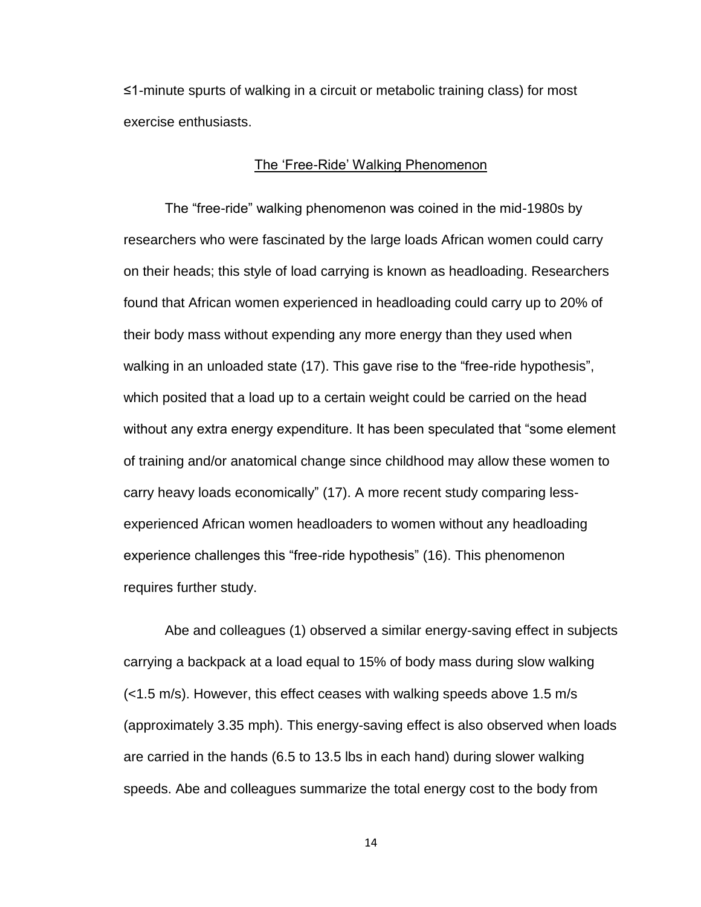≤1-minute spurts of walking in a circuit or metabolic training class) for most exercise enthusiasts.

## The 'Free-Ride' Walking Phenomenon

The "free-ride" walking phenomenon was coined in the mid-1980s by researchers who were fascinated by the large loads African women could carry on their heads; this style of load carrying is known as headloading. Researchers found that African women experienced in headloading could carry up to 20% of their body mass without expending any more energy than they used when walking in an unloaded state (17). This gave rise to the "free-ride hypothesis", which posited that a load up to a certain weight could be carried on the head without any extra energy expenditure. It has been speculated that "some element of training and/or anatomical change since childhood may allow these women to carry heavy loads economically" (17). A more recent study comparing less-experienced African women headloaders to women without any headloading experience challenges this "free-ride hypothesis" (16). This phenomenon requires further study.

Abe and colleagues (1) observed a similar energy-saving effect in subjects carrying a backpack at a load equal to 15% of body mass during slow walking (<1.5 m/s). However, this effect ceases with walking speeds above 1.5 m/s (approximately 3.35 mph). This energy-saving effect is also observed when loads are carried in the hands (6.5 to 13.5 lbs in each hand) during slower walking speeds. Abe and colleagues summarize the total energy cost to the body from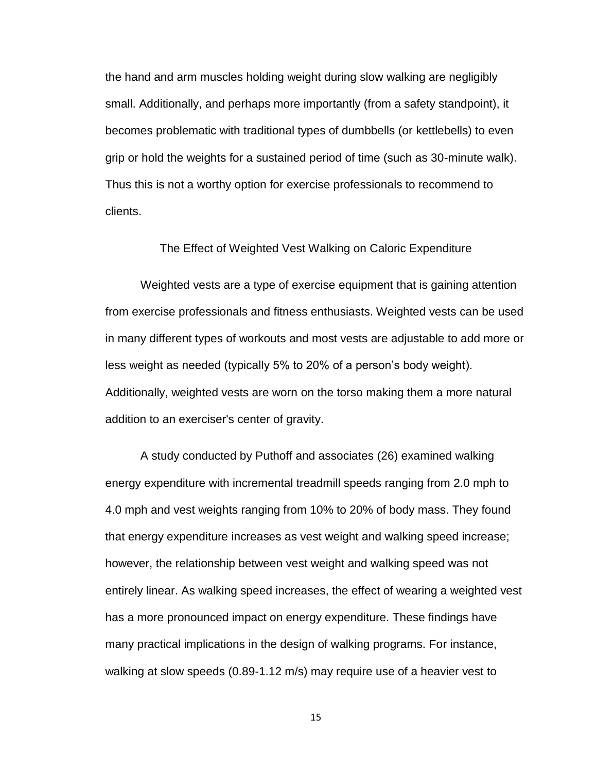the hand and arm muscles holding weight during slow walking are negligibly small. Additionally, and perhaps more importantly (from a safety standpoint), it becomes problematic with traditional types of dumbbells (or kettlebells) to even grip or hold the weights for a sustained period of time (such as 30-minute walk). Thus this is not a worthy option for exercise professionals to recommend to clients.

## The Effect of Weighted Vest Walking on Caloric Expenditure

Weighted vests are a type of exercise equipment that is gaining attention from exercise professionals and fitness enthusiasts. Weighted vests can be used in many different types of workouts and most vests are adjustable to add more or less weight as needed (typically 5% to 20% of a person's body weight). Additionally, weighted vests are worn on the torso making them a more natural addition to an exerciser's center of gravity.

A study conducted by Puthoff and associates (26) examined walking energy expenditure with incremental treadmill speeds ranging from 2.0 mph to 4.0 mph and vest weights ranging from 10% to 20% of body mass. They found that energy expenditure increases as vest weight and walking speed increase; however, the relationship between vest weight and walking speed was not entirely linear. As walking speed increases, the effect of wearing a weighted vest has a more pronounced impact on energy expenditure. These findings have many practical implications in the design of walking programs. For instance, walking at slow speeds (0.89-1.12 m/s) may require use of a heavier vest to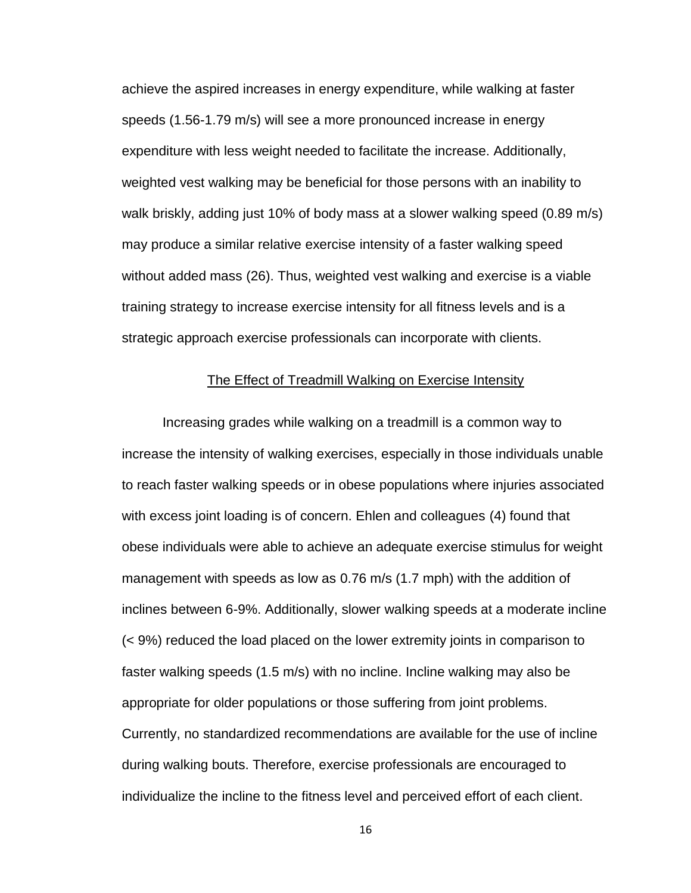achieve the aspired increases in energy expenditure, while walking at faster speeds (1.56-1.79 m/s) will see a more pronounced increase in energy expenditure with less weight needed to facilitate the increase. Additionally, weighted vest walking may be beneficial for those persons with an inability to walk briskly, adding just 10% of body mass at a slower walking speed (0.89 m/s) may produce a similar relative exercise intensity of a faster walking speed without added mass (26). Thus, weighted vest walking and exercise is a viable training strategy to increase exercise intensity for all fitness levels and is a strategic approach exercise professionals can incorporate with clients.

## The Effect of Treadmill Walking on Exercise Intensity

Increasing grades while walking on a treadmill is a common way to increase the intensity of walking exercises, especially in those individuals unable to reach faster walking speeds or in obese populations where injuries associated with excess joint loading is of concern. Ehlen and colleagues (4) found that obese individuals were able to achieve an adequate exercise stimulus for weight management with speeds as low as 0.76 m/s (1.7 mph) with the addition of inclines between 6-9%. Additionally, slower walking speeds at a moderate incline (< 9%) reduced the load placed on the lower extremity joints in comparison to faster walking speeds (1.5 m/s) with no incline. Incline walking may also be appropriate for older populations or those suffering from joint problems. Currently, no standardized recommendations are available for the use of incline during walking bouts. Therefore, exercise professionals are encouraged to individualize the incline to the fitness level and perceived effort of each client.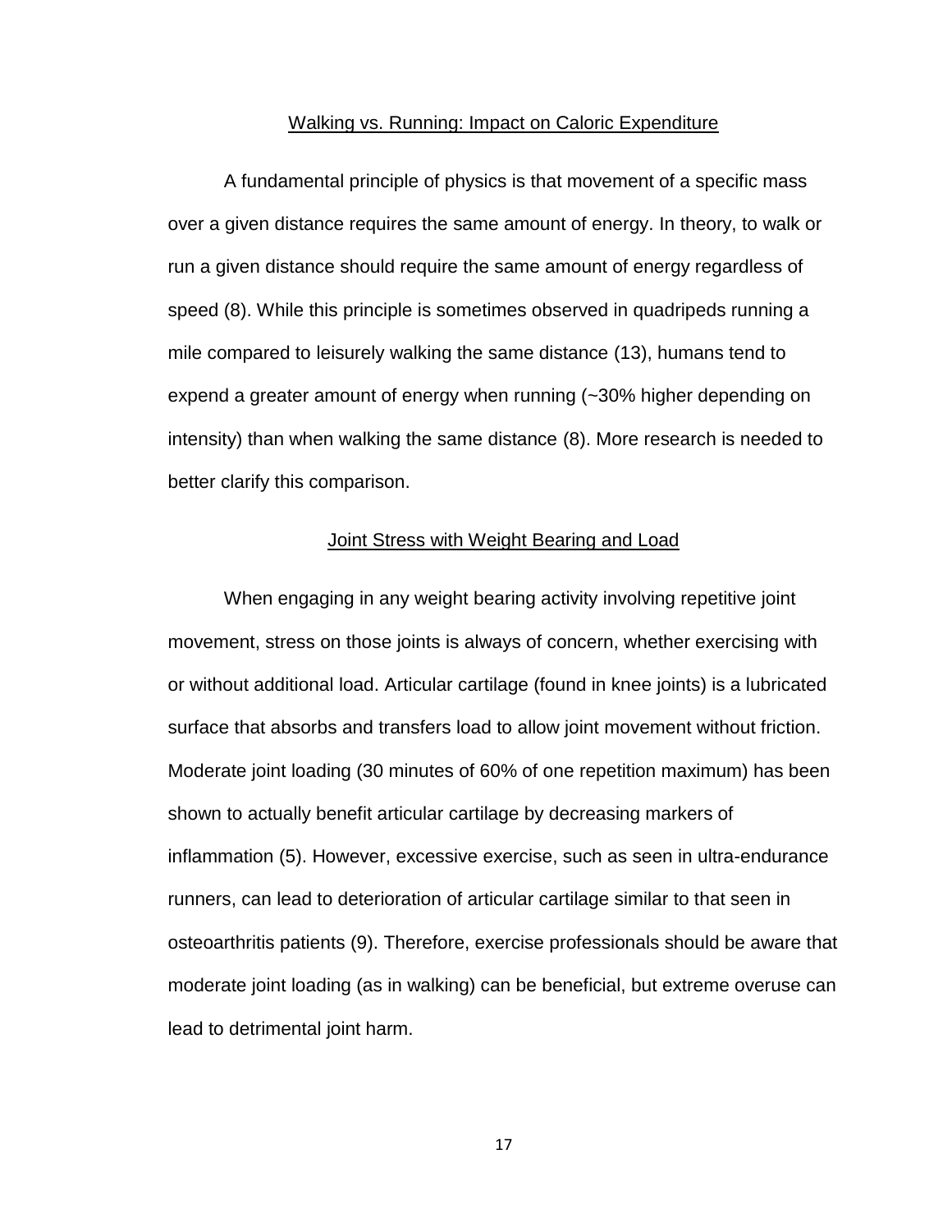## Walking vs. Running: Impact on Caloric Expenditure

A fundamental principle of physics is that movement of a specific mass over a given distance requires the same amount of energy. In theory, to walk or run a given distance should require the same amount of energy regardless of speed (8). While this principle is sometimes observed in quadripeds running a mile compared to leisurely walking the same distance (13), humans tend to expend a greater amount of energy when running (~30% higher depending on intensity) than when walking the same distance (8). More research is needed to better clarify this comparison.

## Joint Stress with Weight Bearing and Load

When engaging in any weight bearing activity involving repetitive joint movement, stress on those joints is always of concern, whether exercising with or without additional load. Articular cartilage (found in knee joints) is a lubricated surface that absorbs and transfers load to allow joint movement without friction. Moderate joint loading (30 minutes of 60% of one repetition maximum) has been shown to actually benefit articular cartilage by decreasing markers of inflammation (5). However, excessive exercise, such as seen in ultra-endurance runners, can lead to deterioration of articular cartilage similar to that seen in osteoarthritis patients (9). Therefore, exercise professionals should be aware that moderate joint loading (as in walking) can be beneficial, but extreme overuse can lead to detrimental joint harm.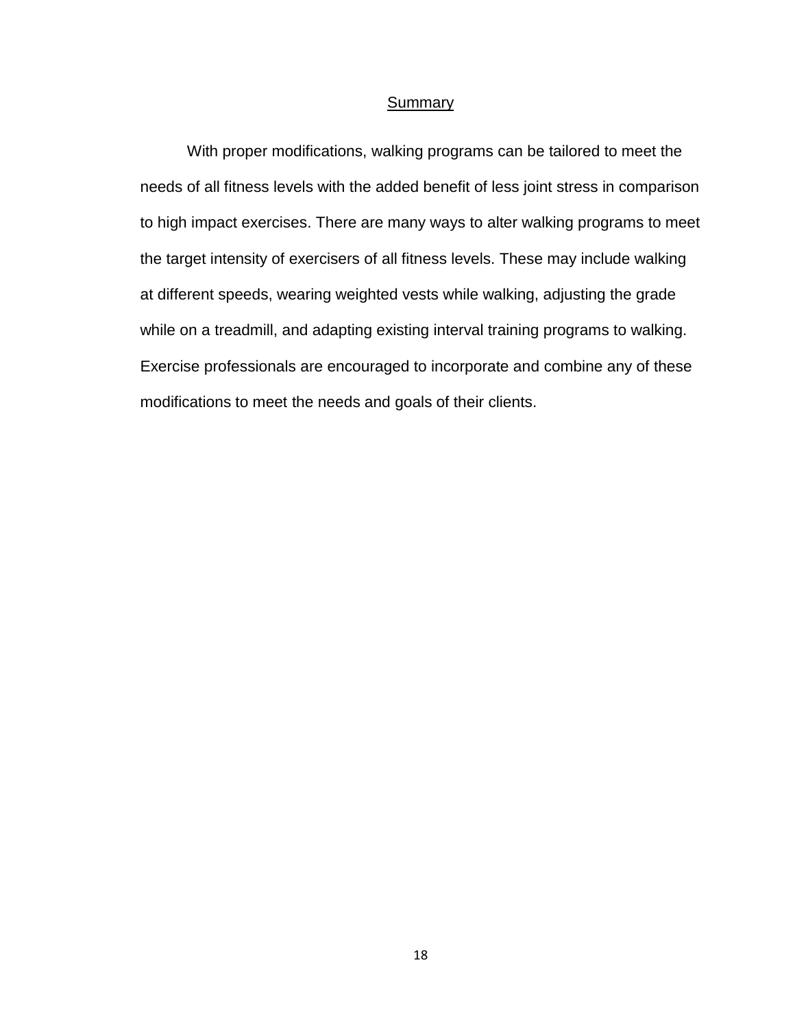## Summary

With proper modifications, walking programs can be tailored to meet the needs of all fitness levels with the added benefit of less joint stress in comparison to high impact exercises. There are many ways to alter walking programs to meet the target intensity of exercisers of all fitness levels. These may include walking at different speeds, wearing weighted vests while walking, adjusting the grade while on a treadmill, and adapting existing interval training programs to walking. Exercise professionals are encouraged to incorporate and combine any of these modifications to meet the needs and goals of their clients.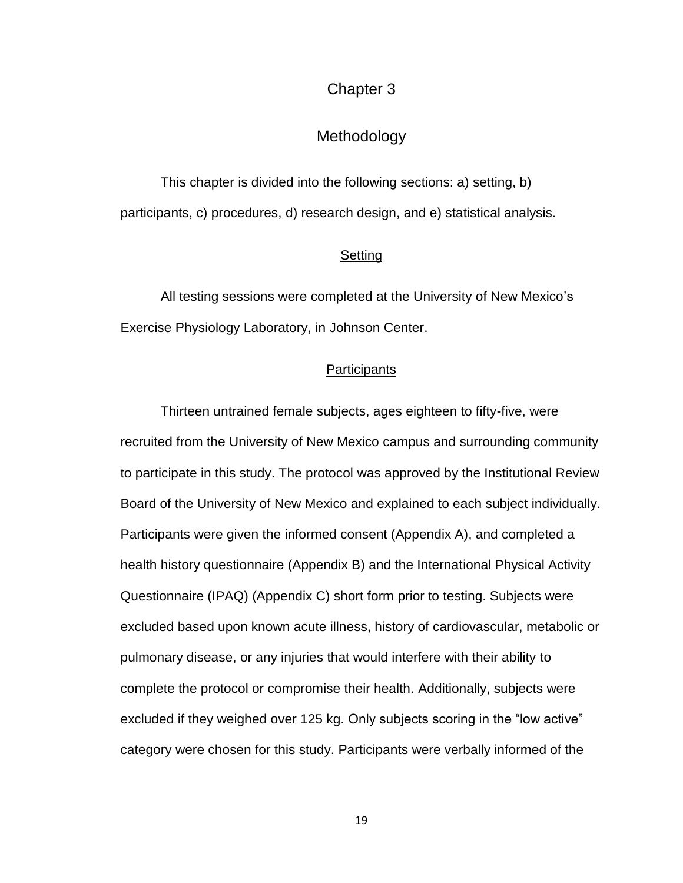# Chapter 3

# Methodology

This chapter is divided into the following sections: a) setting, b) participants, c) procedures, d) research design, and e) statistical analysis.

## Setting

All testing sessions were completed at the University of New Mexico's Exercise Physiology Laboratory, in Johnson Center.

## Participants

Thirteen untrained female subjects, ages eighteen to fifty-five, were recruited from the University of New Mexico campus and surrounding community to participate in this study. The protocol was approved by the Institutional Review Board of the University of New Mexico and explained to each subject individually. Participants were given the informed consent (Appendix A), and completed a health history questionnaire (Appendix B) and the International Physical Activity Questionnaire (IPAQ) (Appendix C) short form prior to testing. Subjects were excluded based upon known acute illness, history of cardiovascular, metabolic or pulmonary disease, or any injuries that would interfere with their ability to complete the protocol or compromise their health. Additionally, subjects were excluded if they weighed over 125 kg. Only subjects scoring in the "low active" category were chosen for this study. Participants were verbally informed of the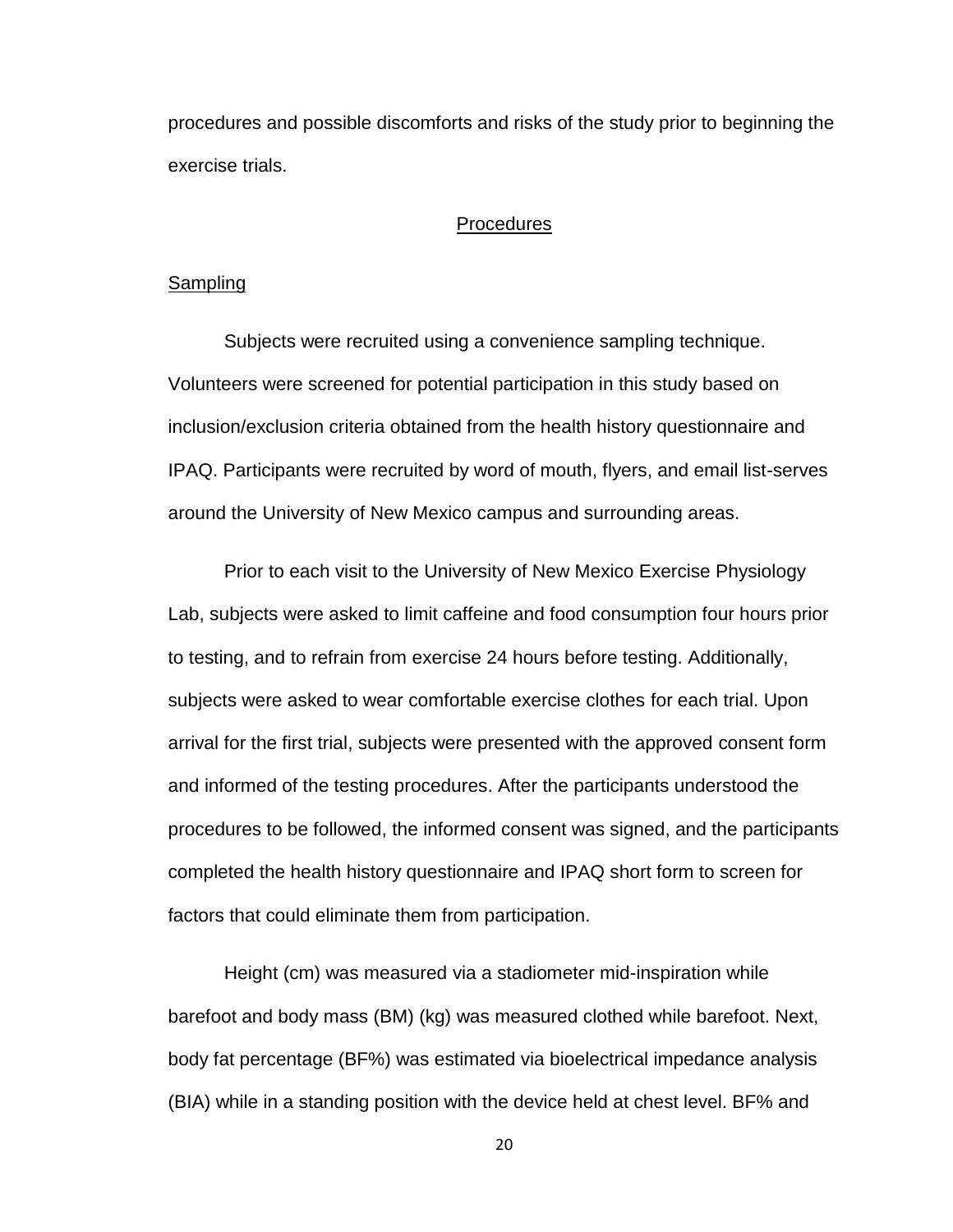procedures and possible discomforts and risks of the study prior to beginning the exercise trials.

## Procedures

### Sampling

Subjects were recruited using a convenience sampling technique. Volunteers were screened for potential participation in this study based on inclusion/exclusion criteria obtained from the health history questionnaire and IPAQ. Participants were recruited by word of mouth, flyers, and email list-serves around the University of New Mexico campus and surrounding areas.

Prior to each visit to the University of New Mexico Exercise Physiology Lab, subjects were asked to limit caffeine and food consumption four hours prior to testing, and to refrain from exercise 24 hours before testing. Additionally, subjects were asked to wear comfortable exercise clothes for each trial. Upon arrival for the first trial, subjects were presented with the approved consent form and informed of the testing procedures. After the participants understood the procedures to be followed, the informed consent was signed, and the participants completed the health history questionnaire and IPAQ short form to screen for factors that could eliminate them from participation.

Height (cm) was measured via a stadiometer mid-inspiration while barefoot and body mass (BM) (kg) was measured clothed while barefoot. Next, body fat percentage (BF%) was estimated via bioelectrical impedance analysis (BIA) while in a standing position with the device held at chest level. BF% and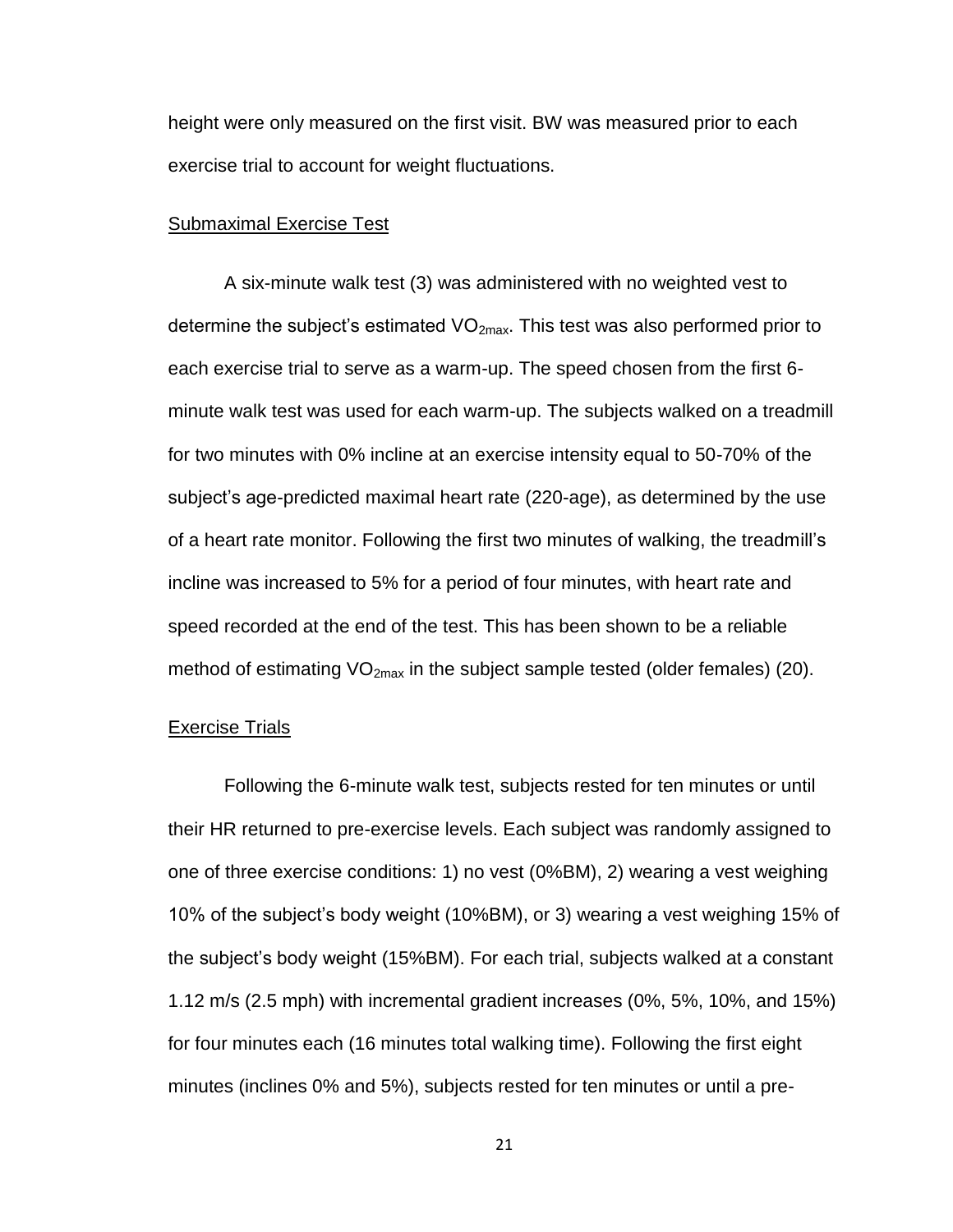height were only measured on the first visit. BW was measured prior to each exercise trial to account for weight fluctuations.

Submaximal Exercise Test

A six-minute walk test (3) was administered with no weighted vest to determine the subject's estimated $VO_{2max}$. This test was also performed prior to each exercise trial to serve as a warm-up. The speed chosen from the first 6-minute walk test was used for each warm-up. The subjects walked on a treadmill for two minutes with 0% incline at an exercise intensity equal to 50-70% of the subject's age-predicted maximal heart rate (220-age), as determined by the use of a heart rate monitor. Following the first two minutes of walking, the treadmill's incline was increased to 5% for a period of four minutes, with heart rate and speed recorded at the end of the test. This has been shown to be a reliable method of estimating $VO_{2max}$ in the subject sample tested (older females) (20).

Exercise Trials

Following the 6-minute walk test, subjects rested for ten minutes or until their HR returned to pre-exercise levels. Each subject was randomly assigned to one of three exercise conditions: 1) no vest (0%BM), 2) wearing a vest weighing 10% of the subject's body weight (10%BM), or 3) wearing a vest weighing 15% of the subject's body weight (15%BM). For each trial, subjects walked at a constant 1.12 m/s (2.5 mph) with incremental gradient increases (0%, 5%, 10%, and 15%) for four minutes each (16 minutes total walking time). Following the first eight minutes (inclines 0% and 5%), subjects rested for ten minutes or until a pre-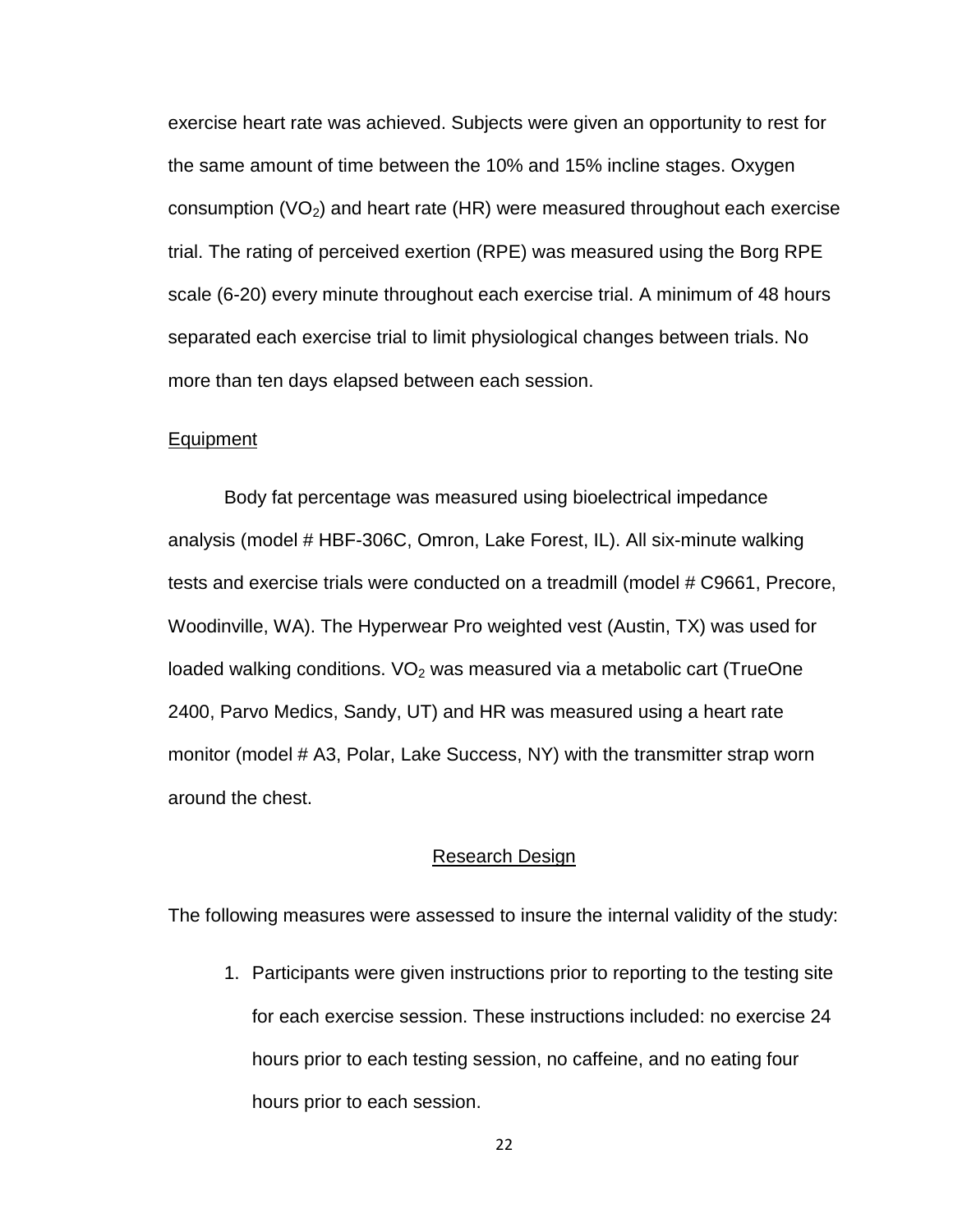exercise heart rate was achieved. Subjects were given an opportunity to rest for the same amount of time between the 10% and 15% incline stages. Oxygen consumption ($VO_2$) and heart rate (HR) were measured throughout each exercise trial. The rating of perceived exertion (RPE) was measured using the Borg RPE scale (6-20) every minute throughout each exercise trial. A minimum of 48 hours separated each exercise trial to limit physiological changes between trials. No more than ten days elapsed between each session.

### Equipment

Body fat percentage was measured using bioelectrical impedance analysis (model # HBF-306C, Omron, Lake Forest, IL). All six-minute walking tests and exercise trials were conducted on a treadmill (model # C9661, Precore, Woodinville, WA). The Hyperwear Pro weighted vest (Austin, TX) was used for loaded walking conditions. $VO_2$ was measured via a metabolic cart (TrueOne 2400, Parvo Medics, Sandy, UT) and HR was measured using a heart rate monitor (model # A3, Polar, Lake Success, NY) with the transmitter strap worn around the chest.

## Research Design

The following measures were assessed to insure the internal validity of the study:

1. Participants were given instructions prior to reporting to the testing site for each exercise session. These instructions included: no exercise 24 hours prior to each testing session, no caffeine, and no eating four hours prior to each session.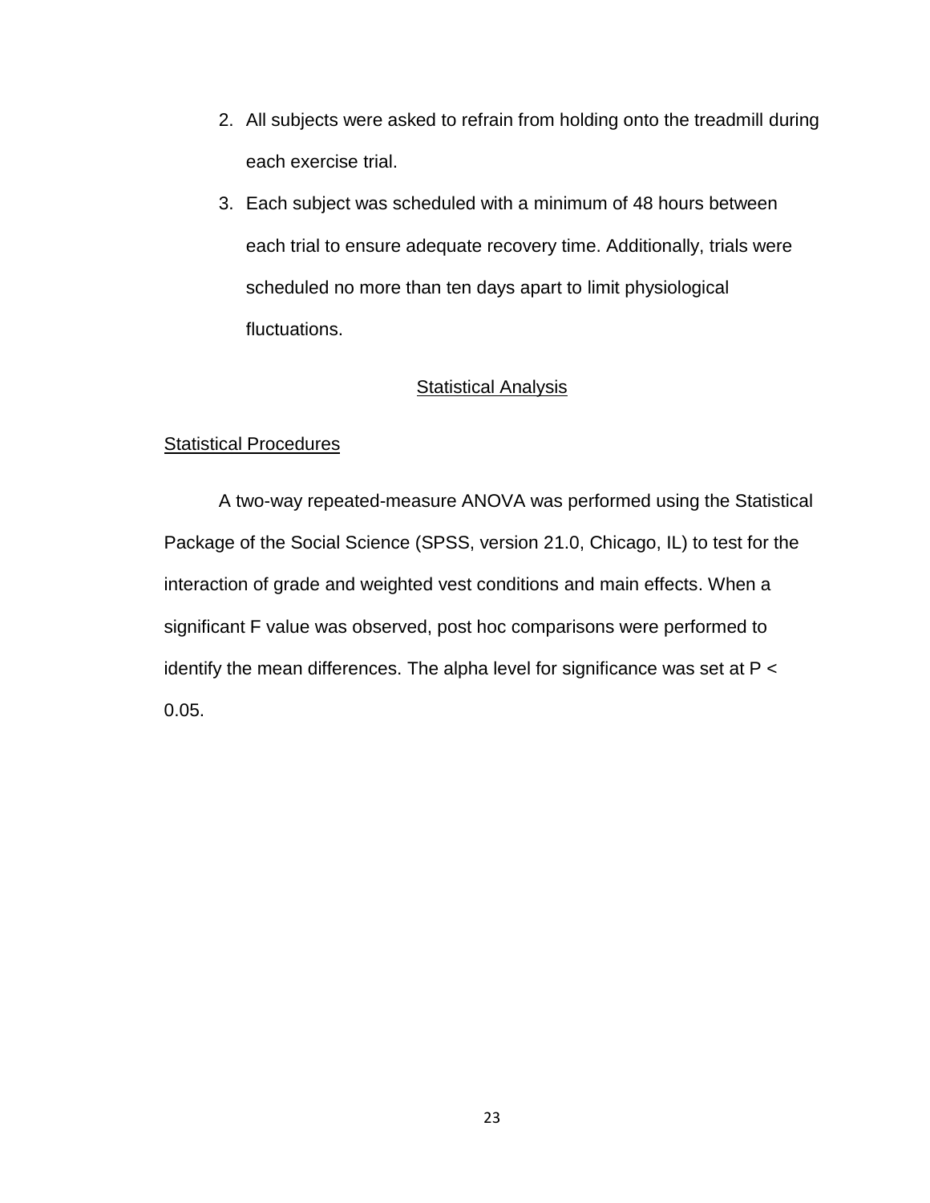2. All subjects were asked to refrain from holding onto the treadmill during each exercise trial.
3. Each subject was scheduled with a minimum of 48 hours between each trial to ensure adequate recovery time. Additionally, trials were scheduled no more than ten days apart to limit physiological fluctuations.

## Statistical Analysis

### Statistical Procedures

A two-way repeated-measure ANOVA was performed using the Statistical Package of the Social Science (SPSS, version 21.0, Chicago, IL) to test for the interaction of grade and weighted vest conditions and main effects. When a significant F value was observed, post hoc comparisons were performed to identify the mean differences. The alpha level for significance was set at $P < 0.05$.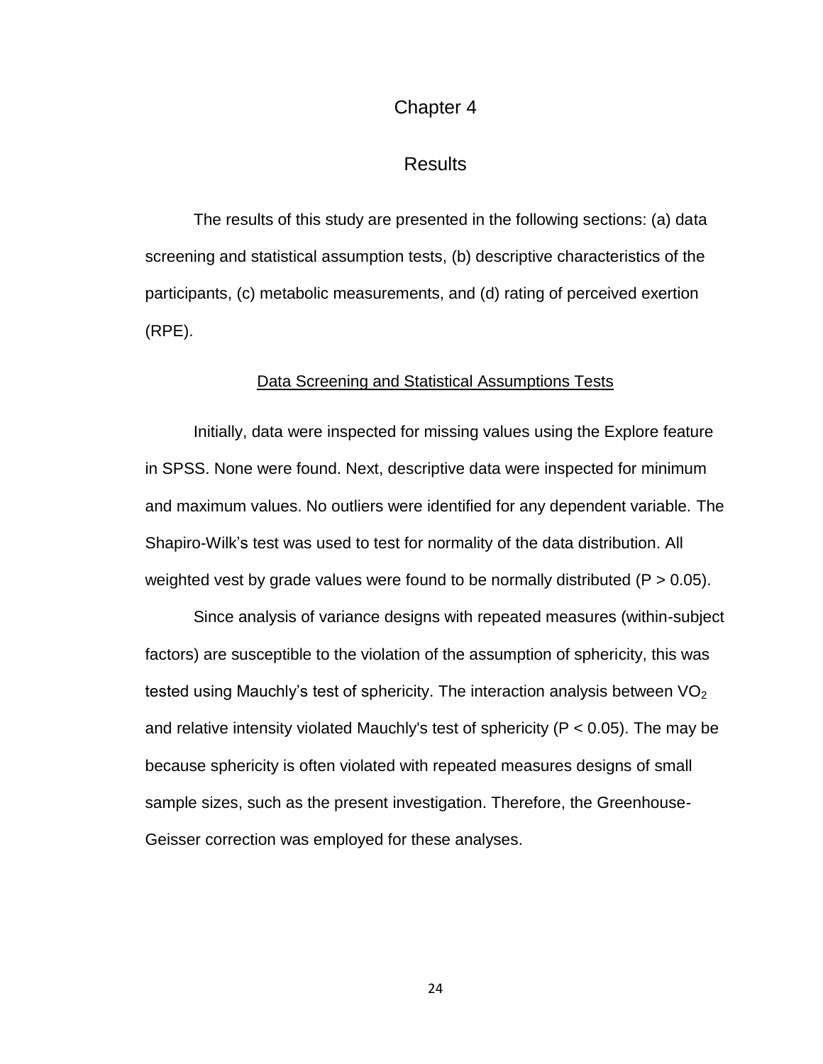# Chapter 4

# Results

The results of this study are presented in the following sections: (a) data screening and statistical assumption tests, (b) descriptive characteristics of the participants, (c) metabolic measurements, and (d) rating of perceived exertion (RPE).

## Data Screening and Statistical Assumptions Tests

Initially, data were inspected for missing values using the Explore feature in SPSS. None were found. Next, descriptive data were inspected for minimum and maximum values. No outliers were identified for any dependent variable. The Shapiro-Wilk's test was used to test for normality of the data distribution. All weighted vest by grade values were found to be normally distributed ($P > 0.05$).

Since analysis of variance designs with repeated measures (within-subject factors) are susceptible to the violation of the assumption of sphericity, this was tested using Mauchly's test of sphericity. The interaction analysis between $VO_2$ and relative intensity violated Mauchly's test of sphericity ($P < 0.05$). The may be because sphericity is often violated with repeated measures designs of small sample sizes, such as the present investigation. Therefore, the Greenhouse-Geisser correction was employed for these analyses.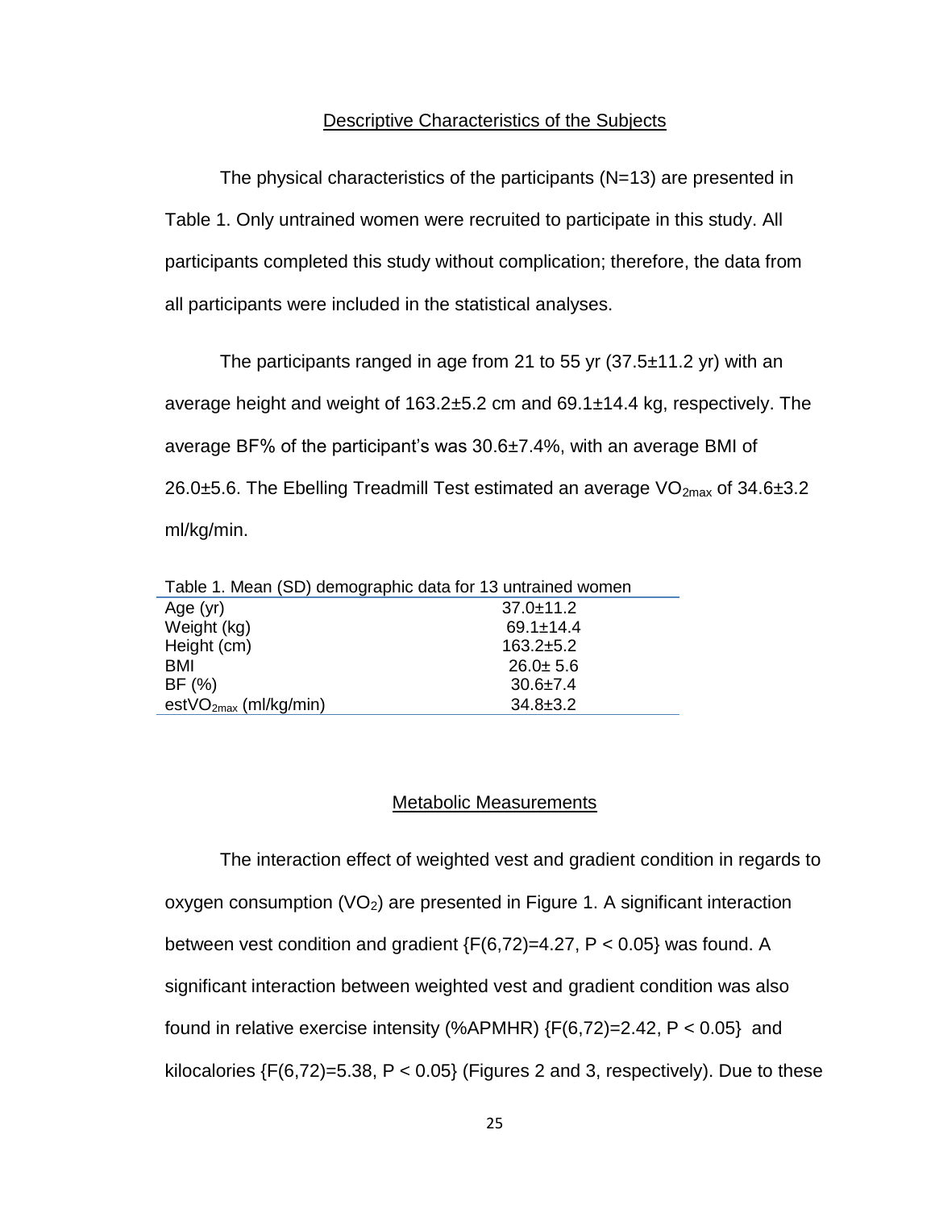## Descriptive Characteristics of the Subjects

The physical characteristics of the participants (N=13) are presented in Table 1. Only untrained women were recruited to participate in this study. All participants completed this study without complication; therefore, the data from all participants were included in the statistical analyses.

The participants ranged in age from 21 to 55 yr (37.5±11.2 yr) with an average height and weight of 163.2±5.2 cm and 69.1±14.4 kg, respectively. The average BF% of the participant's was 30.6±7.4%, with an average BMI of 26.0±5.6. The Ebelling Treadmill Test estimated an average $VO_{2max}$ of 34.6±3.2 ml/kg/min.

Table 1. Mean (SD) demographic data for 13 untrained women

| | |
|---|---|
| Age (yr) | 37.0±11.2 |
| Weight (kg) | 69.1±14.4 |
| Height (cm) | 163.2±5.2 |
| BMI | 26.0± 5.6 |
| BF (%) | 30.6±7.4 |
| est$VO_{2max}$ (ml/kg/min) | 34.8±3.2 |

## Metabolic Measurements

The interaction effect of weighted vest and gradient condition in regards to oxygen consumption ($VO_2$) are presented in Figure 1. A significant interaction between vest condition and gradient {$F(6,72)=4.27$, $P < 0.05$} was found. A significant interaction between weighted vest and gradient condition was also found in relative exercise intensity (%APMHR) {$F(6,72)=2.42$, $P < 0.05$} and kilocalories {$F(6,72)=5.38$, $P < 0.05$} (Figures 2 and 3, respectively). Due to these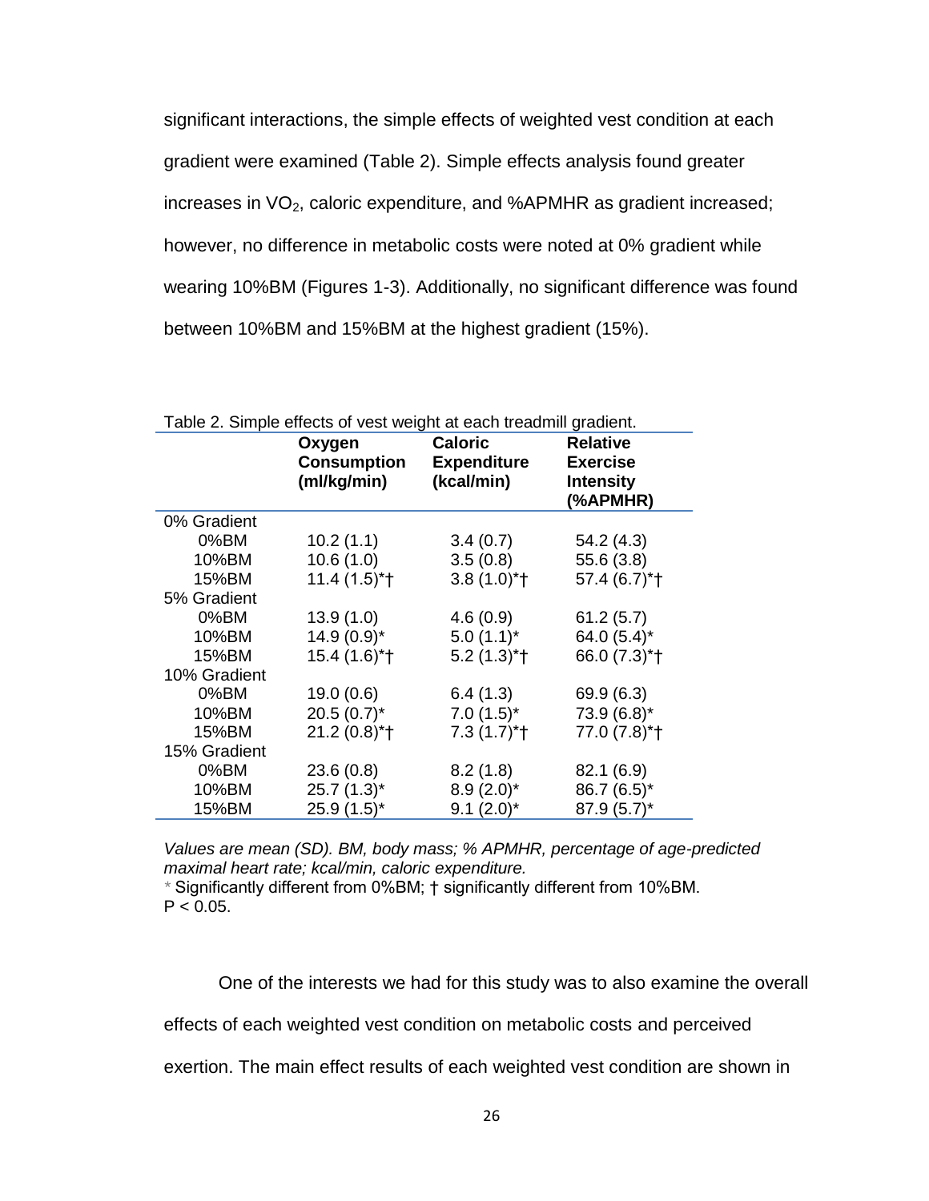significant interactions, the simple effects of weighted vest condition at each gradient were examined (Table 2). Simple effects analysis found greater increases in $VO_2$, caloric expenditure, and %APMHR as gradient increased; however, no difference in metabolic costs were noted at 0% gradient while wearing 10%BM (Figures 1-3). Additionally, no significant difference was found between 10%BM and 15%BM at the highest gradient (15%).

Table 2. Simple effects of vest weight at each treadmill gradient.

| | **Oxygen Consumption (ml/kg/min)** | **Caloric Expenditure (kcal/min)** | **Relative Exercise Intensity (%APMHR)** |
|---|---|---|---|
| 0% Gradient | | | |
| 0%BM | 10.2 (1.1) | 3.4 (0.7) | 54.2 (4.3) |
| 10%BM | 10.6 (1.0) | 3.5 (0.8) | 55.6 (3.8) |
| 15%BM | 11.4 (1.5)*† | 3.8 (1.0)*† | 57.4 (6.7)*† |
| 5% Gradient | | | |
| 0%BM | 13.9 (1.0) | 4.6 (0.9) | 61.2 (5.7) |
| 10%BM | 14.9 (0.9)* | 5.0 (1.1)* | 64.0 (5.4)* |
| 15%BM | 15.4 (1.6)*† | 5.2 (1.3)*† | 66.0 (7.3)*† |
| 10% Gradient | | | |
| 0%BM | 19.0 (0.6) | 6.4 (1.3) | 69.9 (6.3) |
| 10%BM | 20.5 (0.7)* | 7.0 (1.5)* | 73.9 (6.8)* |
| 15%BM | 21.2 (0.8)*† | 7.3 (1.7)*† | 77.0 (7.8)*† |
| 15% Gradient | | | |
| 0%BM | 23.6 (0.8) | 8.2 (1.8) | 82.1 (6.9) |
| 10%BM | 25.7 (1.3)* | 8.9 (2.0)* | 86.7 (6.5)* |
| 15%BM | 25.9 (1.5)* | 9.1 (2.0)* | 87.9 (5.7)* |

*Values are mean (SD). BM, body mass; % APMHR, percentage of age-predicted maximal heart rate; kcal/min, caloric expenditure.*
\* Significantly different from 0%BM; † significantly different from 10%BM.
$P < 0.05$.

One of the interests we had for this study was to also examine the overall effects of each weighted vest condition on metabolic costs and perceived exertion. The main effect results of each weighted vest condition are shown in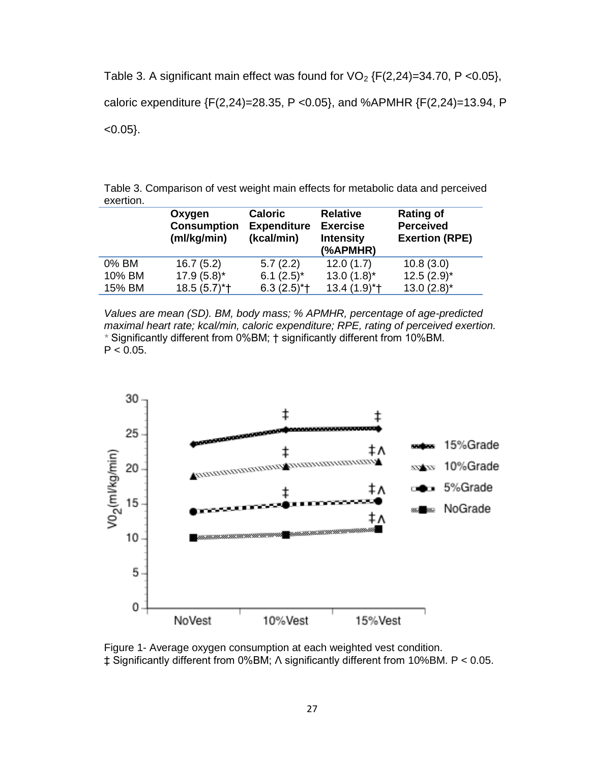Table 3. A significant main effect was found for $VO_2$ {$F(2,24)=34.70$, $P < 0.05$}, caloric expenditure {$F(2,24)=28.35$, $P < 0.05$}, and %APMHR {$F(2,24)=13.94$, $P < 0.05$}.

Table 3. Comparison of vest weight main effects for metabolic data and perceived exertion.

| | Oxygen Consumption (ml/kg/min) | Caloric Expenditure (kcal/min) | Relative Exercise Intensity (%APMHR) | Rating of Perceived Exertion (RPE) |
|---|---|---|---|---|
| 0% BM | 16.7 (5.2) | 5.7 (2.2) | 12.0 (1.7) | 10.8 (3.0) |
| 10% BM | 17.9 (5.8)* | 6.1 (2.5)* | 13.0 (1.8)* | 12.5 (2.9)* |
| 15% BM | 18.5 (5.7)*† | 6.3 (2.5)*† | 13.4 (1.9)*† | 13.0 (2.8)* |

*Values are mean (SD). BM, body mass; % APMHR, percentage of age-predicted maximal heart rate; kcal/min, caloric expenditure; RPE, rating of perceived exertion.*
* Significantly different from 0%BM; † significantly different from 10%BM.
P < 0.05.

Figure 1- Average oxygen consumption at each weighted vest condition.
‡ Significantly different from 0%BM; Λ significantly different from 10%BM. P < 0.05.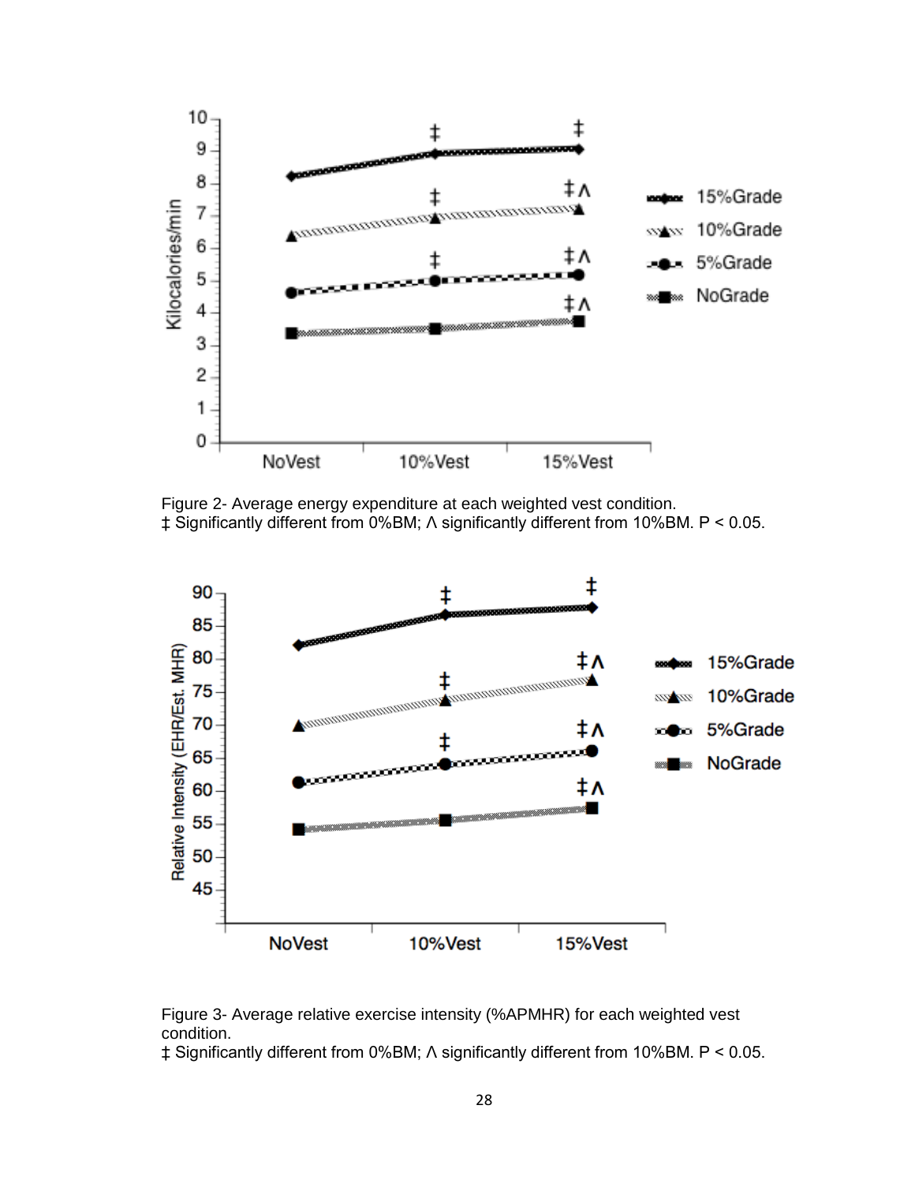Figure 2- Average energy expenditure at each weighted vest condition.
‡ Significantly different from 0%BM; Λ significantly different from 10%BM. P < 0.05.

Figure 3- Average relative exercise intensity (%APMHR) for each weighted vest condition.
‡ Significantly different from 0%BM; Λ significantly different from 10%BM. P < 0.05.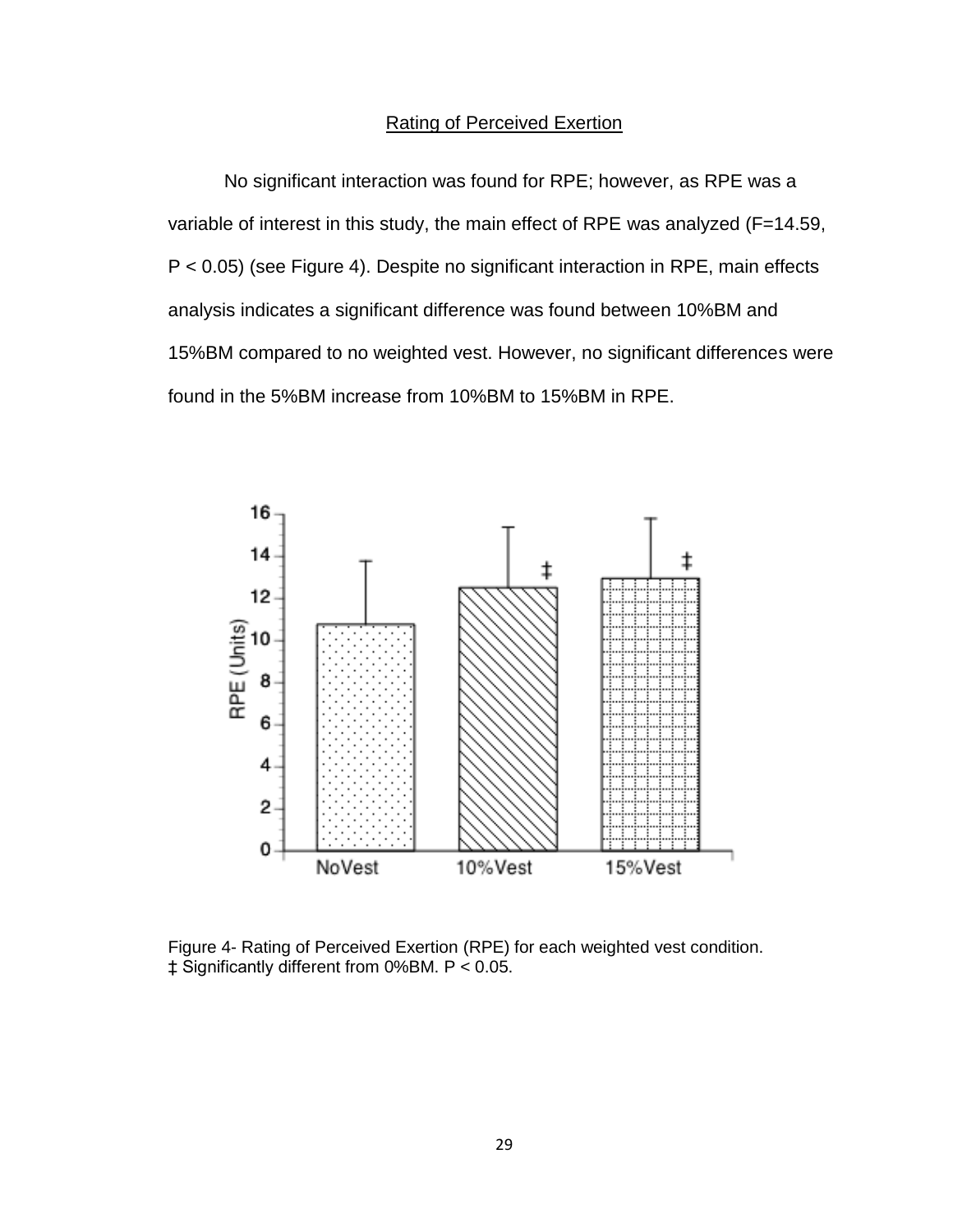## Rating of Perceived Exertion

No significant interaction was found for RPE; however, as RPE was a variable of interest in this study, the main effect of RPE was analyzed ($F=14.59$, $P < 0.05$) (see Figure 4). Despite no significant interaction in RPE, main effects analysis indicates a significant difference was found between 10%BM and 15%BM compared to no weighted vest. However, no significant differences were found in the 5%BM increase from 10%BM to 15%BM in RPE.

Figure 4- Rating of Perceived Exertion (RPE) for each weighted vest condition.
‡ Significantly different from 0%BM. $P < 0.05$.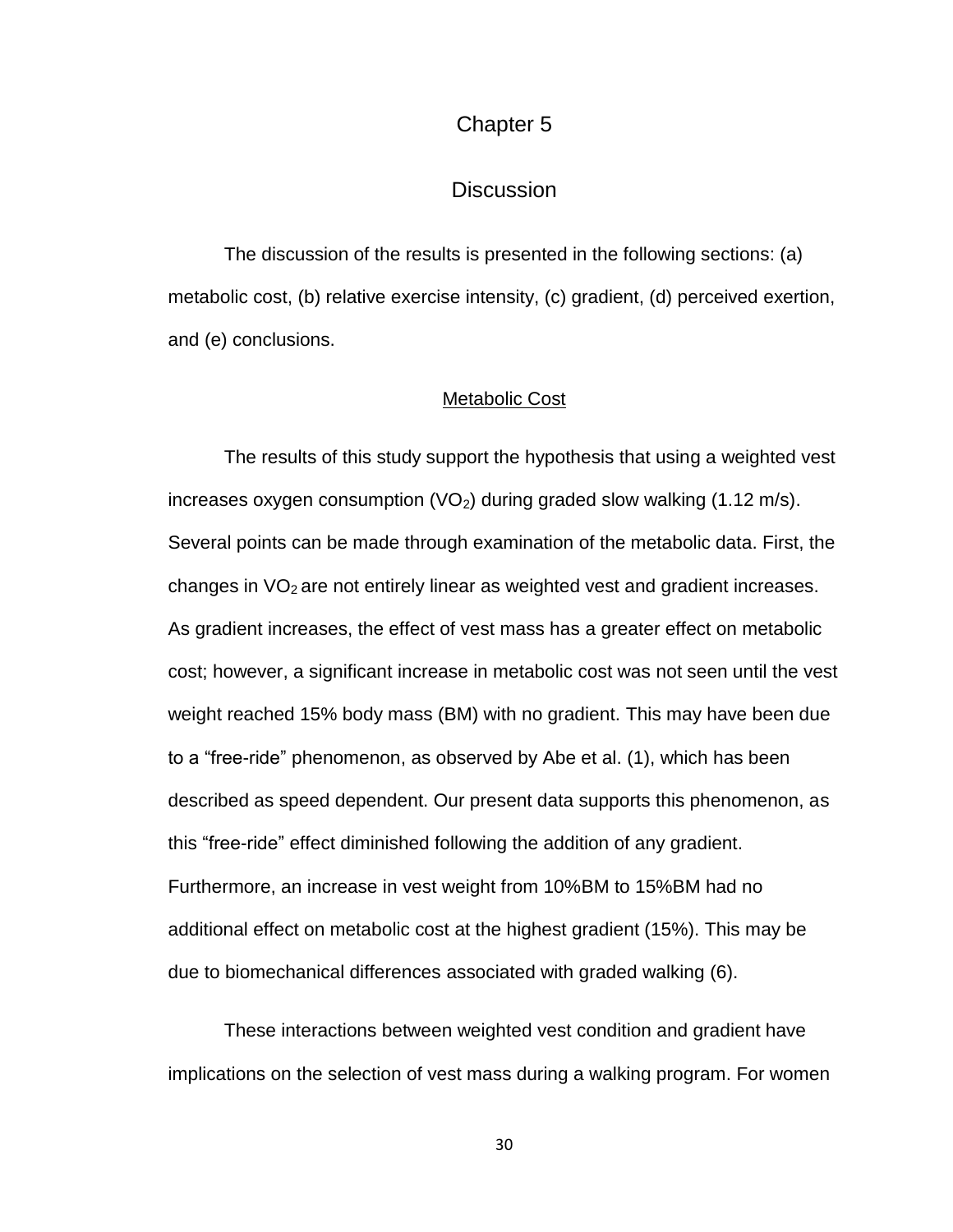# Chapter 5

# Discussion

The discussion of the results is presented in the following sections: (a) metabolic cost, (b) relative exercise intensity, (c) gradient, (d) perceived exertion, and (e) conclusions.

## Metabolic Cost

The results of this study support the hypothesis that using a weighted vest increases oxygen consumption ($VO_2$) during graded slow walking (1.12 m/s). Several points can be made through examination of the metabolic data. First, the changes in $VO_2$ are not entirely linear as weighted vest and gradient increases. As gradient increases, the effect of vest mass has a greater effect on metabolic cost; however, a significant increase in metabolic cost was not seen until the vest weight reached 15% body mass (BM) with no gradient. This may have been due to a "free-ride" phenomenon, as observed by Abe et al. (1), which has been described as speed dependent. Our present data supports this phenomenon, as this "free-ride" effect diminished following the addition of any gradient. Furthermore, an increase in vest weight from 10%BM to 15%BM had no additional effect on metabolic cost at the highest gradient (15%). This may be due to biomechanical differences associated with graded walking (6).

These interactions between weighted vest condition and gradient have implications on the selection of vest mass during a walking program. For women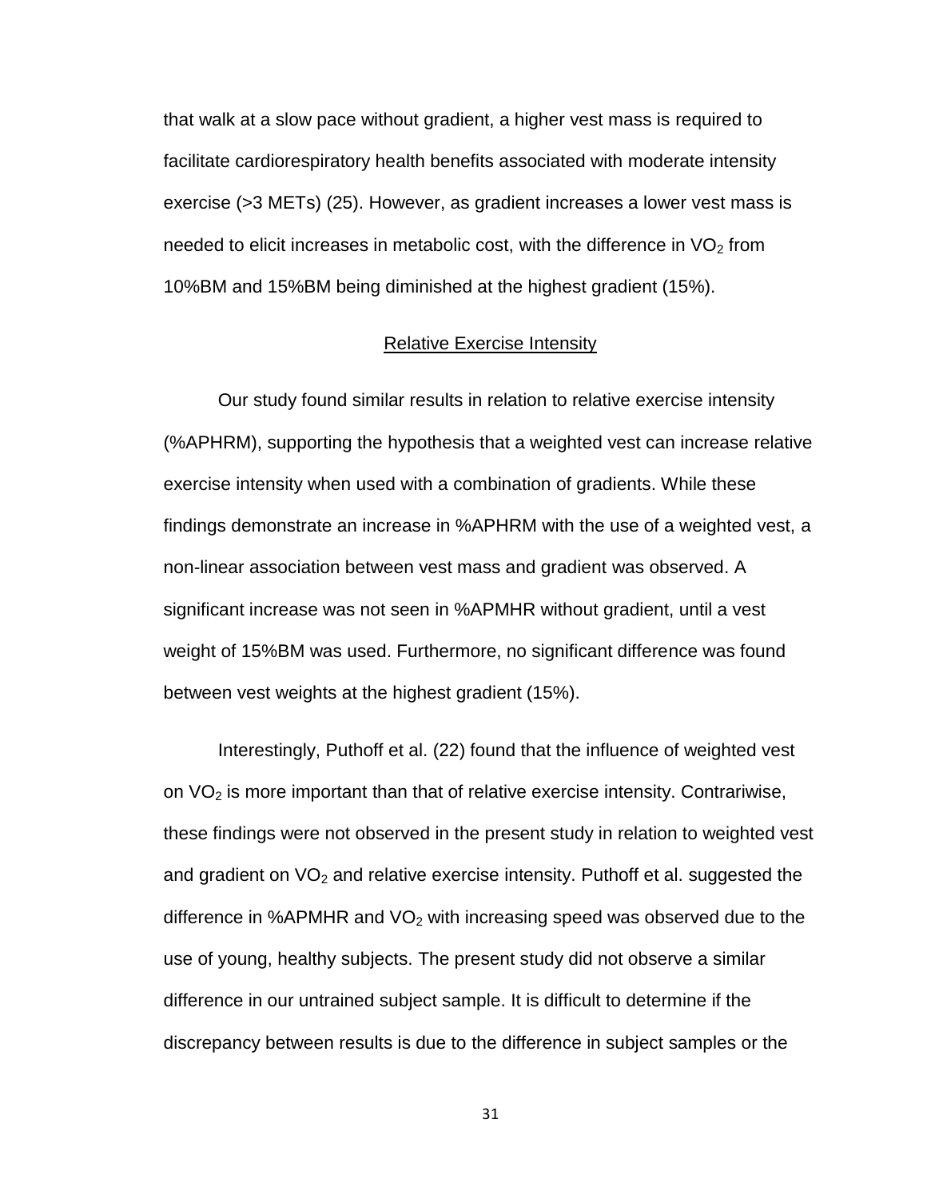that walk at a slow pace without gradient, a higher vest mass is required to facilitate cardiorespiratory health benefits associated with moderate intensity exercise (>3 METs) (25). However, as gradient increases a lower vest mass is needed to elicit increases in metabolic cost, with the difference in $VO_2$ from 10%BM and 15%BM being diminished at the highest gradient (15%).

## Relative Exercise Intensity

Our study found similar results in relation to relative exercise intensity (%APHRM), supporting the hypothesis that a weighted vest can increase relative exercise intensity when used with a combination of gradients. While these findings demonstrate an increase in %APHRM with the use of a weighted vest, a non-linear association between vest mass and gradient was observed. A significant increase was not seen in %APMHR without gradient, until a vest weight of 15%BM was used. Furthermore, no significant difference was found between vest weights at the highest gradient (15%).

Interestingly, Puthoff et al. (22) found that the influence of weighted vest on $VO_2$ is more important than that of relative exercise intensity. Contrariwise, these findings were not observed in the present study in relation to weighted vest and gradient on $VO_2$ and relative exercise intensity. Puthoff et al. suggested the difference in %APMHR and $VO_2$ with increasing speed was observed due to the use of young, healthy subjects. The present study did not observe a similar difference in our untrained subject sample. It is difficult to determine if the discrepancy between results is due to the difference in subject samples or the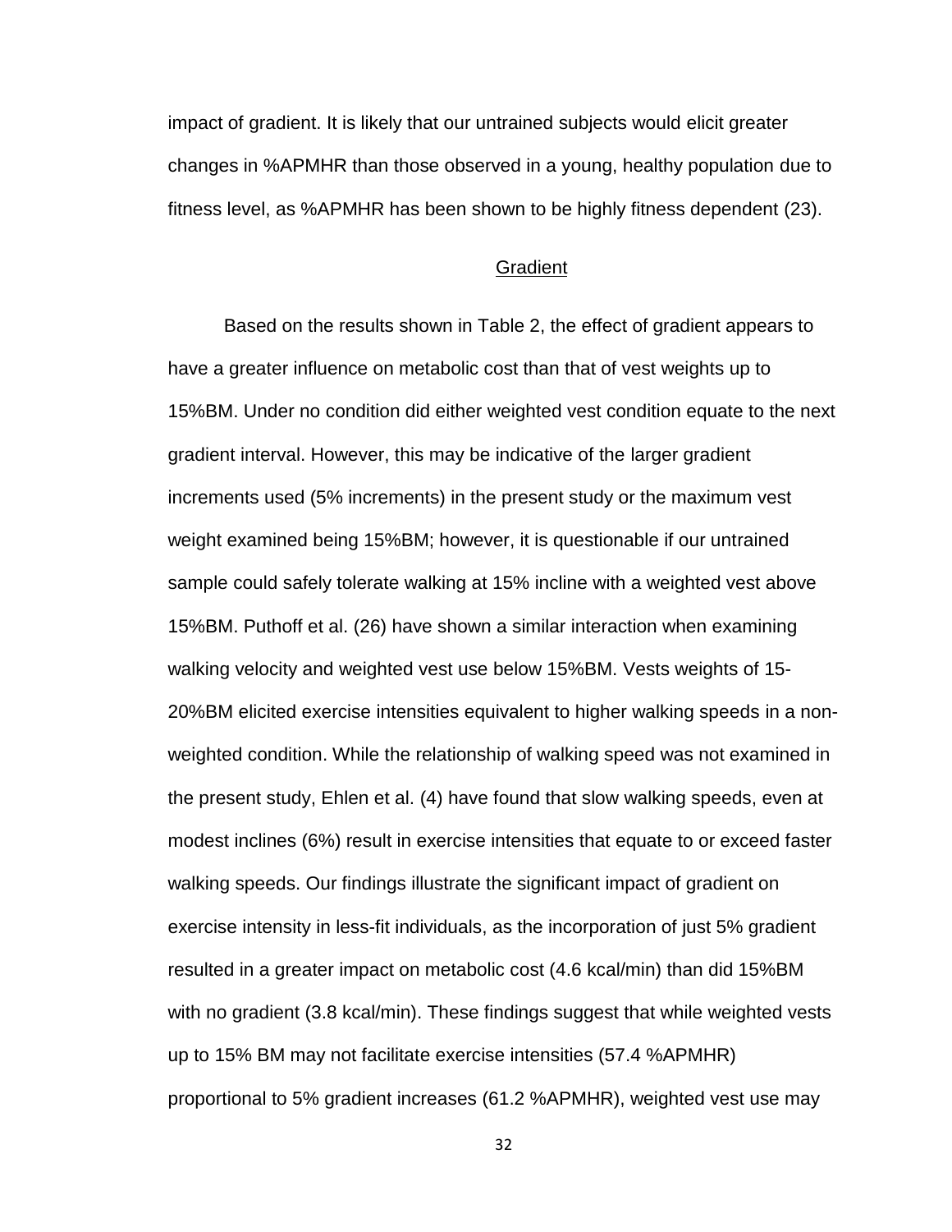impact of gradient. It is likely that our untrained subjects would elicit greater changes in %APMHR than those observed in a young, healthy population due to fitness level, as %APMHR has been shown to be highly fitness dependent (23).

## Gradient

Based on the results shown in Table 2, the effect of gradient appears to have a greater influence on metabolic cost than that of vest weights up to 15%BM. Under no condition did either weighted vest condition equate to the next gradient interval. However, this may be indicative of the larger gradient increments used (5% increments) in the present study or the maximum vest weight examined being 15%BM; however, it is questionable if our untrained sample could safely tolerate walking at 15% incline with a weighted vest above 15%BM. Puthoff et al. (26) have shown a similar interaction when examining walking velocity and weighted vest use below 15%BM. Vests weights of 15-20%BM elicited exercise intensities equivalent to higher walking speeds in a non-weighted condition. While the relationship of walking speed was not examined in the present study, Ehlen et al. (4) have found that slow walking speeds, even at modest inclines (6%) result in exercise intensities that equate to or exceed faster walking speeds. Our findings illustrate the significant impact of gradient on exercise intensity in less-fit individuals, as the incorporation of just 5% gradient resulted in a greater impact on metabolic cost (4.6 kcal/min) than did 15%BM with no gradient (3.8 kcal/min). These findings suggest that while weighted vests up to 15% BM may not facilitate exercise intensities (57.4 %APMHR) proportional to 5% gradient increases (61.2 %APMHR), weighted vest use may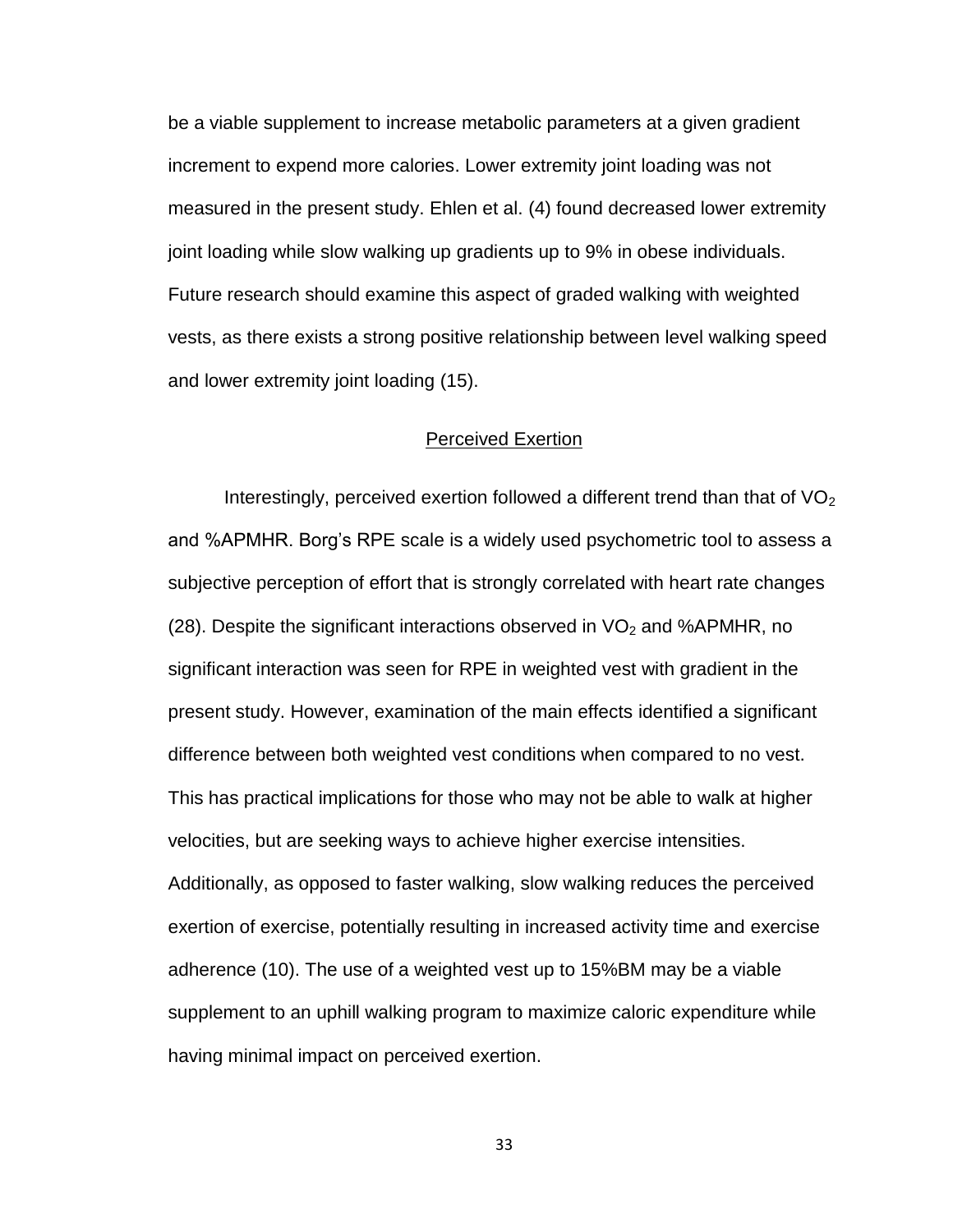be a viable supplement to increase metabolic parameters at a given gradient increment to expend more calories. Lower extremity joint loading was not measured in the present study. Ehlen et al. (4) found decreased lower extremity joint loading while slow walking up gradients up to 9% in obese individuals. Future research should examine this aspect of graded walking with weighted vests, as there exists a strong positive relationship between level walking speed and lower extremity joint loading (15).

## Perceived Exertion

Interestingly, perceived exertion followed a different trend than that of $VO_2$ and %APMHR. Borg's RPE scale is a widely used psychometric tool to assess a subjective perception of effort that is strongly correlated with heart rate changes (28). Despite the significant interactions observed in $VO_2$ and %APMHR, no significant interaction was seen for RPE in weighted vest with gradient in the present study. However, examination of the main effects identified a significant difference between both weighted vest conditions when compared to no vest. This has practical implications for those who may not be able to walk at higher velocities, but are seeking ways to achieve higher exercise intensities. Additionally, as opposed to faster walking, slow walking reduces the perceived exertion of exercise, potentially resulting in increased activity time and exercise adherence (10). The use of a weighted vest up to 15%BM may be a viable supplement to an uphill walking program to maximize caloric expenditure while having minimal impact on perceived exertion.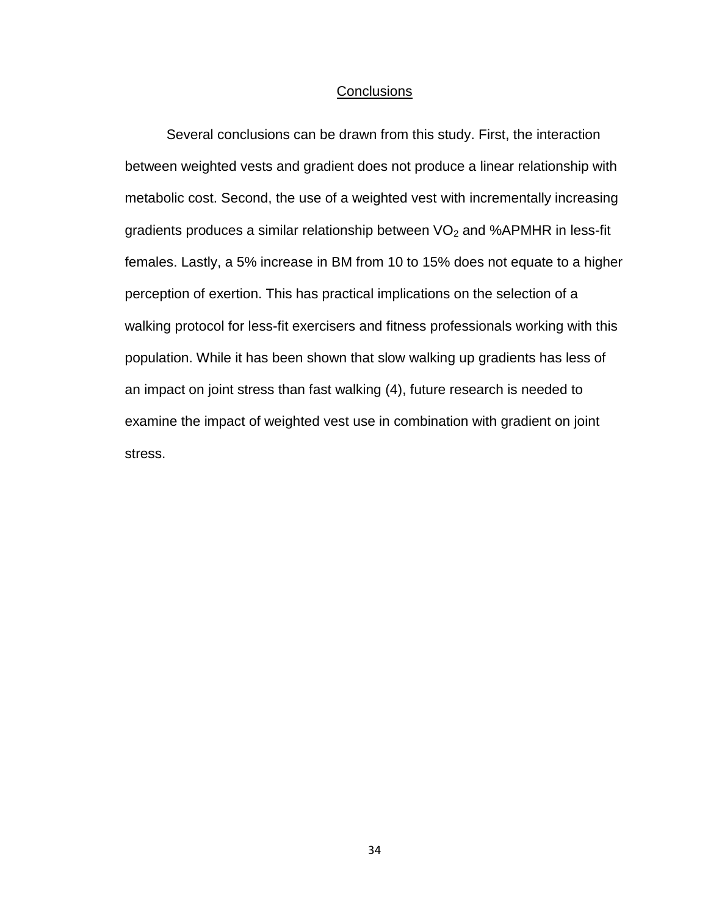## Conclusions

Several conclusions can be drawn from this study. First, the interaction between weighted vests and gradient does not produce a linear relationship with metabolic cost. Second, the use of a weighted vest with incrementally increasing gradients produces a similar relationship between $VO_2$ and %APMHR in less-fit females. Lastly, a 5% increase in BM from 10 to 15% does not equate to a higher perception of exertion. This has practical implications on the selection of a walking protocol for less-fit exercisers and fitness professionals working with this population. While it has been shown that slow walking up gradients has less of an impact on joint stress than fast walking (4), future research is needed to examine the impact of weighted vest use in combination with gradient on joint stress.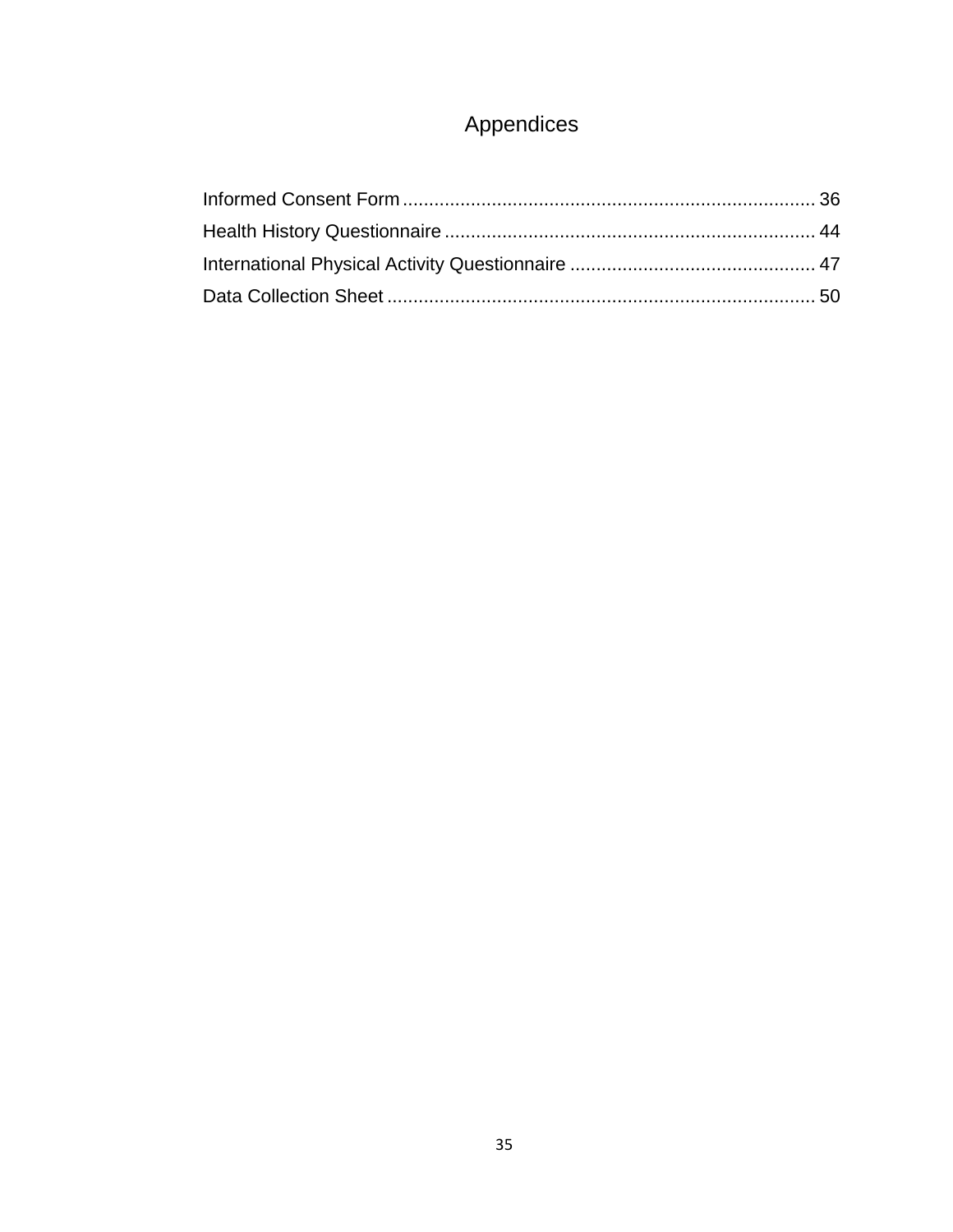# Appendices

Informed Consent Form ............................................................................ 36

Health History Questionnaire ..................................................................... 44

International Physical Activity Questionnaire .............................................. 47

Data Collection Sheet ................................................................................ 50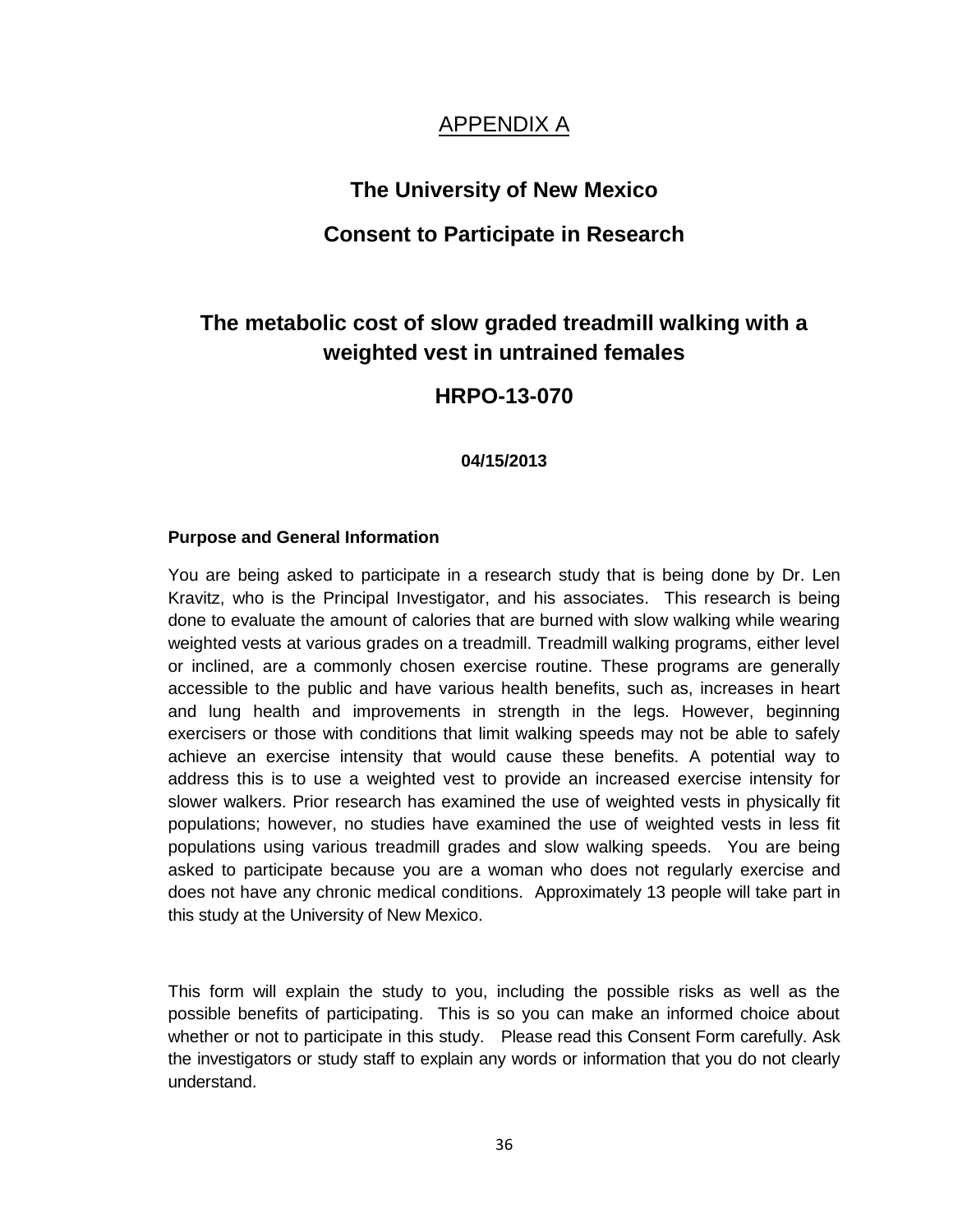# APPENDIX A

## The University of New Mexico

## Consent to Participate in Research

## The metabolic cost of slow graded treadmill walking with a weighted vest in untrained females

## HRPO-13-070

**04/15/2013**

**Purpose and General Information**

You are being asked to participate in a research study that is being done by Dr. Len Kravitz, who is the Principal Investigator, and his associates. This research is being done to evaluate the amount of calories that are burned with slow walking while wearing weighted vests at various grades on a treadmill. Treadmill walking programs, either level or inclined, are a commonly chosen exercise routine. These programs are generally accessible to the public and have various health benefits, such as, increases in heart and lung health and improvements in strength in the legs. However, beginning exercisers or those with conditions that limit walking speeds may not be able to safely achieve an exercise intensity that would cause these benefits. A potential way to address this is to use a weighted vest to provide an increased exercise intensity for slower walkers. Prior research has examined the use of weighted vests in physically fit populations; however, no studies have examined the use of weighted vests in less fit populations using various treadmill grades and slow walking speeds. You are being asked to participate because you are a woman who does not regularly exercise and does not have any chronic medical conditions. Approximately 13 people will take part in this study at the University of New Mexico.

This form will explain the study to you, including the possible risks as well as the possible benefits of participating. This is so you can make an informed choice about whether or not to participate in this study. Please read this Consent Form carefully. Ask the investigators or study staff to explain any words or information that you do not clearly understand.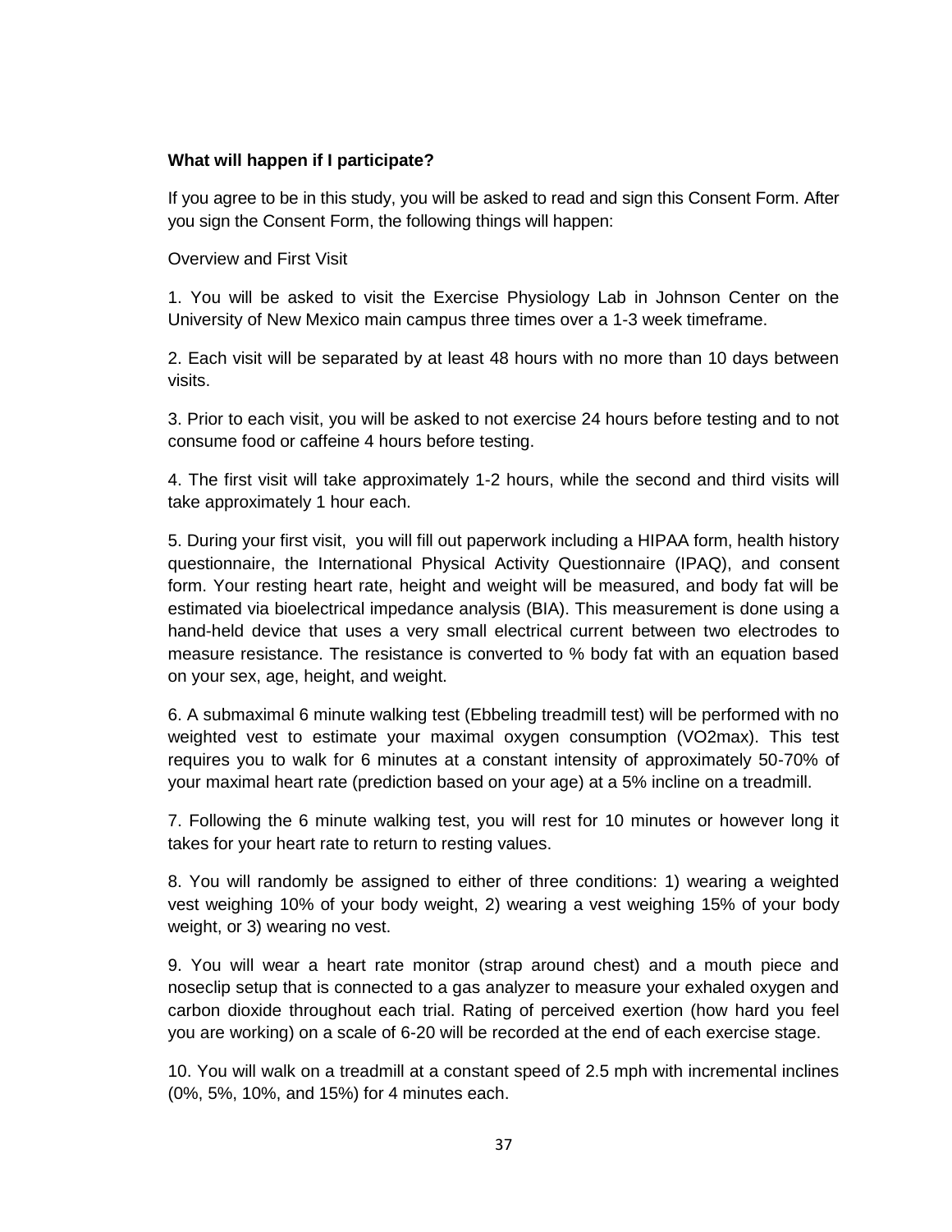**What will happen if I participate?**

If you agree to be in this study, you will be asked to read and sign this Consent Form. After you sign the Consent Form, the following things will happen:

Overview and First Visit

1. You will be asked to visit the Exercise Physiology Lab in Johnson Center on the University of New Mexico main campus three times over a 1-3 week timeframe.

2. Each visit will be separated by at least 48 hours with no more than 10 days between visits.

3. Prior to each visit, you will be asked to not exercise 24 hours before testing and to not consume food or caffeine 4 hours before testing.

4. The first visit will take approximately 1-2 hours, while the second and third visits will take approximately 1 hour each.

5. During your first visit, you will fill out paperwork including a HIPAA form, health history questionnaire, the International Physical Activity Questionnaire (IPAQ), and consent form. Your resting heart rate, height and weight will be measured, and body fat will be estimated via bioelectrical impedance analysis (BIA). This measurement is done using a hand-held device that uses a very small electrical current between two electrodes to measure resistance. The resistance is converted to % body fat with an equation based on your sex, age, height, and weight.

6. A submaximal 6 minute walking test (Ebbeling treadmill test) will be performed with no weighted vest to estimate your maximal oxygen consumption (VO2max). This test requires you to walk for 6 minutes at a constant intensity of approximately 50-70% of your maximal heart rate (prediction based on your age) at a 5% incline on a treadmill.

7. Following the 6 minute walking test, you will rest for 10 minutes or however long it takes for your heart rate to return to resting values.

8. You will randomly be assigned to either of three conditions: 1) wearing a weighted vest weighing 10% of your body weight, 2) wearing a vest weighing 15% of your body weight, or 3) wearing no vest.

9. You will wear a heart rate monitor (strap around chest) and a mouth piece and noseclip setup that is connected to a gas analyzer to measure your exhaled oxygen and carbon dioxide throughout each trial. Rating of perceived exertion (how hard you feel you are working) on a scale of 6-20 will be recorded at the end of each exercise stage.

10. You will walk on a treadmill at a constant speed of 2.5 mph with incremental inclines (0%, 5%, 10%, and 15%) for 4 minutes each.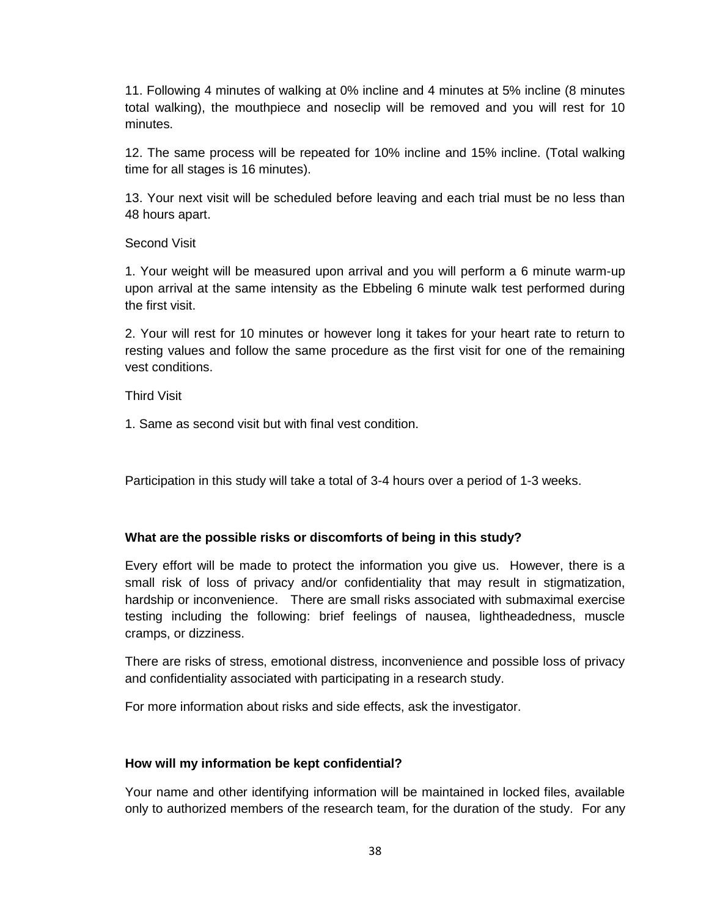11. Following 4 minutes of walking at 0% incline and 4 minutes at 5% incline (8 minutes total walking), the mouthpiece and noseclip will be removed and you will rest for 10 minutes.

12. The same process will be repeated for 10% incline and 15% incline. (Total walking time for all stages is 16 minutes).

13. Your next visit will be scheduled before leaving and each trial must be no less than 48 hours apart.

Second Visit

1. Your weight will be measured upon arrival and you will perform a 6 minute warm-up upon arrival at the same intensity as the Ebbeling 6 minute walk test performed during the first visit.

2. Your will rest for 10 minutes or however long it takes for your heart rate to return to resting values and follow the same procedure as the first visit for one of the remaining vest conditions.

Third Visit

1. Same as second visit but with final vest condition.

Participation in this study will take a total of 3-4 hours over a period of 1-3 weeks.

**What are the possible risks or discomforts of being in this study?**

Every effort will be made to protect the information you give us. However, there is a small risk of loss of privacy and/or confidentiality that may result in stigmatization, hardship or inconvenience. There are small risks associated with submaximal exercise testing including the following: brief feelings of nausea, lightheadedness, muscle cramps, or dizziness.

There are risks of stress, emotional distress, inconvenience and possible loss of privacy and confidentiality associated with participating in a research study.

For more information about risks and side effects, ask the investigator.

**How will my information be kept confidential?**

Your name and other identifying information will be maintained in locked files, available only to authorized members of the research team, for the duration of the study. For any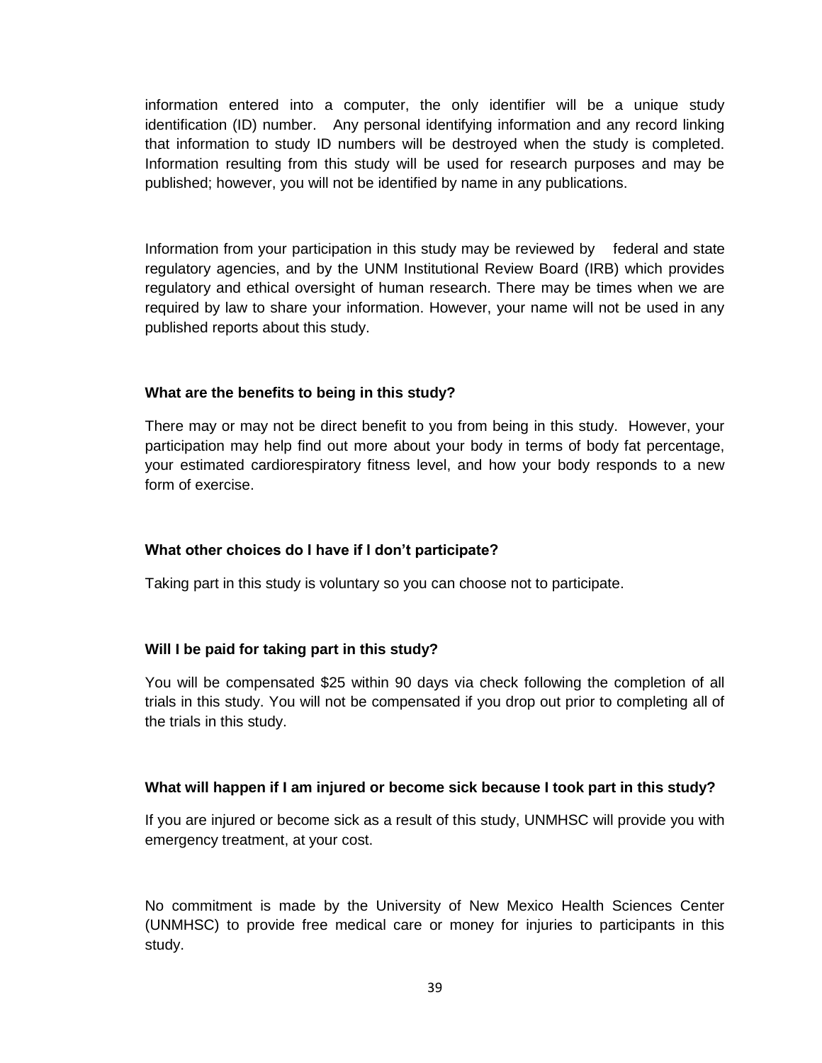information entered into a computer, the only identifier will be a unique study identification (ID) number. Any personal identifying information and any record linking that information to study ID numbers will be destroyed when the study is completed. Information resulting from this study will be used for research purposes and may be published; however, you will not be identified by name in any publications.

Information from your participation in this study may be reviewed by federal and state regulatory agencies, and by the UNM Institutional Review Board (IRB) which provides regulatory and ethical oversight of human research. There may be times when we are required by law to share your information. However, your name will not be used in any published reports about this study.

**What are the benefits to being in this study?**

There may or may not be direct benefit to you from being in this study. However, your participation may help find out more about your body in terms of body fat percentage, your estimated cardiorespiratory fitness level, and how your body responds to a new form of exercise.

**What other choices do I have if I don't participate?**

Taking part in this study is voluntary so you can choose not to participate.

**Will I be paid for taking part in this study?**

You will be compensated $25 within 90 days via check following the completion of all trials in this study. You will not be compensated if you drop out prior to completing all of the trials in this study.

**What will happen if I am injured or become sick because I took part in this study?**

If you are injured or become sick as a result of this study, UNMHSC will provide you with emergency treatment, at your cost.

No commitment is made by the University of New Mexico Health Sciences Center (UNMHSC) to provide free medical care or money for injuries to participants in this study.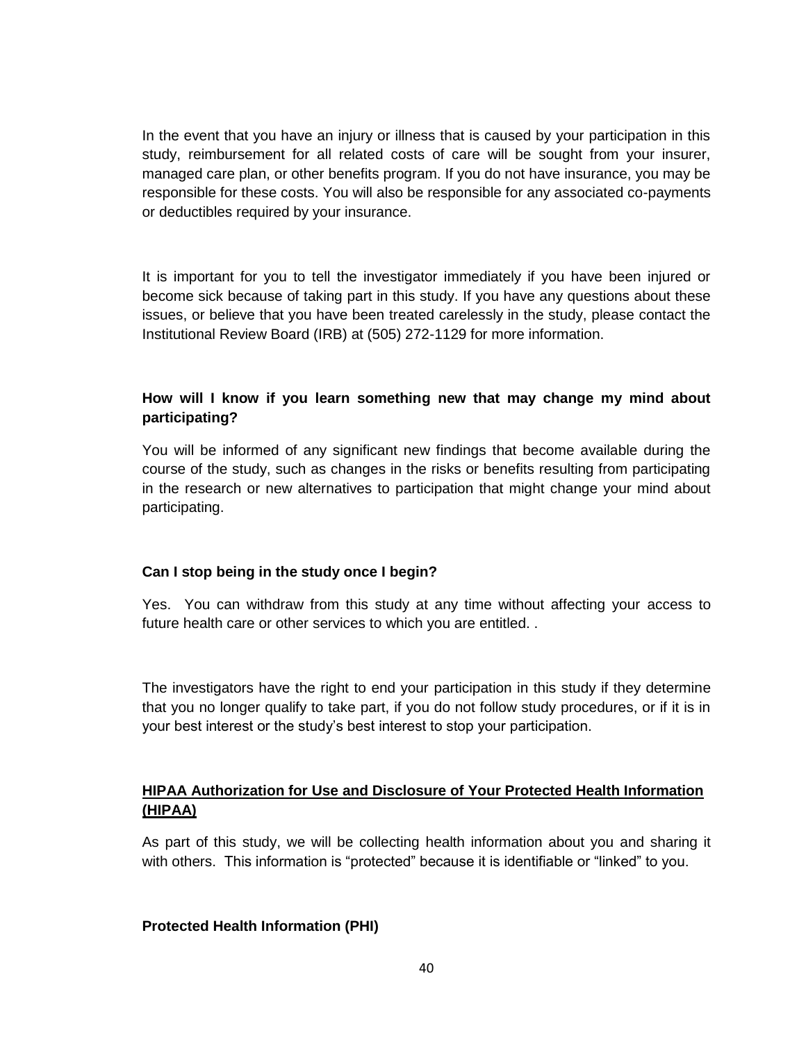In the event that you have an injury or illness that is caused by your participation in this study, reimbursement for all related costs of care will be sought from your insurer, managed care plan, or other benefits program. If you do not have insurance, you may be responsible for these costs. You will also be responsible for any associated co-payments or deductibles required by your insurance.

It is important for you to tell the investigator immediately if you have been injured or become sick because of taking part in this study. If you have any questions about these issues, or believe that you have been treated carelessly in the study, please contact the Institutional Review Board (IRB) at (505) 272-1129 for more information.

**How will I know if you learn something new that may change my mind about participating?**

You will be informed of any significant new findings that become available during the course of the study, such as changes in the risks or benefits resulting from participating in the research or new alternatives to participation that might change your mind about participating.

**Can I stop being in the study once I begin?**

Yes. You can withdraw from this study at any time without affecting your access to future health care or other services to which you are entitled. .

The investigators have the right to end your participation in this study if they determine that you no longer qualify to take part, if you do not follow study procedures, or if it is in your best interest or the study's best interest to stop your participation.

**<u>HIPAA Authorization for Use and Disclosure of Your Protected Health Information (HIPAA)</u>**

As part of this study, we will be collecting health information about you and sharing it with others. This information is "protected" because it is identifiable or "linked" to you.

**Protected Health Information (PHI)**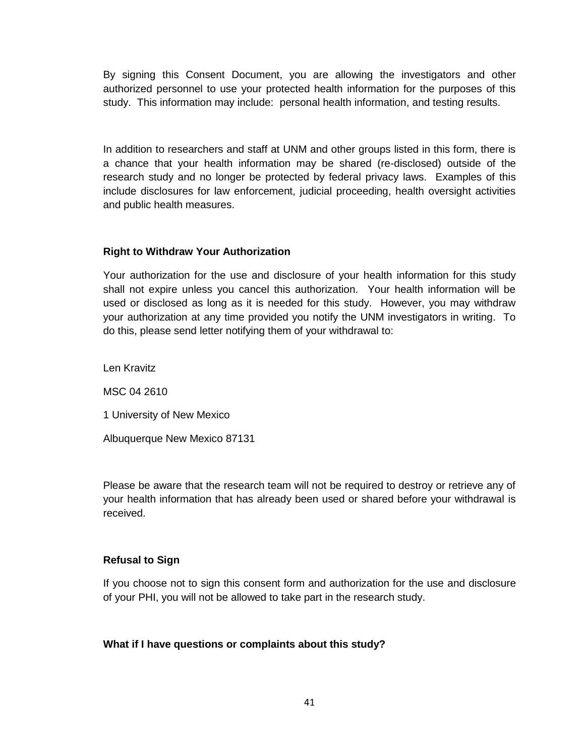By signing this Consent Document, you are allowing the investigators and other authorized personnel to use your protected health information for the purposes of this study. This information may include: personal health information, and testing results.

In addition to researchers and staff at UNM and other groups listed in this form, there is a chance that your health information may be shared (re-disclosed) outside of the research study and no longer be protected by federal privacy laws. Examples of this include disclosures for law enforcement, judicial proceeding, health oversight activities and public health measures.

**Right to Withdraw Your Authorization**

Your authorization for the use and disclosure of your health information for this study shall not expire unless you cancel this authorization. Your health information will be used or disclosed as long as it is needed for this study. However, you may withdraw your authorization at any time provided you notify the UNM investigators in writing. To do this, please send letter notifying them of your withdrawal to:

Len Kravitz

MSC 04 2610

1 University of New Mexico

Albuquerque New Mexico 87131

Please be aware that the research team will not be required to destroy or retrieve any of your health information that has already been used or shared before your withdrawal is received.

**Refusal to Sign**

If you choose not to sign this consent form and authorization for the use and disclosure of your PHI, you will not be allowed to take part in the research study.

**What if I have questions or complaints about this study?**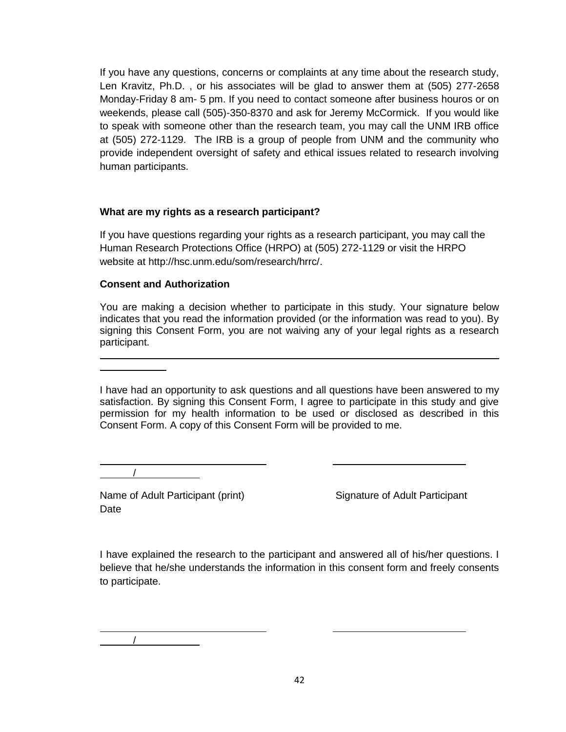If you have any questions, concerns or complaints at any time about the research study, Len Kravitz, Ph.D. , or his associates will be glad to answer them at (505) 277-2658 Monday-Friday 8 am- 5 pm. If you need to contact someone after business houros or on weekends, please call (505)-350-8370 and ask for Jeremy McCormick. If you would like to speak with someone other than the research team, you may call the UNM IRB office at (505) 272-1129. The IRB is a group of people from UNM and the community who provide independent oversight of safety and ethical issues related to research involving human participants.

**What are my rights as a research participant?**

If you have questions regarding your rights as a research participant, you may call the Human Research Protections Office (HRPO) at (505) 272-1129 or visit the HRPO website at http://hsc.unm.edu/som/research/hrrc/.

**Consent and Authorization**

You are making a decision whether to participate in this study. Your signature below indicates that you read the information provided (or the information was read to you). By signing this Consent Form, you are not waiving any of your legal rights as a research participant.

---

I have had an opportunity to ask questions and all questions have been answered to my satisfaction. By signing this Consent Form, I agree to participate in this study and give permission for my health information to be used or disclosed as described in this Consent Form. A copy of this Consent Form will be provided to me.

\_\_\_\_\_\_\_\_\_\_\_\_\_\_\_\_\_\_\_\_\_\_\_\_\_\_\_\_ \_\_\_\_\_\_\_\_\_\_\_\_\_\_\_\_\_\_\_\_\_\_\_\_\_\_ \_\_\_\_\_/\_\_\_\_\_\_\_\_\_

Name of Adult Participant (print) Signature of Adult Participant Date

I have explained the research to the participant and answered all of his/her questions. I believe that he/she understands the information in this consent form and freely consents to participate.

\_\_\_\_\_\_\_\_\_\_\_\_\_\_\_\_\_\_\_\_\_\_\_\_\_\_\_\_ \_\_\_\_\_\_\_\_\_\_\_\_\_\_\_\_\_\_\_\_\_\_\_\_\_\_ \_\_\_\_\_/\_\_\_\_\_\_\_\_\_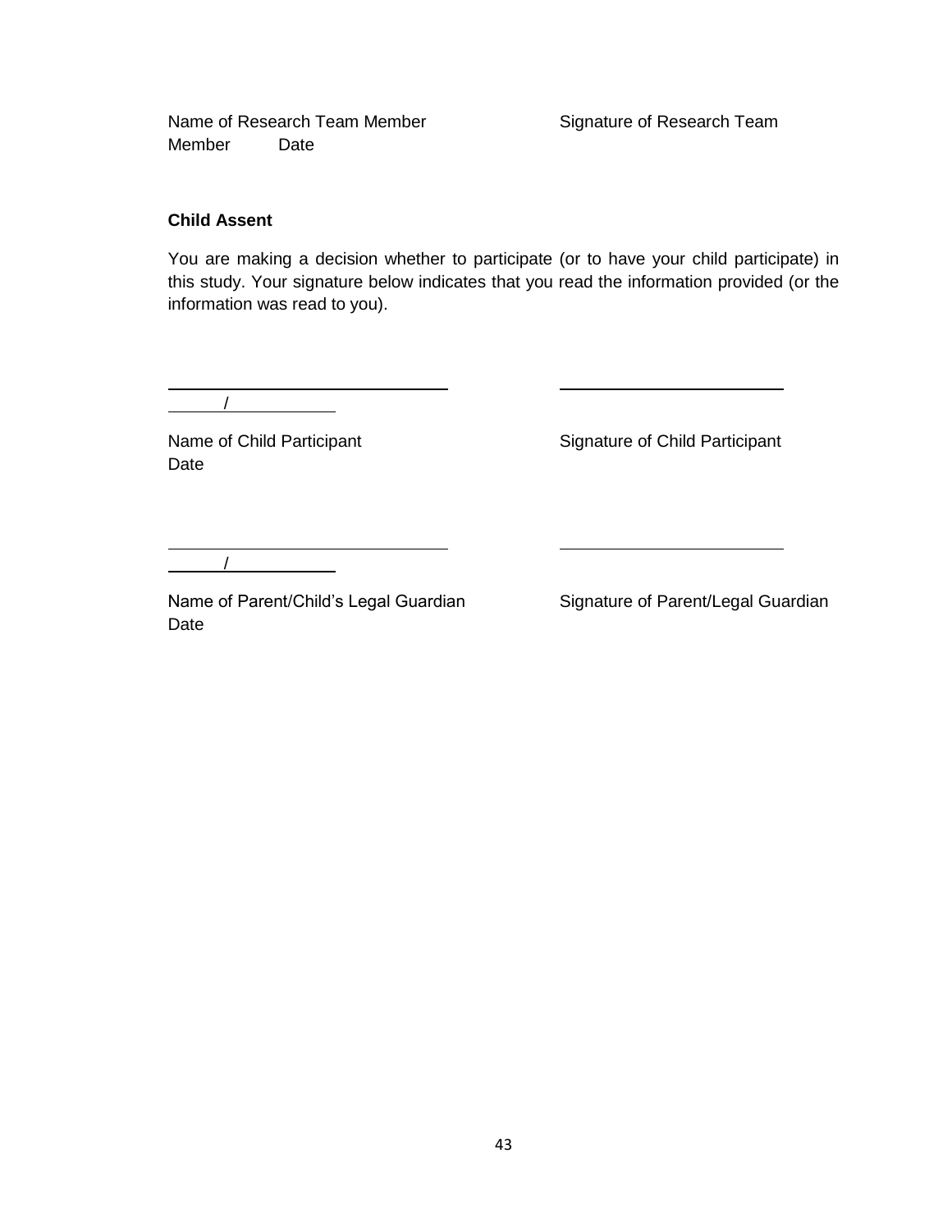Name of Research Team Member Signature of Research Team Member Date

**Child Assent**

You are making a decision whether to participate (or to have your child participate) in this study. Your signature below indicates that you read the information provided (or the information was read to you).

\_\_\_\_\_\_\_\_\_\_\_\_\_\_\_\_\_\_\_\_\_\_\_\_\_\_\_\_\_\_ \_\_\_\_\_\_\_\_\_\_\_\_\_\_\_\_\_\_\_\_\_\_\_\_
\_\_\_\_\_/\_\_\_\_\_\_\_\_\_\_

Name of Child Participant Signature of Child Participant
Date

\_\_\_\_\_\_\_\_\_\_\_\_\_\_\_\_\_\_\_\_\_\_\_\_\_\_\_\_\_\_ \_\_\_\_\_\_\_\_\_\_\_\_\_\_\_\_\_\_\_\_\_\_\_\_
\_\_\_\_\_/\_\_\_\_\_\_\_\_\_\_

Name of Parent/Child's Legal Guardian Signature of Parent/Legal Guardian
Date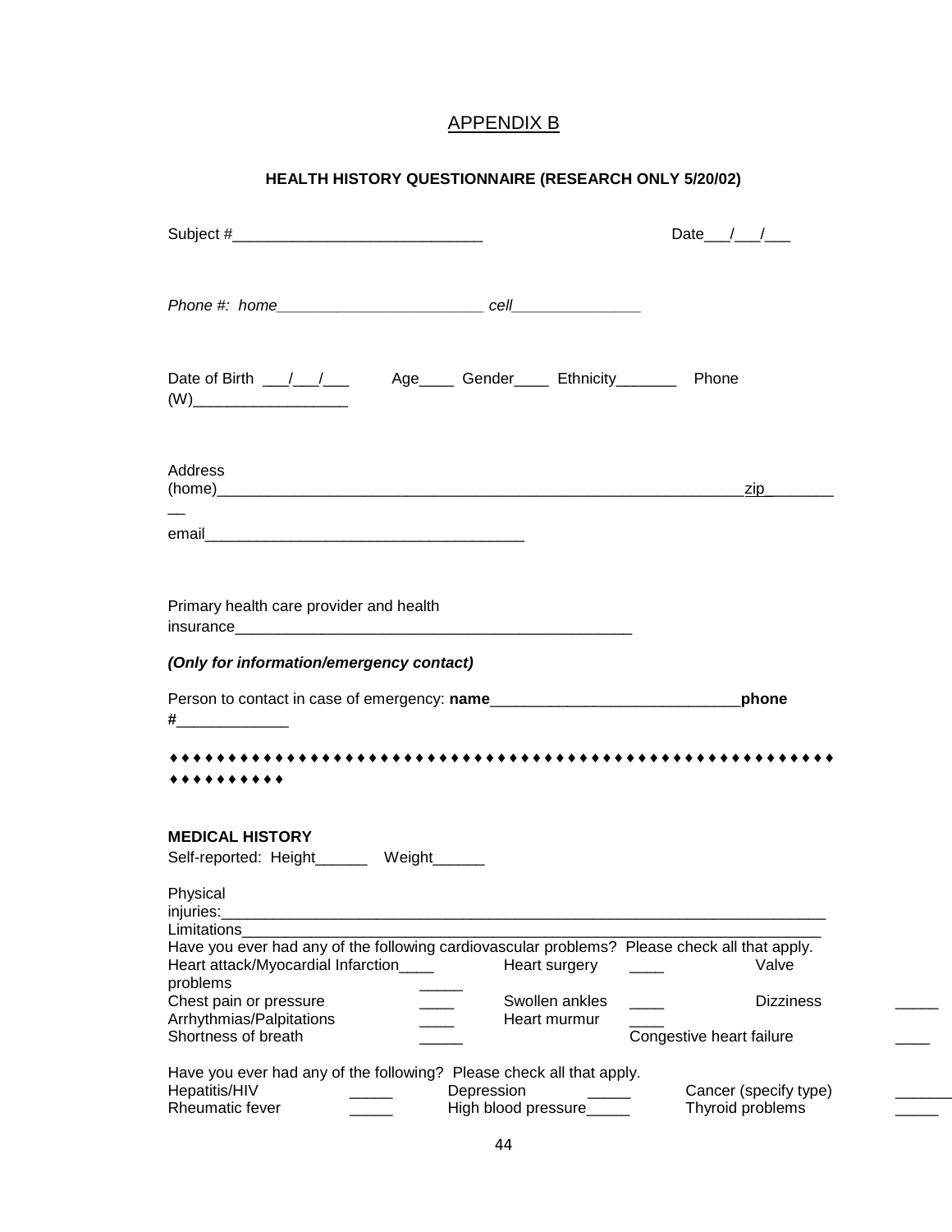## APPENDIX B

**HEALTH HISTORY QUESTIONNAIRE (RESEARCH ONLY 5/20/02)**

Subject #_____________________________ Date___/___/___

*Phone #: home________________________ cell_______________*

Date of Birth ___/___/___ Age____ Gender____ Ethnicity_______ Phone (W)_________________

Address (home)______________________________________________________________zip_________

email_____________________________________

Primary health care provider and health insurance_______________________________________________

***(Only for information/emergency contact)***

Person to contact in case of emergency: **name**_____________________________**phone #**_____________

♦♦♦♦♦♦♦♦♦♦♦♦♦♦♦♦♦♦♦♦♦♦♦♦♦♦♦♦♦♦♦♦♦♦♦♦♦♦♦♦♦♦♦♦♦♦♦♦♦♦♦♦♦♦♦♦♦♦♦♦♦♦♦♦♦♦♦♦♦♦

**MEDICAL HISTORY**

Self-reported: Height______ Weight______

Physical injuries:_______________________________________________________________________

Limitations_____________________________________________________________________

Have you ever had any of the following cardiovascular problems? Please check all that apply.

| | | | | | |
|---|---|---|---|---|---|
| Heart attack/Myocardial Infarction | ____ | Heart surgery | ____ | Valve problems | _____ |
| Chest pain or pressure | ____ | Swollen ankles | ____ | Dizziness | _____ |
| Arrhythmias/Palpitations | ____ | Heart murmur | ____ | | |
| Shortness of breath | _____ | | | Congestive heart failure | ____ |

Have you ever had any of the following? Please check all that apply.

| | | | | | |
|---|---|---|---|---|---|
| Hepatitis/HIV | _____ | Depression | _____ | Cancer (specify type) | ______ |
| Rheumatic fever | _____ | High blood pressure | _____ | Thyroid problems | _____ |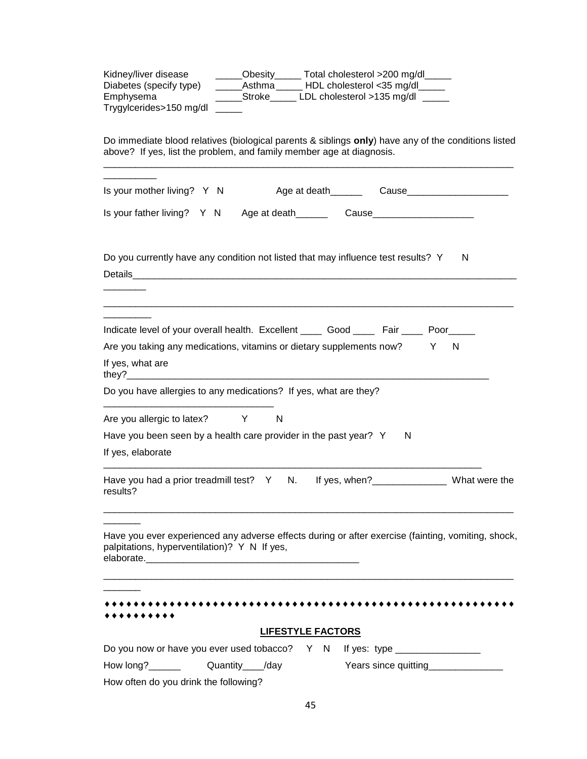Kidney/liver disease _____Obesity_____ Total cholesterol >200 mg/dl_____
Diabetes (specify type) _____Asthma_____ HDL cholesterol <35 mg/dl_____
Emphysema _____Stroke_____ LDL cholesterol >135 mg/dl _____
Trygylcerides>150 mg/dl _____

Do immediate blood relatives (biological parents & siblings **only**) have any of the conditions listed above? If yes, list the problem, and family member age at diagnosis.

_______________________________________________________________________________
__________

Is your mother living? Y N Age at death______ Cause___________________

Is your father living? Y N Age at death______ Cause___________________

Do you currently have any condition not listed that may influence test results? Y N

Details_________________________________________________________________________
________

_______________________________________________________________________________
_________

Indicate level of your overall health. Excellent ____ Good ____ Fair ____ Poor_____

Are you taking any medications, vitamins or dietary supplements now? Y N

If yes, what are they?_____________________________________________________________________

Do you have allergies to any medications? If yes, what are they?

________________________________

Are you allergic to latex? Y N

Have you been seen by a health care provider in the past year? Y N

If yes, elaborate

________________________________________________________________________

Have you had a prior treadmill test? Y N. If yes, when?______________ What were the results?

_______________________________________________________________________________
_______

Have you ever experienced any adverse effects during or after exercise (fainting, vomiting, shock, palpitations, hyperventilation)? Y N If yes, elaborate.________________________________________

_______________________________________________________________________________
_______

♦♦♦♦♦♦♦♦♦♦♦♦♦♦♦♦♦♦♦♦♦♦♦♦♦♦♦♦♦♦♦♦♦♦♦♦♦♦♦♦♦♦♦♦♦♦♦♦♦♦♦♦♦♦♦♦♦♦♦♦♦♦♦♦♦♦♦♦♦♦

## LIFESTYLE FACTORS

Do you now or have you ever used tobacco? Y N If yes: type ________________

How long?______ Quantity____/day Years since quitting______________

How often do you drink the following?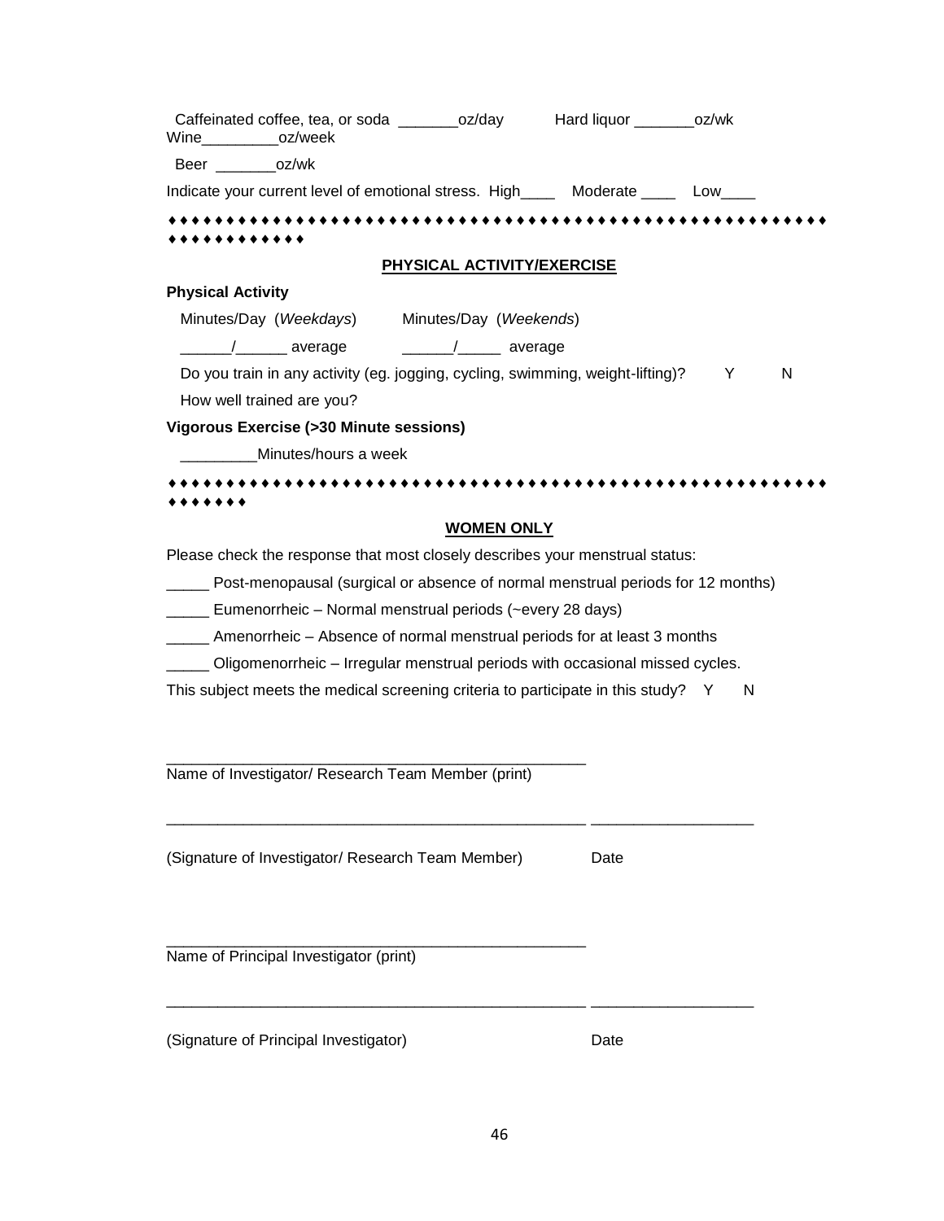Caffeinated coffee, tea, or soda _______oz/day     Hard liquor _______oz/wk
Wine_________oz/week

Beer _______oz/wk

Indicate your current level of emotional stress. High____ Moderate ____ Low____

♦♦♦♦♦♦♦♦♦♦♦♦♦♦♦♦♦♦♦♦♦♦♦♦♦♦♦♦♦♦♦♦♦♦♦♦♦♦♦♦♦♦♦♦♦♦♦♦♦♦♦♦♦♦♦♦♦♦♦♦♦♦♦♦♦♦♦♦♦

## PHYSICAL ACTIVITY/EXERCISE

**Physical Activity**

Minutes/Day (*Weekdays*)     Minutes/Day (*Weekends*)

______/______ average     ______/_____ average

Do you train in any activity (eg. jogging, cycling, swimming, weight-lifting)?   Y   N

How well trained are you?

**Vigorous Exercise (>30 Minute sessions)**

_________Minutes/hours a week

♦♦♦♦♦♦♦♦♦♦♦♦♦♦♦♦♦♦♦♦♦♦♦♦♦♦♦♦♦♦♦♦♦♦♦♦♦♦♦♦♦♦♦♦♦♦♦♦♦♦♦♦♦♦♦♦♦♦♦♦♦♦♦♦

## WOMEN ONLY

Please check the response that most closely describes your menstrual status:

_____ Post-menopausal (surgical or absence of normal menstrual periods for 12 months)

_____ Eumenorrheic – Normal menstrual periods (~every 28 days)

_____ Amenorrheic – Absence of normal menstrual periods for at least 3 months

_____ Oligomenorrheic – Irregular menstrual periods with occasional missed cycles.

This subject meets the medical screening criteria to participate in this study?   Y   N

_______________________________________________
Name of Investigator/ Research Team Member (print)

_______________________________________________ __________________

(Signature of Investigator/ Research Team Member)     Date

_______________________________________________
Name of Principal Investigator (print)

_______________________________________________ __________________

(Signature of Principal Investigator)     Date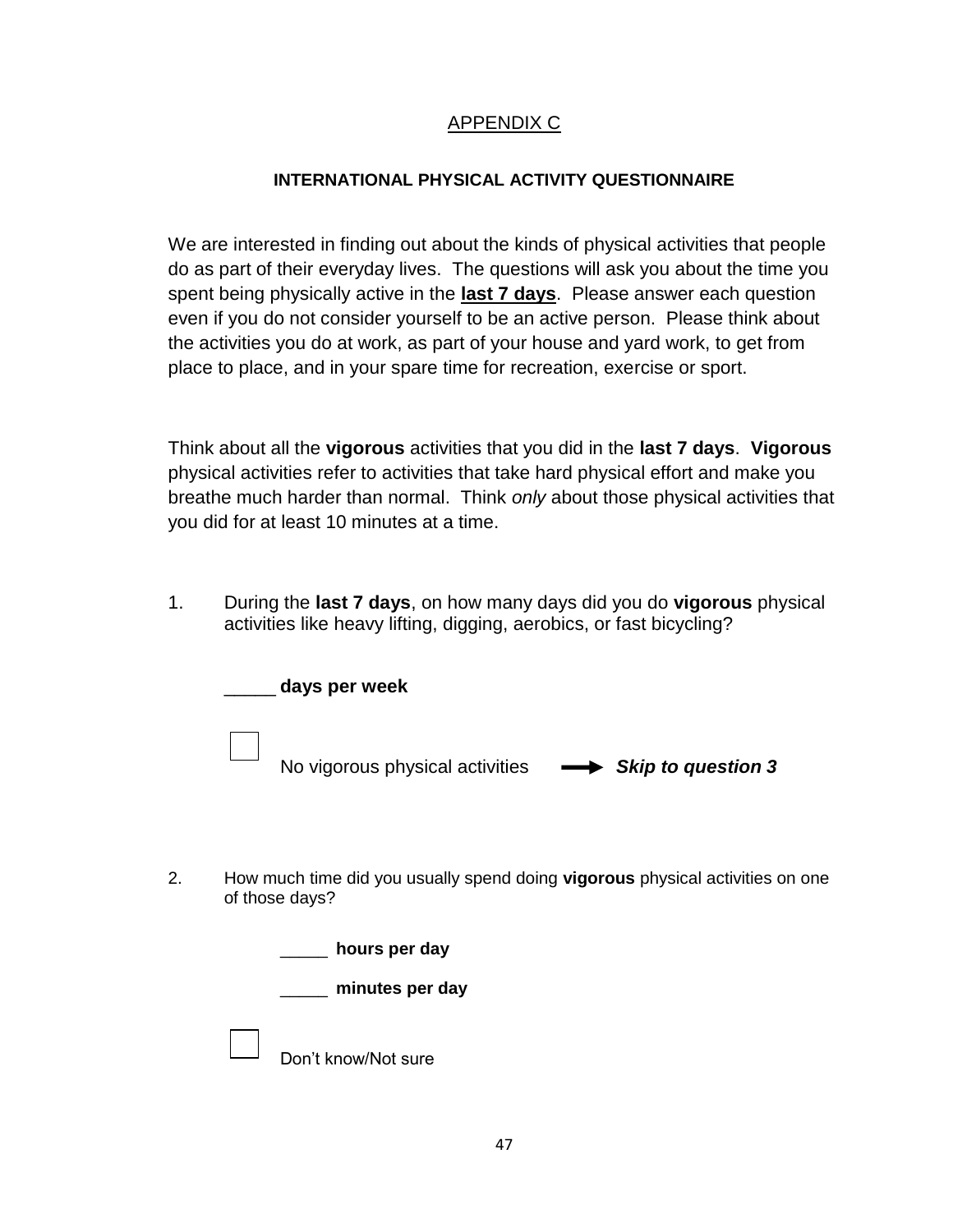APPENDIX C

**INTERNATIONAL PHYSICAL ACTIVITY QUESTIONNAIRE**

We are interested in finding out about the kinds of physical activities that people do as part of their everyday lives. The questions will ask you about the time you spent being physically active in the **last 7 days**. Please answer each question even if you do not consider yourself to be an active person. Please think about the activities you do at work, as part of your house and yard work, to get from place to place, and in your spare time for recreation, exercise or sport.

Think about all the **vigorous** activities that you did in the **last 7 days**. **Vigorous** physical activities refer to activities that take hard physical effort and make you breathe much harder than normal. Think *only* about those physical activities that you did for at least 10 minutes at a time.

1. During the **last 7 days**, on how many days did you do **vigorous** physical activities like heavy lifting, digging, aerobics, or fast bicycling?

   _____ **days per week**

   ☐ No vigorous physical activities → ***Skip to question 3***

2. How much time did you usually spend doing **vigorous** physical activities on one of those days?

   _____ **hours per day**

   _____ **minutes per day**

   ☐ Don't know/Not sure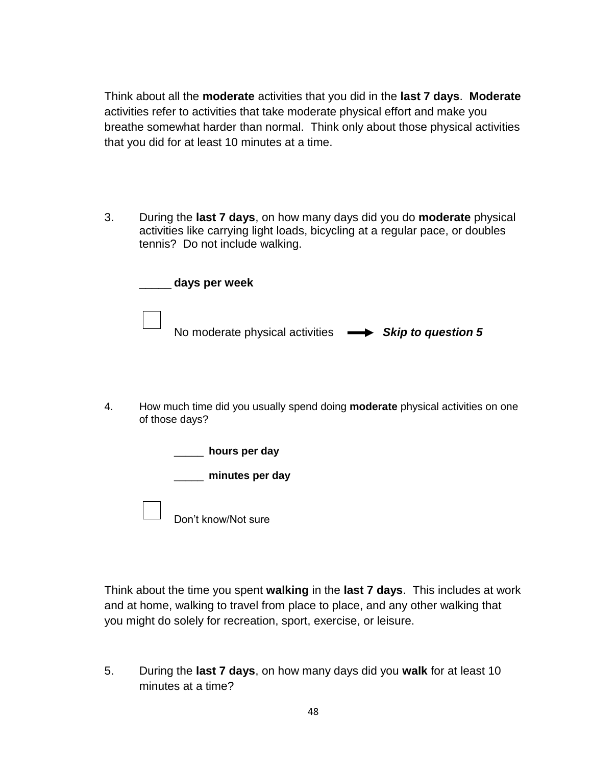Think about all the **moderate** activities that you did in the **last 7 days**.  **Moderate** activities refer to activities that take moderate physical effort and make you breathe somewhat harder than normal.  Think only about those physical activities that you did for at least 10 minutes at a time.

3. During the **last 7 days**, on how many days did you do **moderate** physical activities like carrying light loads, bicycling at a regular pace, or doubles tennis?  Do not include walking.

   _____ **days per week**

   ☐ No moderate physical activities → ***Skip to question 5***

4. How much time did you usually spend doing **moderate** physical activities on one of those days?

   _____ **hours per day**

   _____ **minutes per day**

   ☐ Don't know/Not sure

Think about the time you spent **walking** in the **last 7 days**.  This includes at work and at home, walking to travel from place to place, and any other walking that you might do solely for recreation, sport, exercise, or leisure.

5. During the **last 7 days**, on how many days did you **walk** for at least 10 minutes at a time?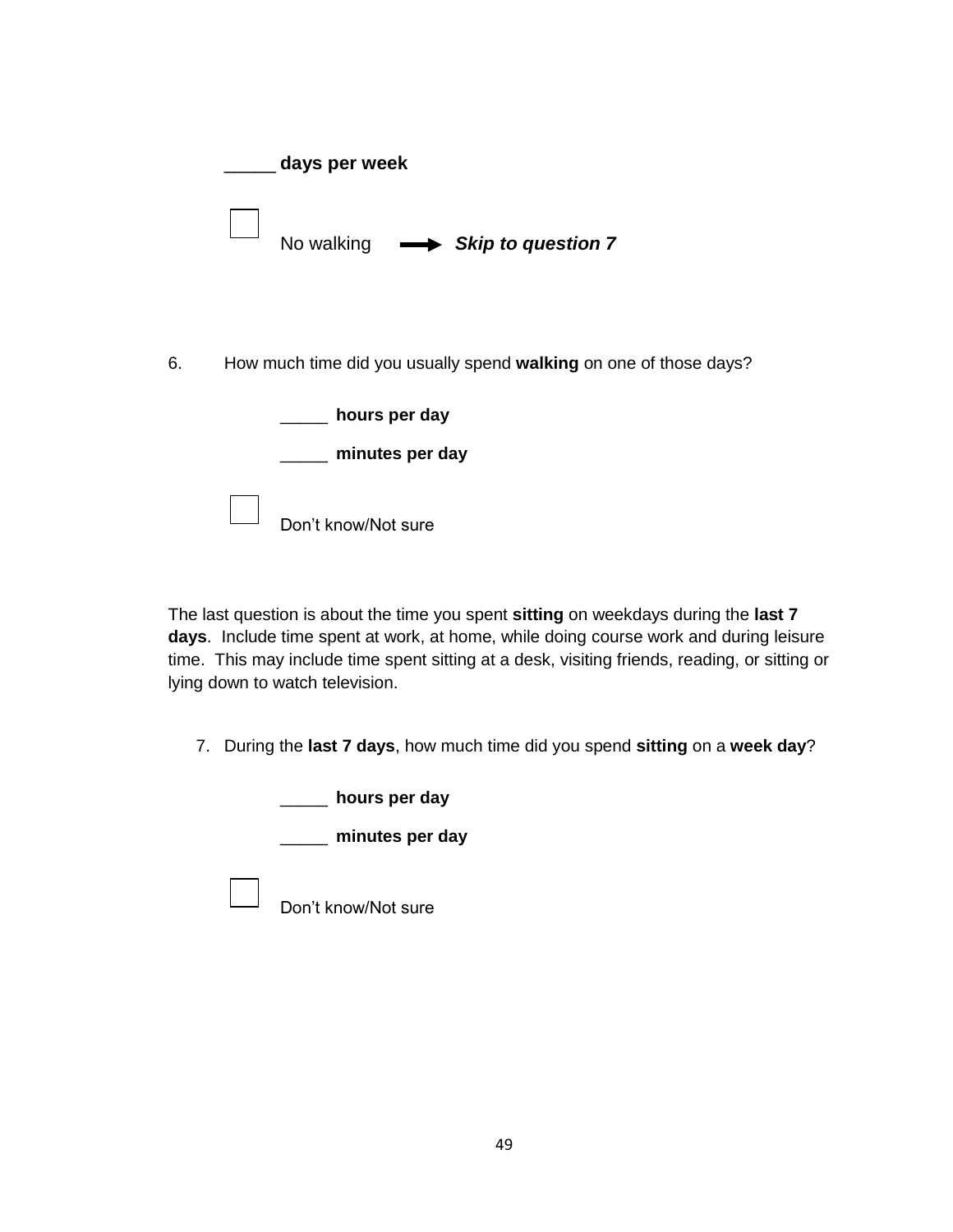_____ **days per week**

☐ No walking ➡ ***Skip to question 7***

6. How much time did you usually spend **walking** on one of those days?

_____ **hours per day**

_____ **minutes per day**

☐ Don't know/Not sure

The last question is about the time you spent **sitting** on weekdays during the **last 7 days**. Include time spent at work, at home, while doing course work and during leisure time. This may include time spent sitting at a desk, visiting friends, reading, or sitting or lying down to watch television.

7. During the **last 7 days**, how much time did you spend **sitting** on a **week day**?

_____ **hours per day**

_____ **minutes per day**

☐ Don't know/Not sure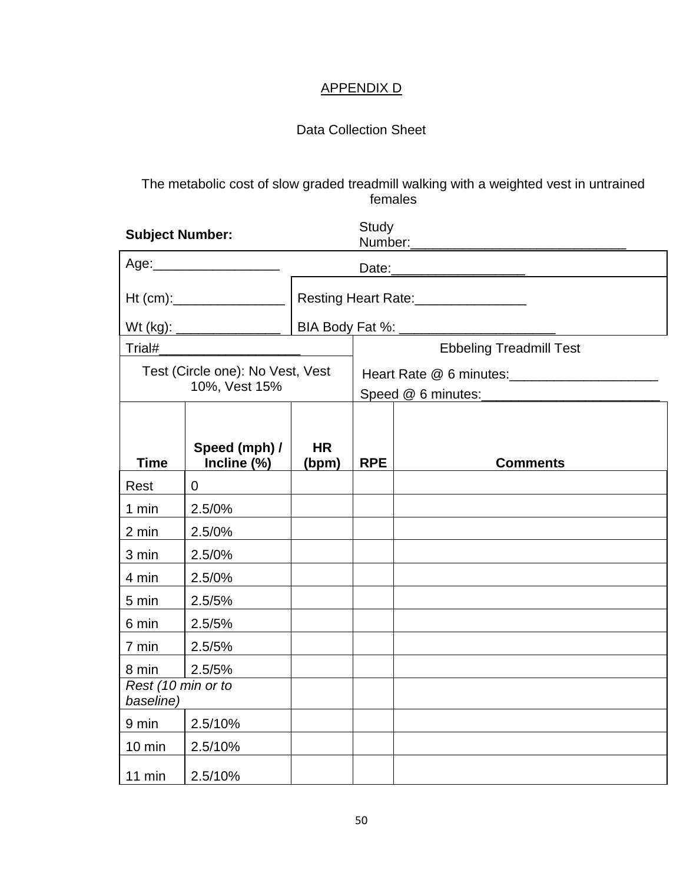# APPENDIX D

Data Collection Sheet

The metabolic cost of slow graded treadmill walking with a weighted vest in untrained females

**Subject Number:** Study Number:_____________________________

Age:_________________ Date:__________________

Ht (cm):_______________ Resting Heart Rate:_______________

Wt (kg): ______________ BIA Body Fat %: _____________________

Trial#___________________

Test (Circle one): No Vest, Vest 10%, Vest 15%

Ebbeling Treadmill Test

Heart Rate @ 6 minutes:____________________

Speed @ 6 minutes:________________________

| Time | Speed (mph) / Incline (%) | HR (bpm) | RPE | Comments |
|---|---|---|---|---|
| Rest | 0 | | | |
| 1 min | 2.5/0% | | | |
| 2 min | 2.5/0% | | | |
| 3 min | 2.5/0% | | | |
| 4 min | 2.5/0% | | | |
| 5 min | 2.5/5% | | | |
| 6 min | 2.5/5% | | | |
| 7 min | 2.5/5% | | | |
| 8 min | 2.5/5% | | | |
| *Rest (10 min or to baseline)* | | | | |
| 9 min | 2.5/10% | | | |
| 10 min | 2.5/10% | | | |
| 11 min | 2.5/10% | | | |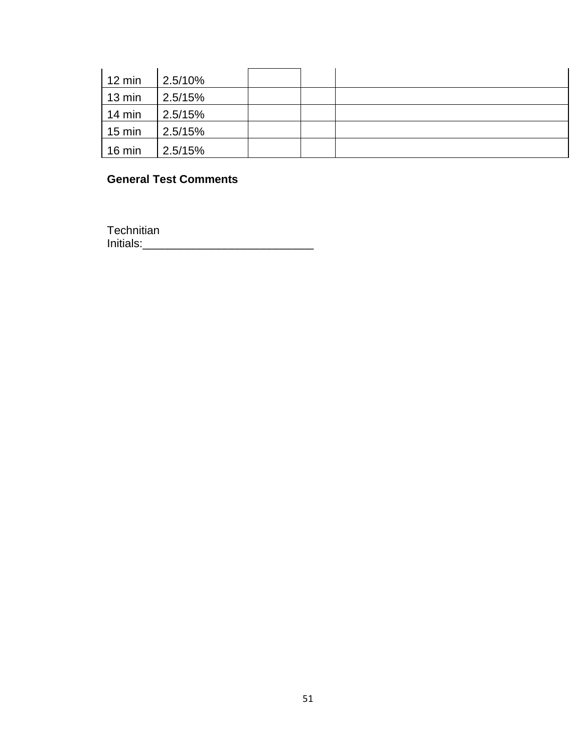| | | | | |
|---|---|---|---|---|
| 12 min | 2.5/10% | | | |
| 13 min | 2.5/15% | | | |
| 14 min | 2.5/15% | | | |
| 15 min | 2.5/15% | | | |
| 16 min | 2.5/15% | | | |

**General Test Comments**

Technitian
Initials:___________________________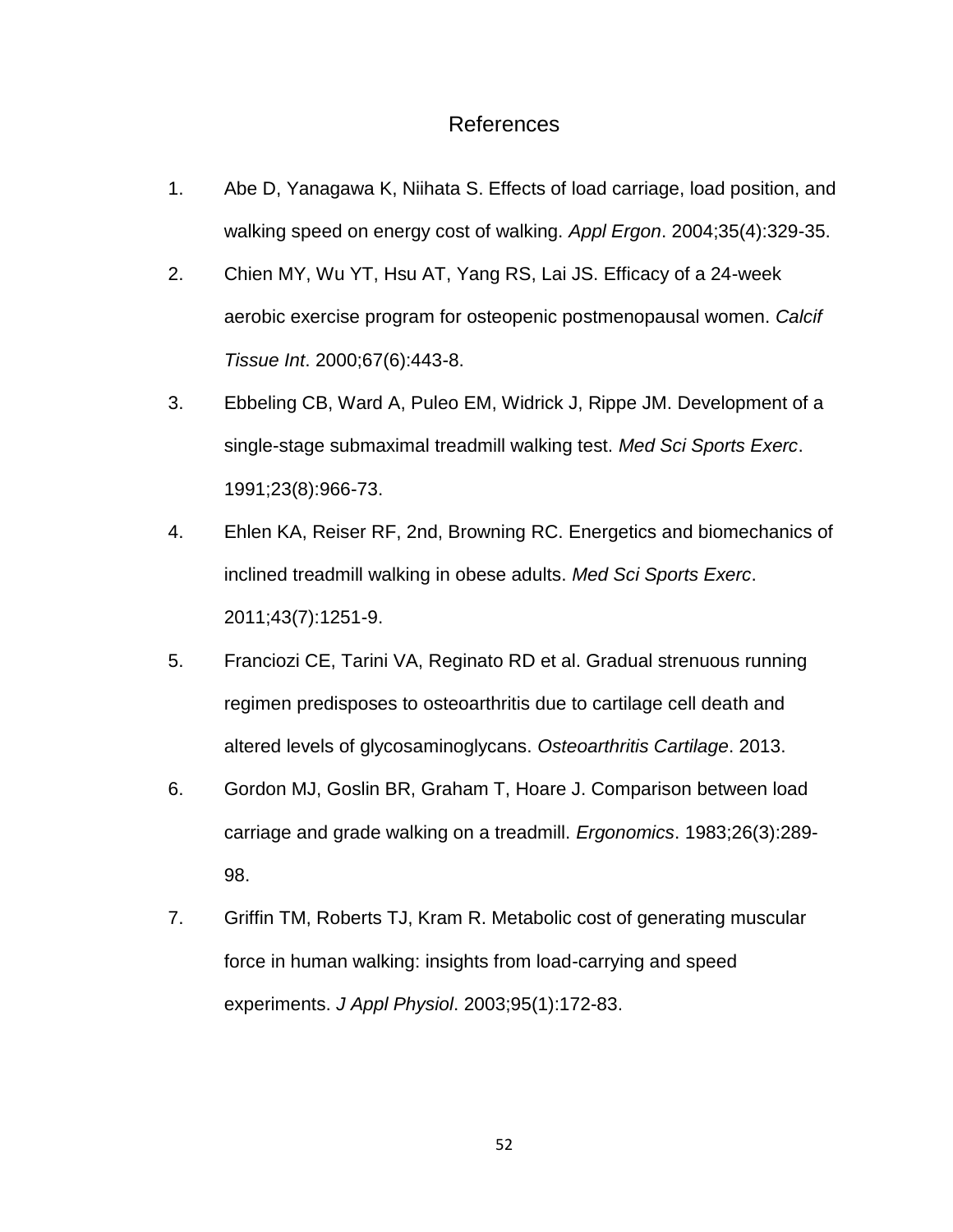# References

1. Abe D, Yanagawa K, Niihata S. Effects of load carriage, load position, and walking speed on energy cost of walking. *Appl Ergon*. 2004;35(4):329-35.
2. Chien MY, Wu YT, Hsu AT, Yang RS, Lai JS. Efficacy of a 24-week aerobic exercise program for osteopenic postmenopausal women. *Calcif Tissue Int*. 2000;67(6):443-8.
3. Ebbeling CB, Ward A, Puleo EM, Widrick J, Rippe JM. Development of a single-stage submaximal treadmill walking test. *Med Sci Sports Exerc*. 1991;23(8):966-73.
4. Ehlen KA, Reiser RF, 2nd, Browning RC. Energetics and biomechanics of inclined treadmill walking in obese adults. *Med Sci Sports Exerc*. 2011;43(7):1251-9.
5. Franciozi CE, Tarini VA, Reginato RD et al. Gradual strenuous running regimen predisposes to osteoarthritis due to cartilage cell death and altered levels of glycosaminoglycans. *Osteoarthritis Cartilage*. 2013.
6. Gordon MJ, Goslin BR, Graham T, Hoare J. Comparison between load carriage and grade walking on a treadmill. *Ergonomics*. 1983;26(3):289-98.
7. Griffin TM, Roberts TJ, Kram R. Metabolic cost of generating muscular force in human walking: insights from load-carrying and speed experiments. *J Appl Physiol*. 2003;95(1):172-83.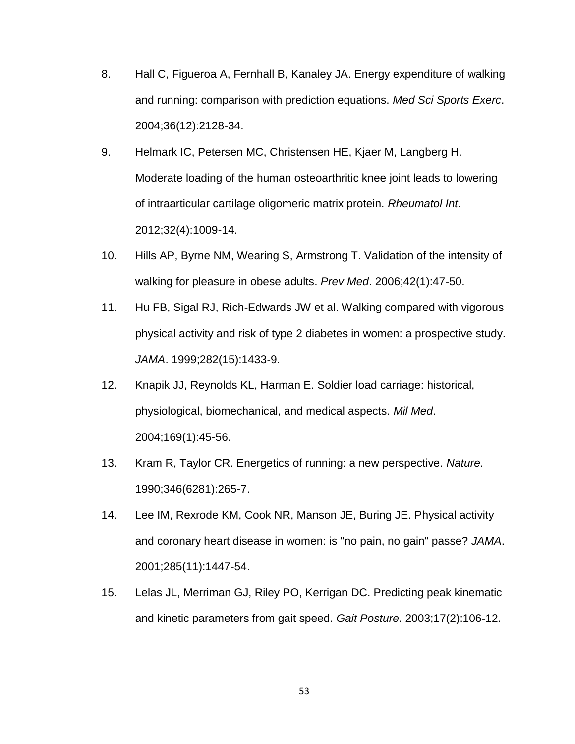8. Hall C, Figueroa A, Fernhall B, Kanaley JA. Energy expenditure of walking and running: comparison with prediction equations. *Med Sci Sports Exerc*. 2004;36(12):2128-34.
9. Helmark IC, Petersen MC, Christensen HE, Kjaer M, Langberg H. Moderate loading of the human osteoarthritic knee joint leads to lowering of intraarticular cartilage oligomeric matrix protein. *Rheumatol Int*. 2012;32(4):1009-14.
10. Hills AP, Byrne NM, Wearing S, Armstrong T. Validation of the intensity of walking for pleasure in obese adults. *Prev Med*. 2006;42(1):47-50.
11. Hu FB, Sigal RJ, Rich-Edwards JW et al. Walking compared with vigorous physical activity and risk of type 2 diabetes in women: a prospective study. *JAMA*. 1999;282(15):1433-9.
12. Knapik JJ, Reynolds KL, Harman E. Soldier load carriage: historical, physiological, biomechanical, and medical aspects. *Mil Med*. 2004;169(1):45-56.
13. Kram R, Taylor CR. Energetics of running: a new perspective. *Nature*. 1990;346(6281):265-7.
14. Lee IM, Rexrode KM, Cook NR, Manson JE, Buring JE. Physical activity and coronary heart disease in women: is "no pain, no gain" passe? *JAMA*. 2001;285(11):1447-54.
15. Lelas JL, Merriman GJ, Riley PO, Kerrigan DC. Predicting peak kinematic and kinetic parameters from gait speed. *Gait Posture*. 2003;17(2):106-12.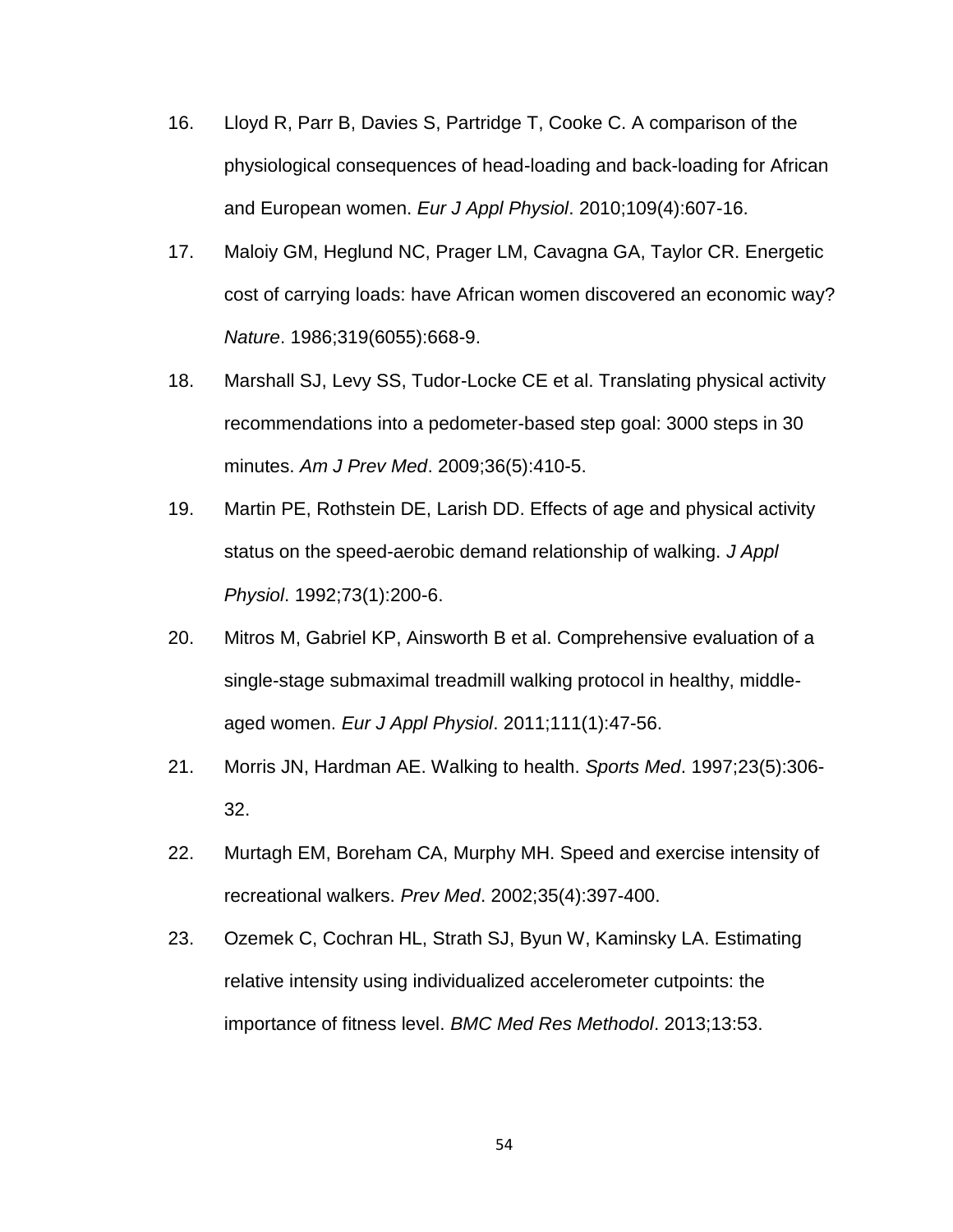16. Lloyd R, Parr B, Davies S, Partridge T, Cooke C. A comparison of the physiological consequences of head-loading and back-loading for African and European women. *Eur J Appl Physiol*. 2010;109(4):607-16.

17. Maloiy GM, Heglund NC, Prager LM, Cavagna GA, Taylor CR. Energetic cost of carrying loads: have African women discovered an economic way? *Nature*. 1986;319(6055):668-9.

18. Marshall SJ, Levy SS, Tudor-Locke CE et al. Translating physical activity recommendations into a pedometer-based step goal: 3000 steps in 30 minutes. *Am J Prev Med*. 2009;36(5):410-5.

19. Martin PE, Rothstein DE, Larish DD. Effects of age and physical activity status on the speed-aerobic demand relationship of walking. *J Appl Physiol*. 1992;73(1):200-6.

20. Mitros M, Gabriel KP, Ainsworth B et al. Comprehensive evaluation of a single-stage submaximal treadmill walking protocol in healthy, middle-aged women. *Eur J Appl Physiol*. 2011;111(1):47-56.

21. Morris JN, Hardman AE. Walking to health. *Sports Med*. 1997;23(5):306-32.

22. Murtagh EM, Boreham CA, Murphy MH. Speed and exercise intensity of recreational walkers. *Prev Med*. 2002;35(4):397-400.

23. Ozemek C, Cochran HL, Strath SJ, Byun W, Kaminsky LA. Estimating relative intensity using individualized accelerometer cutpoints: the importance of fitness level. *BMC Med Res Methodol*. 2013;13:53.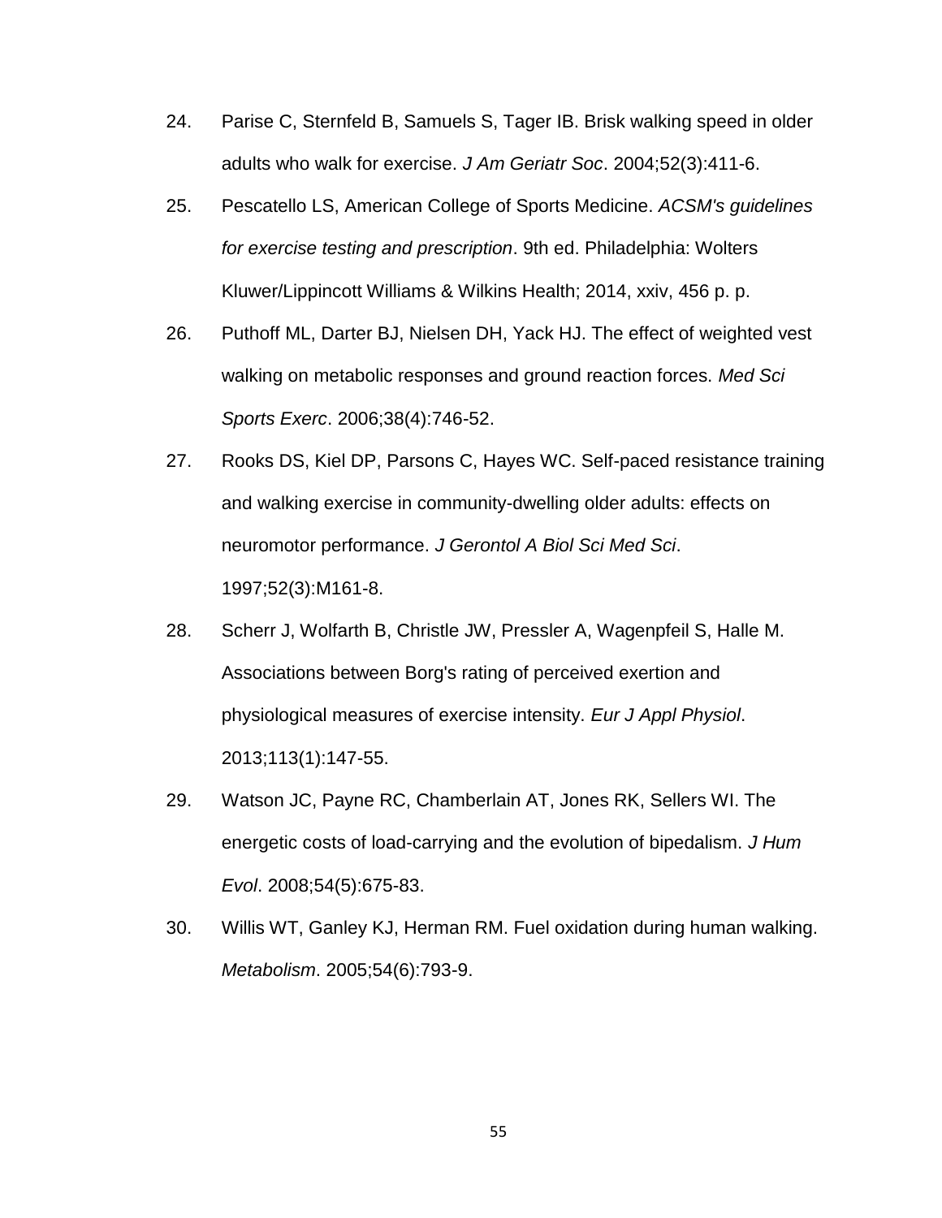24. Parise C, Sternfeld B, Samuels S, Tager IB. Brisk walking speed in older adults who walk for exercise. *J Am Geriatr Soc*. 2004;52(3):411-6.

25. Pescatello LS, American College of Sports Medicine. *ACSM's guidelines for exercise testing and prescription*. 9th ed. Philadelphia: Wolters Kluwer/Lippincott Williams & Wilkins Health; 2014, xxiv, 456 p. p.

26. Puthoff ML, Darter BJ, Nielsen DH, Yack HJ. The effect of weighted vest walking on metabolic responses and ground reaction forces. *Med Sci Sports Exerc*. 2006;38(4):746-52.

27. Rooks DS, Kiel DP, Parsons C, Hayes WC. Self-paced resistance training and walking exercise in community-dwelling older adults: effects on neuromotor performance. *J Gerontol A Biol Sci Med Sci*. 1997;52(3):M161-8.

28. Scherr J, Wolfarth B, Christle JW, Pressler A, Wagenpfeil S, Halle M. Associations between Borg's rating of perceived exertion and physiological measures of exercise intensity. *Eur J Appl Physiol*. 2013;113(1):147-55.

29. Watson JC, Payne RC, Chamberlain AT, Jones RK, Sellers WI. The energetic costs of load-carrying and the evolution of bipedalism. *J Hum Evol*. 2008;54(5):675-83.

30. Willis WT, Ganley KJ, Herman RM. Fuel oxidation during human walking. *Metabolism*. 2005;54(6):793-9.